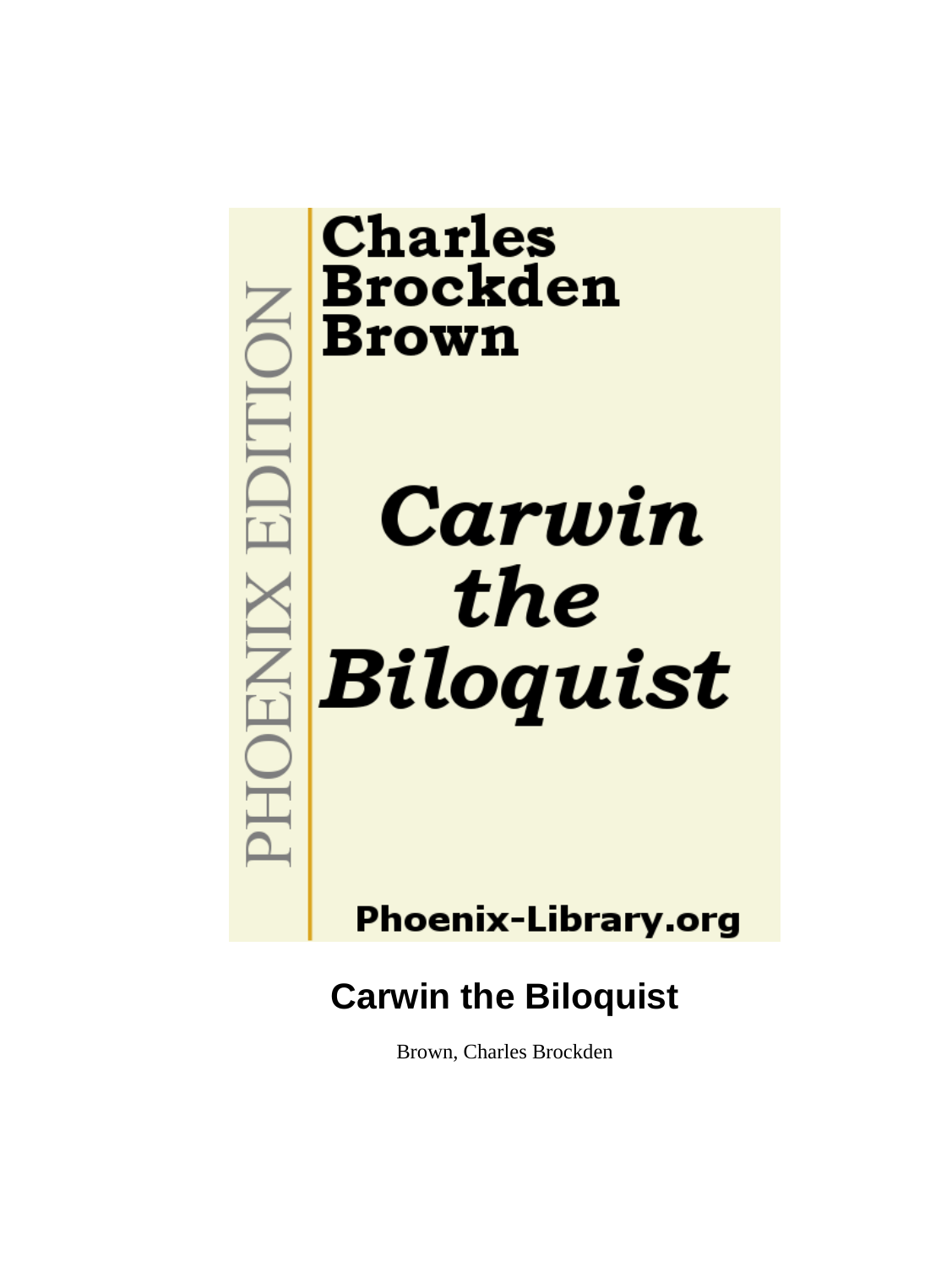PHOENIX EDITION

**Charles Brockden Brown**

***Carwin the Biloquist***

**Phoenix-Library.org**

# Carwin the Biloquist

Brown, Charles Brockden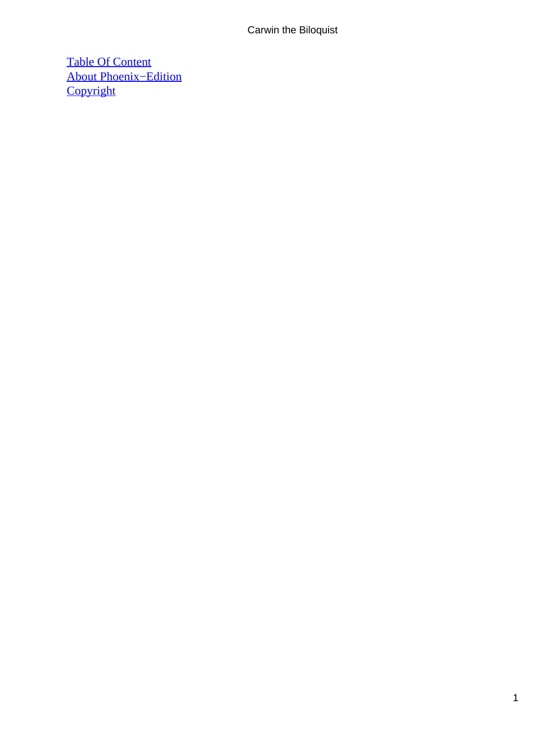[Table Of Content](#)
[About Phoenix−Edition](#)
[Copyright](#)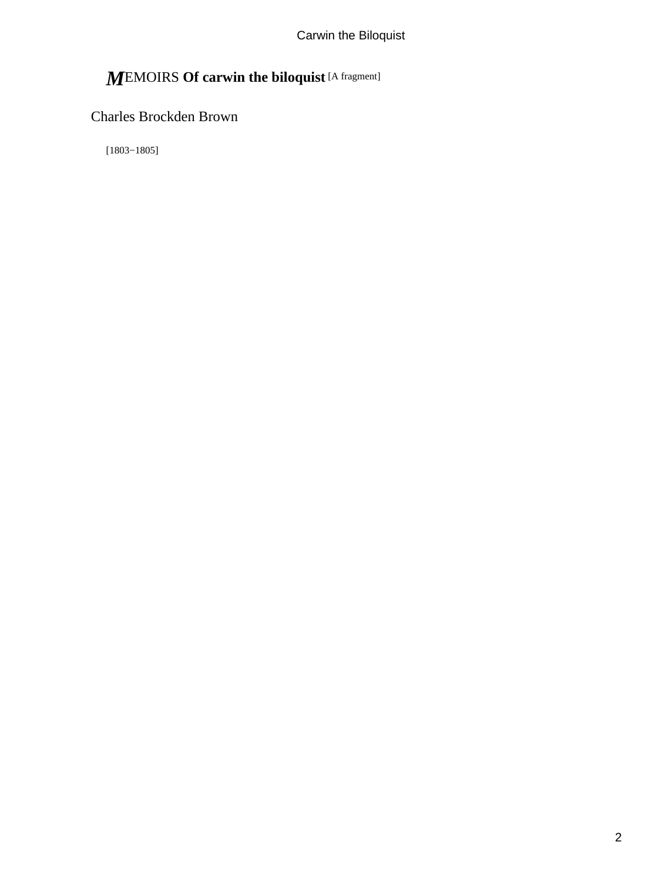# MEMOIRS **Of carwin the biloquist** [A fragment]

Charles Brockden Brown

[1803−1805]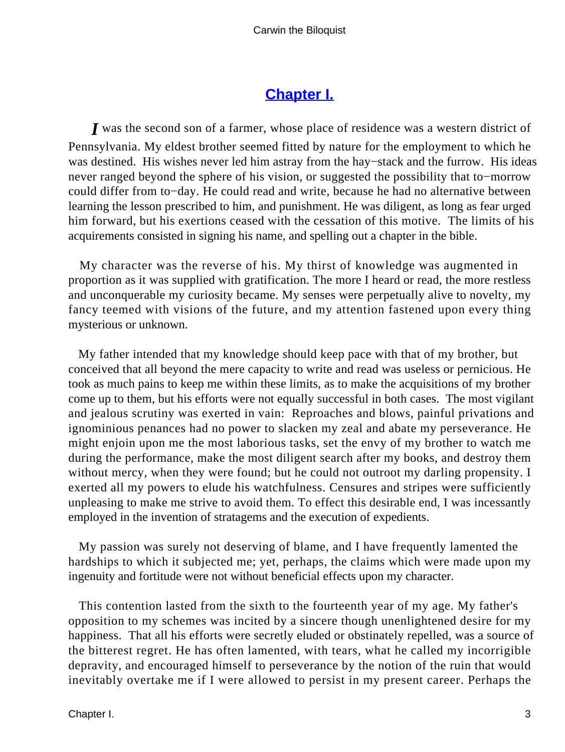# Chapter I.

*I* was the second son of a farmer, whose place of residence was a western district of Pennsylvania. My eldest brother seemed fitted by nature for the employment to which he was destined. His wishes never led him astray from the hay−stack and the furrow. His ideas never ranged beyond the sphere of his vision, or suggested the possibility that to−morrow could differ from to−day. He could read and write, because he had no alternative between learning the lesson prescribed to him, and punishment. He was diligent, as long as fear urged him forward, but his exertions ceased with the cessation of this motive. The limits of his acquirements consisted in signing his name, and spelling out a chapter in the bible.

My character was the reverse of his. My thirst of knowledge was augmented in proportion as it was supplied with gratification. The more I heard or read, the more restless and unconquerable my curiosity became. My senses were perpetually alive to novelty, my fancy teemed with visions of the future, and my attention fastened upon every thing mysterious or unknown.

My father intended that my knowledge should keep pace with that of my brother, but conceived that all beyond the mere capacity to write and read was useless or pernicious. He took as much pains to keep me within these limits, as to make the acquisitions of my brother come up to them, but his efforts were not equally successful in both cases. The most vigilant and jealous scrutiny was exerted in vain: Reproaches and blows, painful privations and ignominious penances had no power to slacken my zeal and abate my perseverance. He might enjoin upon me the most laborious tasks, set the envy of my brother to watch me during the performance, make the most diligent search after my books, and destroy them without mercy, when they were found; but he could not outroot my darling propensity. I exerted all my powers to elude his watchfulness. Censures and stripes were sufficiently unpleasing to make me strive to avoid them. To effect this desirable end, I was incessantly employed in the invention of stratagems and the execution of expedients.

My passion was surely not deserving of blame, and I have frequently lamented the hardships to which it subjected me; yet, perhaps, the claims which were made upon my ingenuity and fortitude were not without beneficial effects upon my character.

This contention lasted from the sixth to the fourteenth year of my age. My father's opposition to my schemes was incited by a sincere though unenlightened desire for my happiness. That all his efforts were secretly eluded or obstinately repelled, was a source of the bitterest regret. He has often lamented, with tears, what he called my incorrigible depravity, and encouraged himself to perseverance by the notion of the ruin that would inevitably overtake me if I were allowed to persist in my present career. Perhaps the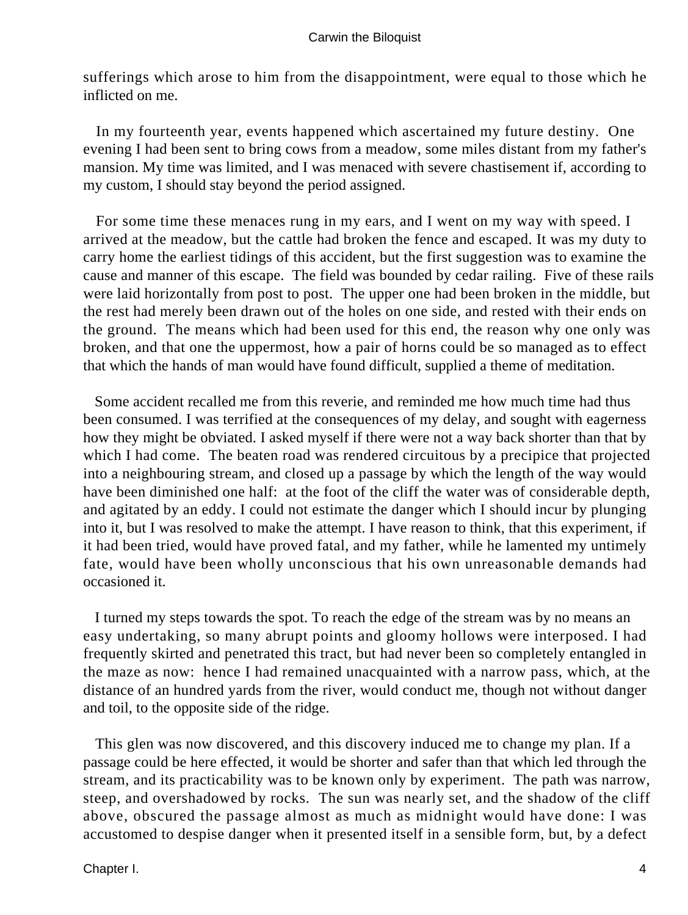sufferings which arose to him from the disappointment, were equal to those which he inflicted on me.

In my fourteenth year, events happened which ascertained my future destiny. One evening I had been sent to bring cows from a meadow, some miles distant from my father's mansion. My time was limited, and I was menaced with severe chastisement if, according to my custom, I should stay beyond the period assigned.

For some time these menaces rung in my ears, and I went on my way with speed. I arrived at the meadow, but the cattle had broken the fence and escaped. It was my duty to carry home the earliest tidings of this accident, but the first suggestion was to examine the cause and manner of this escape. The field was bounded by cedar railing. Five of these rails were laid horizontally from post to post. The upper one had been broken in the middle, but the rest had merely been drawn out of the holes on one side, and rested with their ends on the ground. The means which had been used for this end, the reason why one only was broken, and that one the uppermost, how a pair of horns could be so managed as to effect that which the hands of man would have found difficult, supplied a theme of meditation.

Some accident recalled me from this reverie, and reminded me how much time had thus been consumed. I was terrified at the consequences of my delay, and sought with eagerness how they might be obviated. I asked myself if there were not a way back shorter than that by which I had come. The beaten road was rendered circuitous by a precipice that projected into a neighbouring stream, and closed up a passage by which the length of the way would have been diminished one half: at the foot of the cliff the water was of considerable depth, and agitated by an eddy. I could not estimate the danger which I should incur by plunging into it, but I was resolved to make the attempt. I have reason to think, that this experiment, if it had been tried, would have proved fatal, and my father, while he lamented my untimely fate, would have been wholly unconscious that his own unreasonable demands had occasioned it.

I turned my steps towards the spot. To reach the edge of the stream was by no means an easy undertaking, so many abrupt points and gloomy hollows were interposed. I had frequently skirted and penetrated this tract, but had never been so completely entangled in the maze as now: hence I had remained unacquainted with a narrow pass, which, at the distance of an hundred yards from the river, would conduct me, though not without danger and toil, to the opposite side of the ridge.

This glen was now discovered, and this discovery induced me to change my plan. If a passage could be here effected, it would be shorter and safer than that which led through the stream, and its practicability was to be known only by experiment. The path was narrow, steep, and overshadowed by rocks. The sun was nearly set, and the shadow of the cliff above, obscured the passage almost as much as midnight would have done: I was accustomed to despise danger when it presented itself in a sensible form, but, by a defect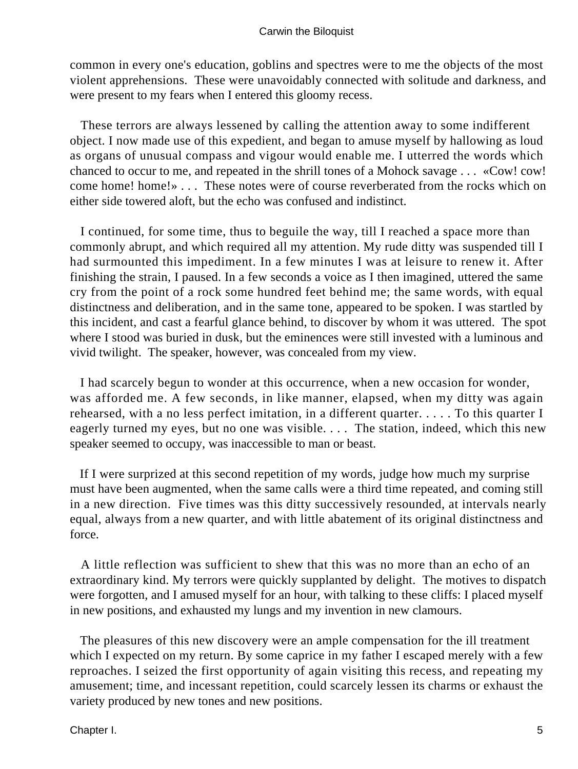common in every one's education, goblins and spectres were to me the objects of the most violent apprehensions. These were unavoidably connected with solitude and darkness, and were present to my fears when I entered this gloomy recess.

These terrors are always lessened by calling the attention away to some indifferent object. I now made use of this expedient, and began to amuse myself by hallowing as loud as organs of unusual compass and vigour would enable me. I uttered the words which chanced to occur to me, and repeated in the shrill tones of a Mohock savage . . . «Cow! cow! come home! home!» . . . These notes were of course reverberated from the rocks which on either side towered aloft, but the echo was confused and indistinct.

I continued, for some time, thus to beguile the way, till I reached a space more than commonly abrupt, and which required all my attention. My rude ditty was suspended till I had surmounted this impediment. In a few minutes I was at leisure to renew it. After finishing the strain, I paused. In a few seconds a voice as I then imagined, uttered the same cry from the point of a rock some hundred feet behind me; the same words, with equal distinctness and deliberation, and in the same tone, appeared to be spoken. I was startled by this incident, and cast a fearful glance behind, to discover by whom it was uttered. The spot where I stood was buried in dusk, but the eminences were still invested with a luminous and vivid twilight. The speaker, however, was concealed from my view.

I had scarcely begun to wonder at this occurrence, when a new occasion for wonder, was afforded me. A few seconds, in like manner, elapsed, when my ditty was again rehearsed, with a no less perfect imitation, in a different quarter. . . . . To this quarter I eagerly turned my eyes, but no one was visible. . . . The station, indeed, which this new speaker seemed to occupy, was inaccessible to man or beast.

If I were surprized at this second repetition of my words, judge how much my surprise must have been augmented, when the same calls were a third time repeated, and coming still in a new direction. Five times was this ditty successively resounded, at intervals nearly equal, always from a new quarter, and with little abatement of its original distinctness and force.

A little reflection was sufficient to shew that this was no more than an echo of an extraordinary kind. My terrors were quickly supplanted by delight. The motives to dispatch were forgotten, and I amused myself for an hour, with talking to these cliffs: I placed myself in new positions, and exhausted my lungs and my invention in new clamours.

The pleasures of this new discovery were an ample compensation for the ill treatment which I expected on my return. By some caprice in my father I escaped merely with a few reproaches. I seized the first opportunity of again visiting this recess, and repeating my amusement; time, and incessant repetition, could scarcely lessen its charms or exhaust the variety produced by new tones and new positions.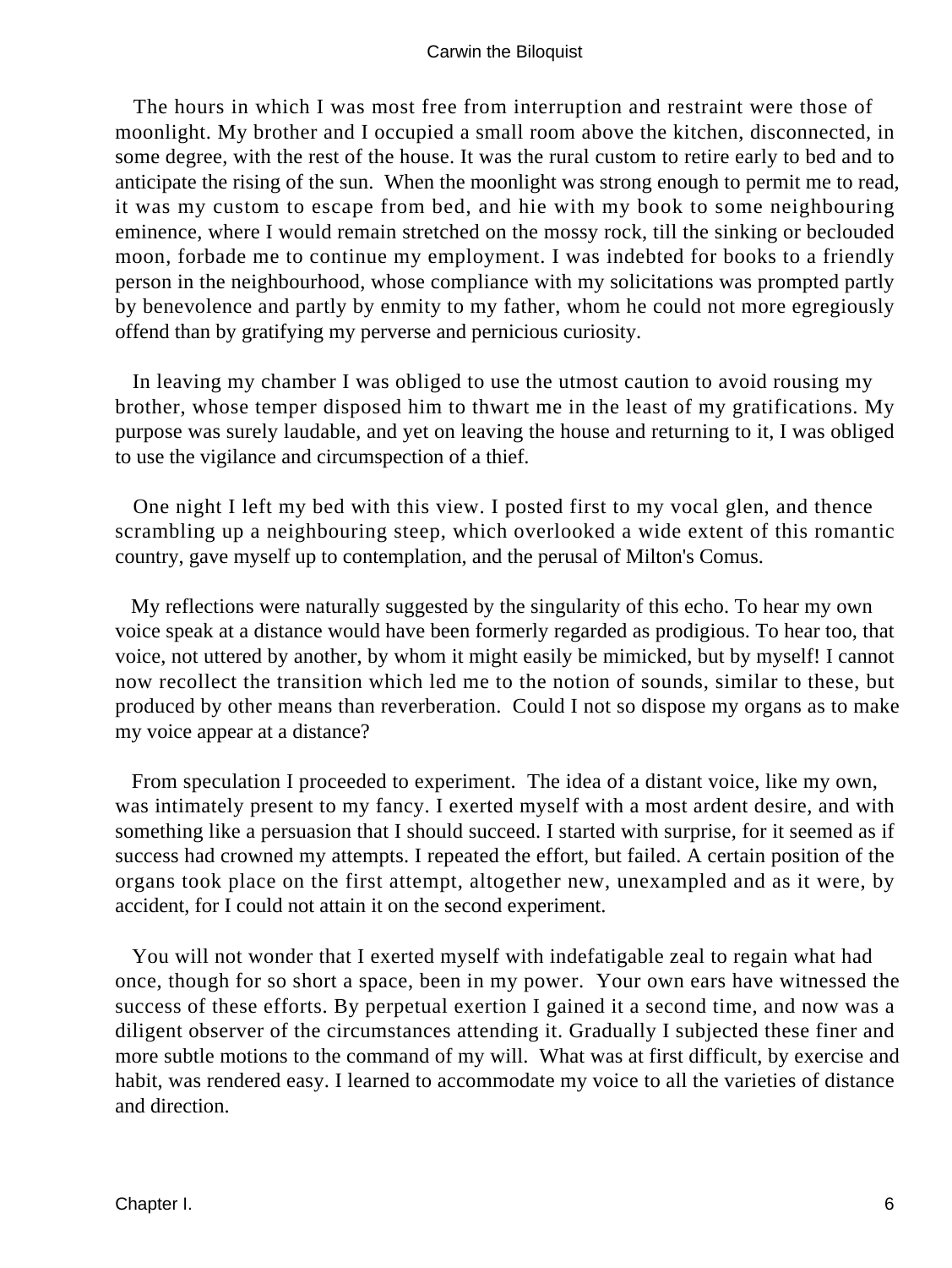The hours in which I was most free from interruption and restraint were those of moonlight. My brother and I occupied a small room above the kitchen, disconnected, in some degree, with the rest of the house. It was the rural custom to retire early to bed and to anticipate the rising of the sun. When the moonlight was strong enough to permit me to read, it was my custom to escape from bed, and hie with my book to some neighbouring eminence, where I would remain stretched on the mossy rock, till the sinking or beclouded moon, forbade me to continue my employment. I was indebted for books to a friendly person in the neighbourhood, whose compliance with my solicitations was prompted partly by benevolence and partly by enmity to my father, whom he could not more egregiously offend than by gratifying my perverse and pernicious curiosity.

In leaving my chamber I was obliged to use the utmost caution to avoid rousing my brother, whose temper disposed him to thwart me in the least of my gratifications. My purpose was surely laudable, and yet on leaving the house and returning to it, I was obliged to use the vigilance and circumspection of a thief.

One night I left my bed with this view. I posted first to my vocal glen, and thence scrambling up a neighbouring steep, which overlooked a wide extent of this romantic country, gave myself up to contemplation, and the perusal of Milton's Comus.

My reflections were naturally suggested by the singularity of this echo. To hear my own voice speak at a distance would have been formerly regarded as prodigious. To hear too, that voice, not uttered by another, by whom it might easily be mimicked, but by myself! I cannot now recollect the transition which led me to the notion of sounds, similar to these, but produced by other means than reverberation. Could I not so dispose my organs as to make my voice appear at a distance?

From speculation I proceeded to experiment. The idea of a distant voice, like my own, was intimately present to my fancy. I exerted myself with a most ardent desire, and with something like a persuasion that I should succeed. I started with surprise, for it seemed as if success had crowned my attempts. I repeated the effort, but failed. A certain position of the organs took place on the first attempt, altogether new, unexampled and as it were, by accident, for I could not attain it on the second experiment.

You will not wonder that I exerted myself with indefatigable zeal to regain what had once, though for so short a space, been in my power. Your own ears have witnessed the success of these efforts. By perpetual exertion I gained it a second time, and now was a diligent observer of the circumstances attending it. Gradually I subjected these finer and more subtle motions to the command of my will. What was at first difficult, by exercise and habit, was rendered easy. I learned to accommodate my voice to all the varieties of distance and direction.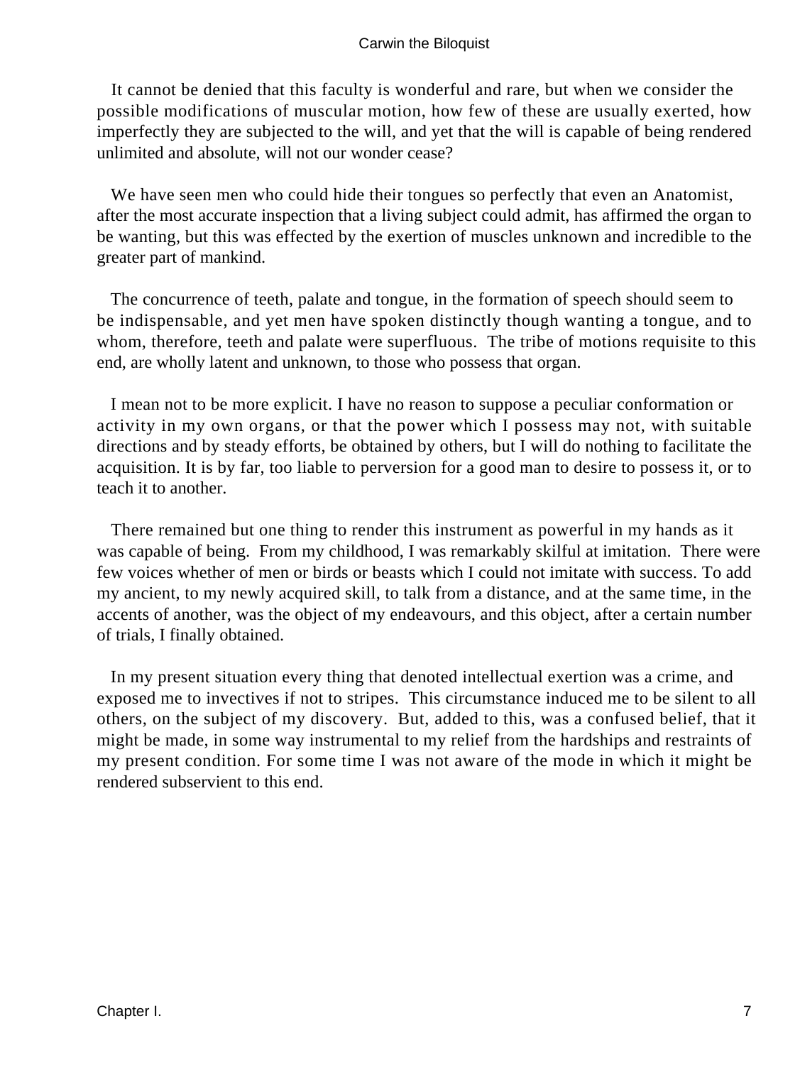It cannot be denied that this faculty is wonderful and rare, but when we consider the possible modifications of muscular motion, how few of these are usually exerted, how imperfectly they are subjected to the will, and yet that the will is capable of being rendered unlimited and absolute, will not our wonder cease?

We have seen men who could hide their tongues so perfectly that even an Anatomist, after the most accurate inspection that a living subject could admit, has affirmed the organ to be wanting, but this was effected by the exertion of muscles unknown and incredible to the greater part of mankind.

The concurrence of teeth, palate and tongue, in the formation of speech should seem to be indispensable, and yet men have spoken distinctly though wanting a tongue, and to whom, therefore, teeth and palate were superfluous. The tribe of motions requisite to this end, are wholly latent and unknown, to those who possess that organ.

I mean not to be more explicit. I have no reason to suppose a peculiar conformation or activity in my own organs, or that the power which I possess may not, with suitable directions and by steady efforts, be obtained by others, but I will do nothing to facilitate the acquisition. It is by far, too liable to perversion for a good man to desire to possess it, or to teach it to another.

There remained but one thing to render this instrument as powerful in my hands as it was capable of being. From my childhood, I was remarkably skilful at imitation. There were few voices whether of men or birds or beasts which I could not imitate with success. To add my ancient, to my newly acquired skill, to talk from a distance, and at the same time, in the accents of another, was the object of my endeavours, and this object, after a certain number of trials, I finally obtained.

In my present situation every thing that denoted intellectual exertion was a crime, and exposed me to invectives if not to stripes. This circumstance induced me to be silent to all others, on the subject of my discovery. But, added to this, was a confused belief, that it might be made, in some way instrumental to my relief from the hardships and restraints of my present condition. For some time I was not aware of the mode in which it might be rendered subservient to this end.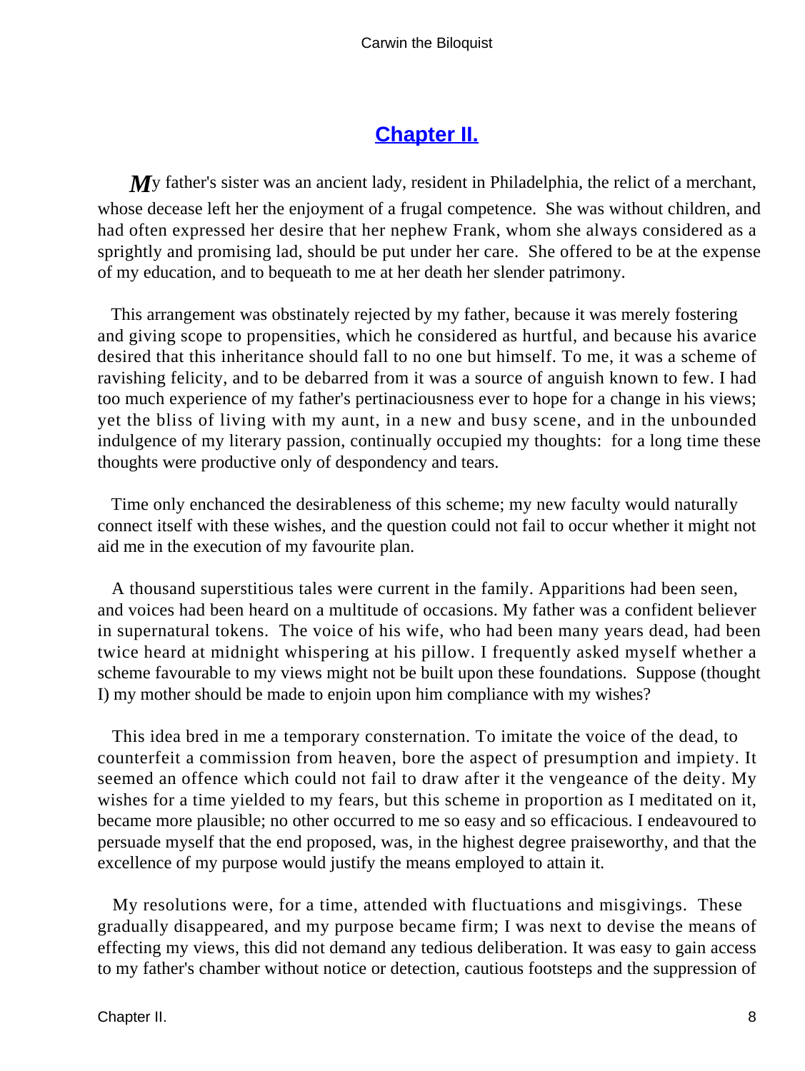## Chapter II.

My father's sister was an ancient lady, resident in Philadelphia, the relict of a merchant, whose decease left her the enjoyment of a frugal competence. She was without children, and had often expressed her desire that her nephew Frank, whom she always considered as a sprightly and promising lad, should be put under her care. She offered to be at the expense of my education, and to bequeath to me at her death her slender patrimony.

This arrangement was obstinately rejected by my father, because it was merely fostering and giving scope to propensities, which he considered as hurtful, and because his avarice desired that this inheritance should fall to no one but himself. To me, it was a scheme of ravishing felicity, and to be debarred from it was a source of anguish known to few. I had too much experience of my father's pertinaciousness ever to hope for a change in his views; yet the bliss of living with my aunt, in a new and busy scene, and in the unbounded indulgence of my literary passion, continually occupied my thoughts: for a long time these thoughts were productive only of despondency and tears.

Time only enchanced the desirableness of this scheme; my new faculty would naturally connect itself with these wishes, and the question could not fail to occur whether it might not aid me in the execution of my favourite plan.

A thousand superstitious tales were current in the family. Apparitions had been seen, and voices had been heard on a multitude of occasions. My father was a confident believer in supernatural tokens. The voice of his wife, who had been many years dead, had been twice heard at midnight whispering at his pillow. I frequently asked myself whether a scheme favourable to my views might not be built upon these foundations. Suppose (thought I) my mother should be made to enjoin upon him compliance with my wishes?

This idea bred in me a temporary consternation. To imitate the voice of the dead, to counterfeit a commission from heaven, bore the aspect of presumption and impiety. It seemed an offence which could not fail to draw after it the vengeance of the deity. My wishes for a time yielded to my fears, but this scheme in proportion as I meditated on it, became more plausible; no other occurred to me so easy and so efficacious. I endeavoured to persuade myself that the end proposed, was, in the highest degree praiseworthy, and that the excellence of my purpose would justify the means employed to attain it.

My resolutions were, for a time, attended with fluctuations and misgivings. These gradually disappeared, and my purpose became firm; I was next to devise the means of effecting my views, this did not demand any tedious deliberation. It was easy to gain access to my father's chamber without notice or detection, cautious footsteps and the suppression of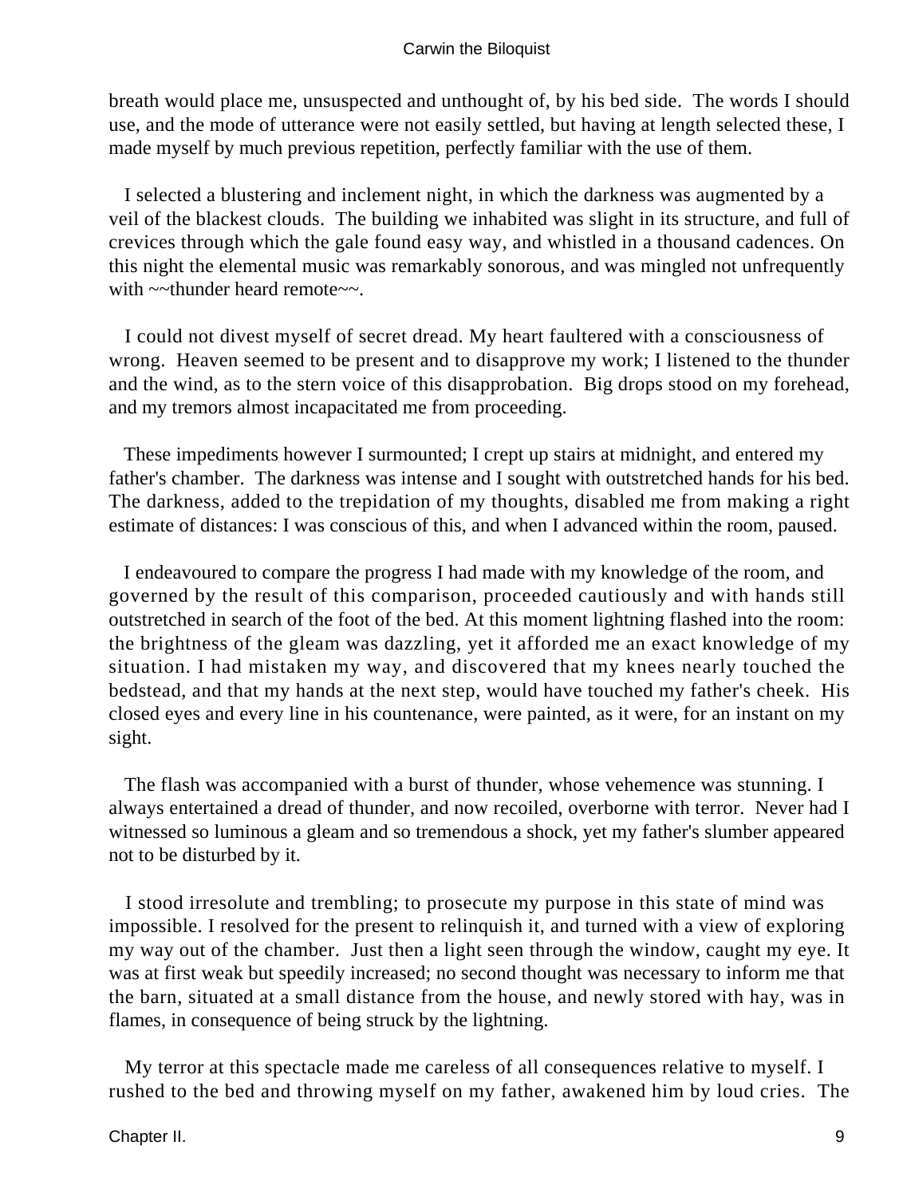breath would place me, unsuspected and unthought of, by his bed side. The words I should use, and the mode of utterance were not easily settled, but having at length selected these, I made myself by much previous repetition, perfectly familiar with the use of them.

I selected a blustering and inclement night, in which the darkness was augmented by a veil of the blackest clouds. The building we inhabited was slight in its structure, and full of crevices through which the gale found easy way, and whistled in a thousand cadences. On this night the elemental music was remarkably sonorous, and was mingled not unfrequently with ~~thunder heard remote~~.

I could not divest myself of secret dread. My heart faultered with a consciousness of wrong. Heaven seemed to be present and to disapprove my work; I listened to the thunder and the wind, as to the stern voice of this disapprobation. Big drops stood on my forehead, and my tremors almost incapacitated me from proceeding.

These impediments however I surmounted; I crept up stairs at midnight, and entered my father's chamber. The darkness was intense and I sought with outstretched hands for his bed. The darkness, added to the trepidation of my thoughts, disabled me from making a right estimate of distances: I was conscious of this, and when I advanced within the room, paused.

I endeavoured to compare the progress I had made with my knowledge of the room, and governed by the result of this comparison, proceeded cautiously and with hands still outstretched in search of the foot of the bed. At this moment lightning flashed into the room: the brightness of the gleam was dazzling, yet it afforded me an exact knowledge of my situation. I had mistaken my way, and discovered that my knees nearly touched the bedstead, and that my hands at the next step, would have touched my father's cheek. His closed eyes and every line in his countenance, were painted, as it were, for an instant on my sight.

The flash was accompanied with a burst of thunder, whose vehemence was stunning. I always entertained a dread of thunder, and now recoiled, overborne with terror. Never had I witnessed so luminous a gleam and so tremendous a shock, yet my father's slumber appeared not to be disturbed by it.

I stood irresolute and trembling; to prosecute my purpose in this state of mind was impossible. I resolved for the present to relinquish it, and turned with a view of exploring my way out of the chamber. Just then a light seen through the window, caught my eye. It was at first weak but speedily increased; no second thought was necessary to inform me that the barn, situated at a small distance from the house, and newly stored with hay, was in flames, in consequence of being struck by the lightning.

My terror at this spectacle made me careless of all consequences relative to myself. I rushed to the bed and throwing myself on my father, awakened him by loud cries. The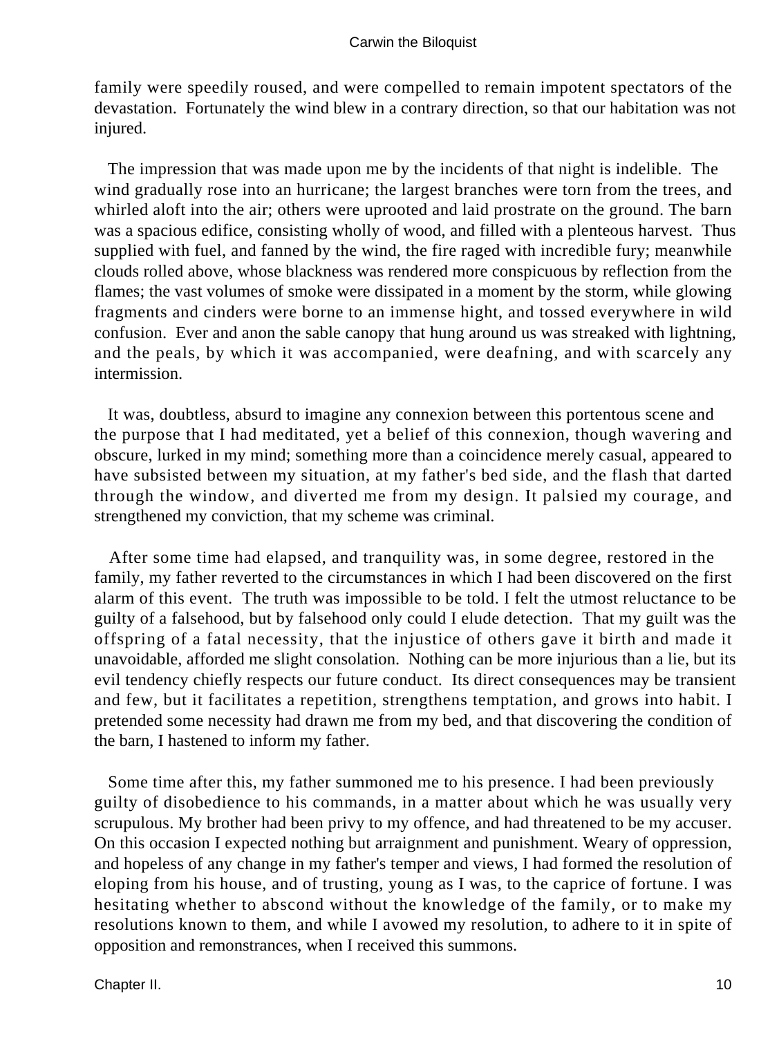family were speedily roused, and were compelled to remain impotent spectators of the devastation. Fortunately the wind blew in a contrary direction, so that our habitation was not injured.

The impression that was made upon me by the incidents of that night is indelible. The wind gradually rose into an hurricane; the largest branches were torn from the trees, and whirled aloft into the air; others were uprooted and laid prostrate on the ground. The barn was a spacious edifice, consisting wholly of wood, and filled with a plenteous harvest. Thus supplied with fuel, and fanned by the wind, the fire raged with incredible fury; meanwhile clouds rolled above, whose blackness was rendered more conspicuous by reflection from the flames; the vast volumes of smoke were dissipated in a moment by the storm, while glowing fragments and cinders were borne to an immense hight, and tossed everywhere in wild confusion. Ever and anon the sable canopy that hung around us was streaked with lightning, and the peals, by which it was accompanied, were deafning, and with scarcely any intermission.

It was, doubtless, absurd to imagine any connexion between this portentous scene and the purpose that I had meditated, yet a belief of this connexion, though wavering and obscure, lurked in my mind; something more than a coincidence merely casual, appeared to have subsisted between my situation, at my father's bed side, and the flash that darted through the window, and diverted me from my design. It palsied my courage, and strengthened my conviction, that my scheme was criminal.

After some time had elapsed, and tranquility was, in some degree, restored in the family, my father reverted to the circumstances in which I had been discovered on the first alarm of this event. The truth was impossible to be told. I felt the utmost reluctance to be guilty of a falsehood, but by falsehood only could I elude detection. That my guilt was the offspring of a fatal necessity, that the injustice of others gave it birth and made it unavoidable, afforded me slight consolation. Nothing can be more injurious than a lie, but its evil tendency chiefly respects our future conduct. Its direct consequences may be transient and few, but it facilitates a repetition, strengthens temptation, and grows into habit. I pretended some necessity had drawn me from my bed, and that discovering the condition of the barn, I hastened to inform my father.

Some time after this, my father summoned me to his presence. I had been previously guilty of disobedience to his commands, in a matter about which he was usually very scrupulous. My brother had been privy to my offence, and had threatened to be my accuser. On this occasion I expected nothing but arraignment and punishment. Weary of oppression, and hopeless of any change in my father's temper and views, I had formed the resolution of eloping from his house, and of trusting, young as I was, to the caprice of fortune. I was hesitating whether to abscond without the knowledge of the family, or to make my resolutions known to them, and while I avowed my resolution, to adhere to it in spite of opposition and remonstrances, when I received this summons.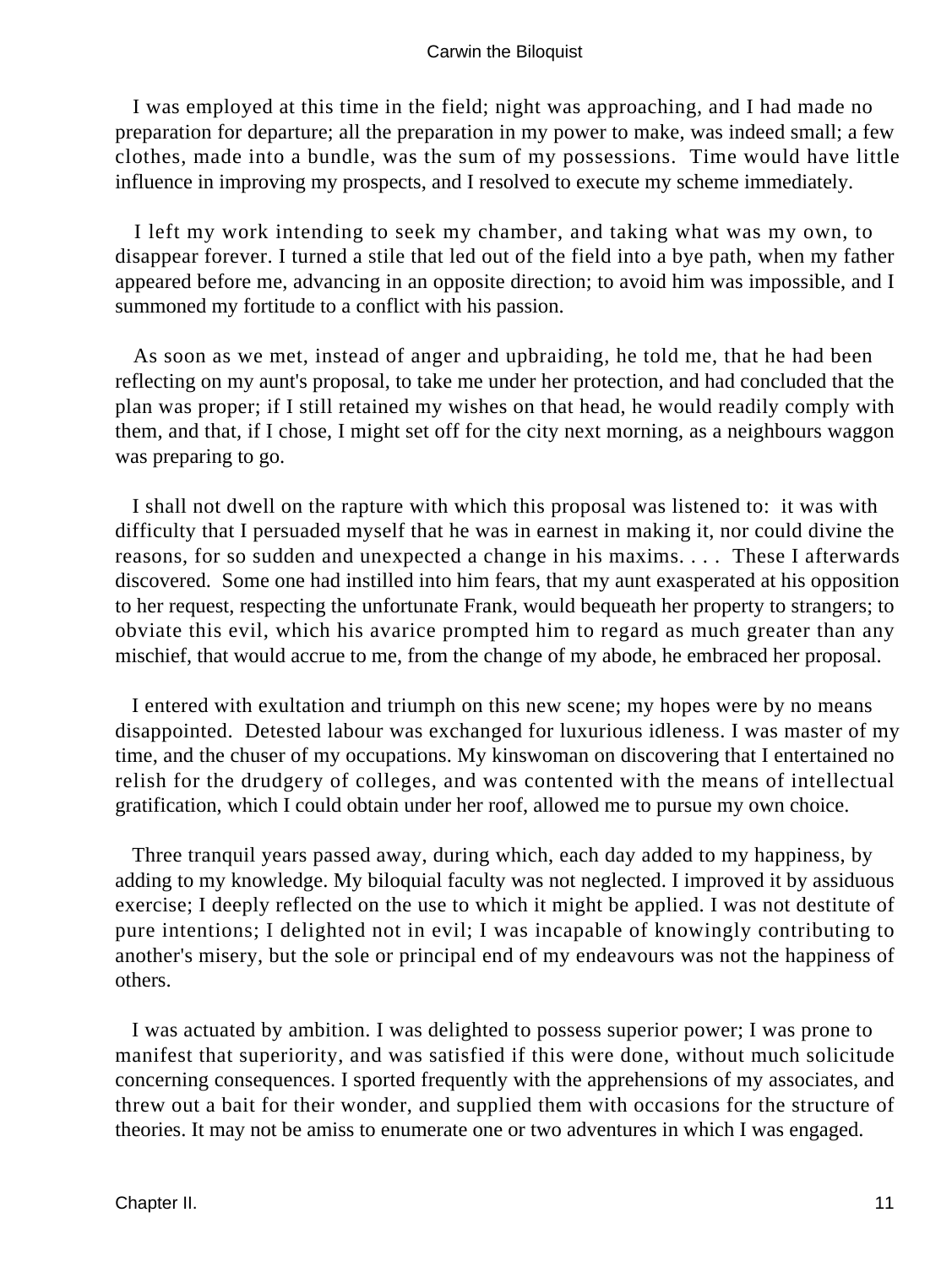I was employed at this time in the field; night was approaching, and I had made no preparation for departure; all the preparation in my power to make, was indeed small; a few clothes, made into a bundle, was the sum of my possessions. Time would have little influence in improving my prospects, and I resolved to execute my scheme immediately.

I left my work intending to seek my chamber, and taking what was my own, to disappear forever. I turned a stile that led out of the field into a bye path, when my father appeared before me, advancing in an opposite direction; to avoid him was impossible, and I summoned my fortitude to a conflict with his passion.

As soon as we met, instead of anger and upbraiding, he told me, that he had been reflecting on my aunt's proposal, to take me under her protection, and had concluded that the plan was proper; if I still retained my wishes on that head, he would readily comply with them, and that, if I chose, I might set off for the city next morning, as a neighbours waggon was preparing to go.

I shall not dwell on the rapture with which this proposal was listened to: it was with difficulty that I persuaded myself that he was in earnest in making it, nor could divine the reasons, for so sudden and unexpected a change in his maxims. . . . These I afterwards discovered. Some one had instilled into him fears, that my aunt exasperated at his opposition to her request, respecting the unfortunate Frank, would bequeath her property to strangers; to obviate this evil, which his avarice prompted him to regard as much greater than any mischief, that would accrue to me, from the change of my abode, he embraced her proposal.

I entered with exultation and triumph on this new scene; my hopes were by no means disappointed. Detested labour was exchanged for luxurious idleness. I was master of my time, and the chuser of my occupations. My kinswoman on discovering that I entertained no relish for the drudgery of colleges, and was contented with the means of intellectual gratification, which I could obtain under her roof, allowed me to pursue my own choice.

Three tranquil years passed away, during which, each day added to my happiness, by adding to my knowledge. My biloquial faculty was not neglected. I improved it by assiduous exercise; I deeply reflected on the use to which it might be applied. I was not destitute of pure intentions; I delighted not in evil; I was incapable of knowingly contributing to another's misery, but the sole or principal end of my endeavours was not the happiness of others.

I was actuated by ambition. I was delighted to possess superior power; I was prone to manifest that superiority, and was satisfied if this were done, without much solicitude concerning consequences. I sported frequently with the apprehensions of my associates, and threw out a bait for their wonder, and supplied them with occasions for the structure of theories. It may not be amiss to enumerate one or two adventures in which I was engaged.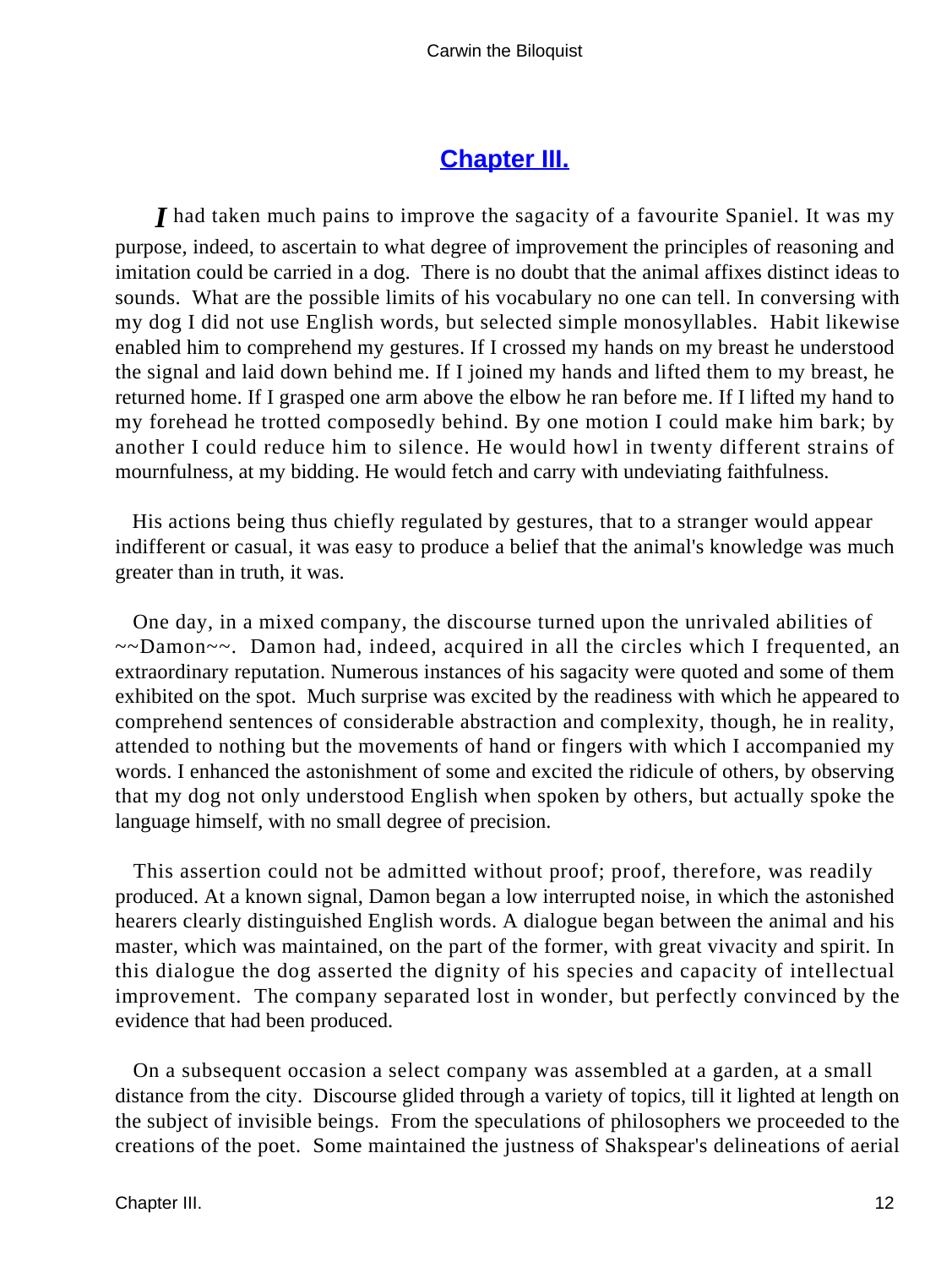## Chapter III.

*I* had taken much pains to improve the sagacity of a favourite Spaniel. It was my purpose, indeed, to ascertain to what degree of improvement the principles of reasoning and imitation could be carried in a dog. There is no doubt that the animal affixes distinct ideas to sounds. What are the possible limits of his vocabulary no one can tell. In conversing with my dog I did not use English words, but selected simple monosyllables. Habit likewise enabled him to comprehend my gestures. If I crossed my hands on my breast he understood the signal and laid down behind me. If I joined my hands and lifted them to my breast, he returned home. If I grasped one arm above the elbow he ran before me. If I lifted my hand to my forehead he trotted composedly behind. By one motion I could make him bark; by another I could reduce him to silence. He would howl in twenty different strains of mournfulness, at my bidding. He would fetch and carry with undeviating faithfulness.

His actions being thus chiefly regulated by gestures, that to a stranger would appear indifferent or casual, it was easy to produce a belief that the animal's knowledge was much greater than in truth, it was.

One day, in a mixed company, the discourse turned upon the unrivaled abilities of ~~Damon~~. Damon had, indeed, acquired in all the circles which I frequented, an extraordinary reputation. Numerous instances of his sagacity were quoted and some of them exhibited on the spot. Much surprise was excited by the readiness with which he appeared to comprehend sentences of considerable abstraction and complexity, though, he in reality, attended to nothing but the movements of hand or fingers with which I accompanied my words. I enhanced the astonishment of some and excited the ridicule of others, by observing that my dog not only understood English when spoken by others, but actually spoke the language himself, with no small degree of precision.

This assertion could not be admitted without proof; proof, therefore, was readily produced. At a known signal, Damon began a low interrupted noise, in which the astonished hearers clearly distinguished English words. A dialogue began between the animal and his master, which was maintained, on the part of the former, with great vivacity and spirit. In this dialogue the dog asserted the dignity of his species and capacity of intellectual improvement. The company separated lost in wonder, but perfectly convinced by the evidence that had been produced.

On a subsequent occasion a select company was assembled at a garden, at a small distance from the city. Discourse glided through a variety of topics, till it lighted at length on the subject of invisible beings. From the speculations of philosophers we proceeded to the creations of the poet. Some maintained the justness of Shakspear's delineations of aerial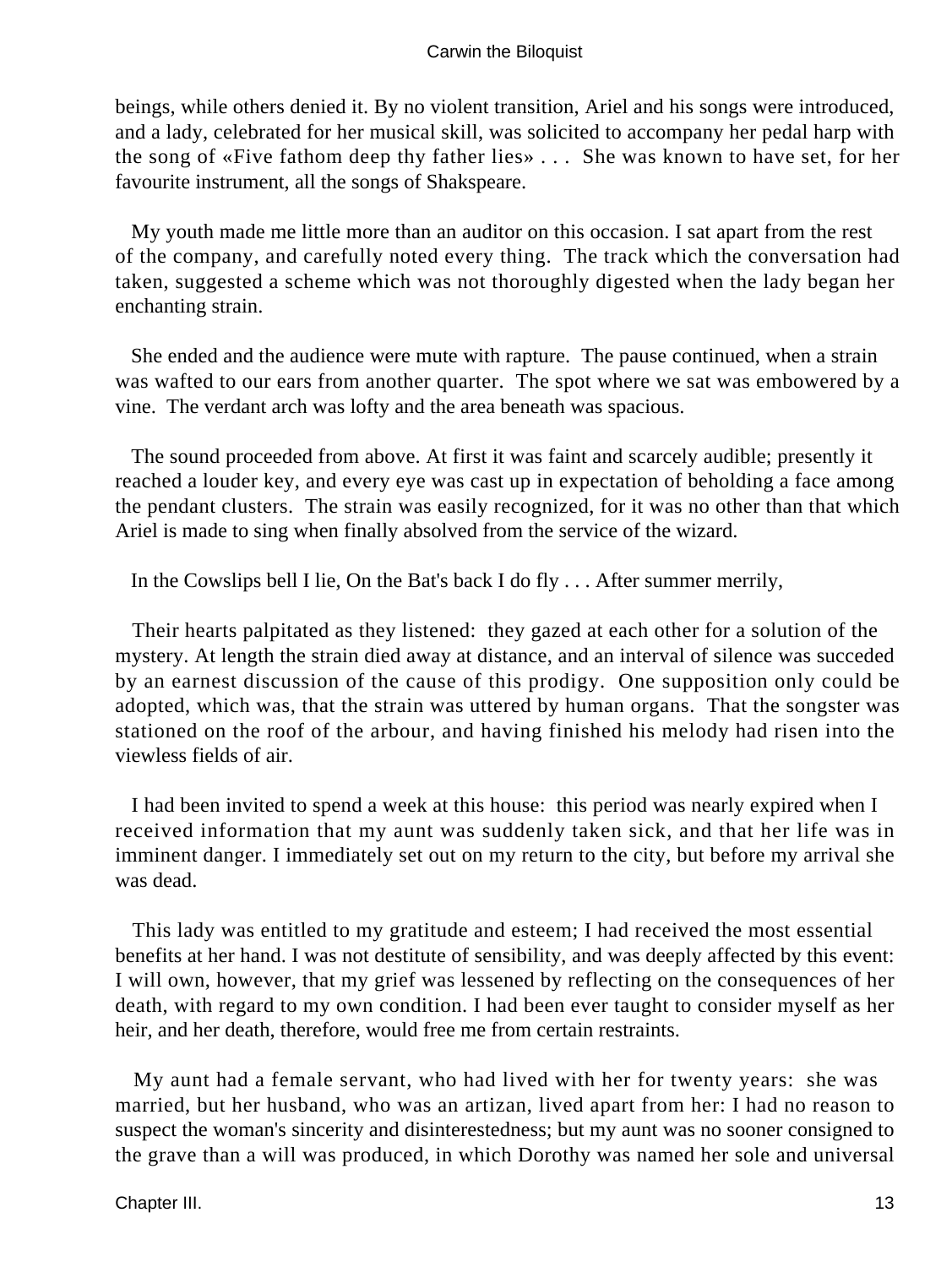beings, while others denied it. By no violent transition, Ariel and his songs were introduced, and a lady, celebrated for her musical skill, was solicited to accompany her pedal harp with the song of «Five fathom deep thy father lies» . . . She was known to have set, for her favourite instrument, all the songs of Shakspeare.

My youth made me little more than an auditor on this occasion. I sat apart from the rest of the company, and carefully noted every thing. The track which the conversation had taken, suggested a scheme which was not thoroughly digested when the lady began her enchanting strain.

She ended and the audience were mute with rapture. The pause continued, when a strain was wafted to our ears from another quarter. The spot where we sat was embowered by a vine. The verdant arch was lofty and the area beneath was spacious.

The sound proceeded from above. At first it was faint and scarcely audible; presently it reached a louder key, and every eye was cast up in expectation of beholding a face among the pendant clusters. The strain was easily recognized, for it was no other than that which Ariel is made to sing when finally absolved from the service of the wizard.

In the Cowslips bell I lie, On the Bat's back I do fly . . . After summer merrily,

Their hearts palpitated as they listened: they gazed at each other for a solution of the mystery. At length the strain died away at distance, and an interval of silence was succeded by an earnest discussion of the cause of this prodigy. One supposition only could be adopted, which was, that the strain was uttered by human organs. That the songster was stationed on the roof of the arbour, and having finished his melody had risen into the viewless fields of air.

I had been invited to spend a week at this house: this period was nearly expired when I received information that my aunt was suddenly taken sick, and that her life was in imminent danger. I immediately set out on my return to the city, but before my arrival she was dead.

This lady was entitled to my gratitude and esteem; I had received the most essential benefits at her hand. I was not destitute of sensibility, and was deeply affected by this event: I will own, however, that my grief was lessened by reflecting on the consequences of her death, with regard to my own condition. I had been ever taught to consider myself as her heir, and her death, therefore, would free me from certain restraints.

My aunt had a female servant, who had lived with her for twenty years: she was married, but her husband, who was an artizan, lived apart from her: I had no reason to suspect the woman's sincerity and disinterestedness; but my aunt was no sooner consigned to the grave than a will was produced, in which Dorothy was named her sole and universal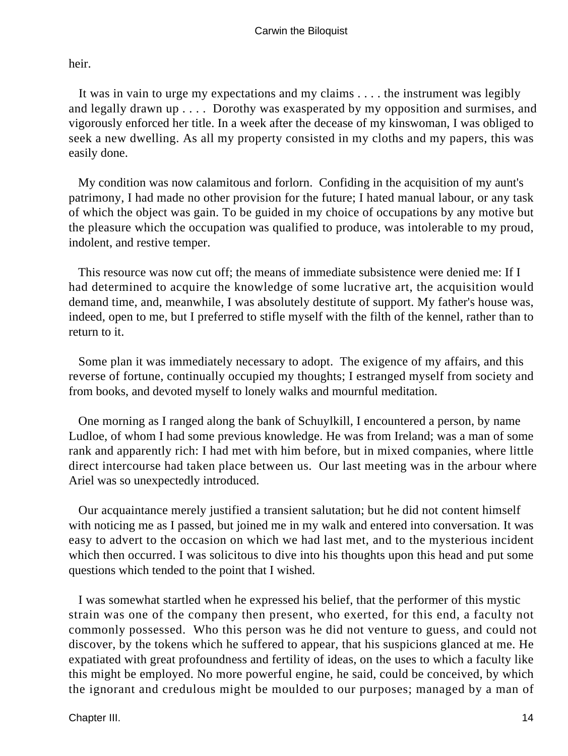heir.

It was in vain to urge my expectations and my claims . . . . the instrument was legibly and legally drawn up . . . . Dorothy was exasperated by my opposition and surmises, and vigorously enforced her title. In a week after the decease of my kinswoman, I was obliged to seek a new dwelling. As all my property consisted in my cloths and my papers, this was easily done.

My condition was now calamitous and forlorn. Confiding in the acquisition of my aunt's patrimony, I had made no other provision for the future; I hated manual labour, or any task of which the object was gain. To be guided in my choice of occupations by any motive but the pleasure which the occupation was qualified to produce, was intolerable to my proud, indolent, and restive temper.

This resource was now cut off; the means of immediate subsistence were denied me: If I had determined to acquire the knowledge of some lucrative art, the acquisition would demand time, and, meanwhile, I was absolutely destitute of support. My father's house was, indeed, open to me, but I preferred to stifle myself with the filth of the kennel, rather than to return to it.

Some plan it was immediately necessary to adopt. The exigence of my affairs, and this reverse of fortune, continually occupied my thoughts; I estranged myself from society and from books, and devoted myself to lonely walks and mournful meditation.

One morning as I ranged along the bank of Schuylkill, I encountered a person, by name Ludloe, of whom I had some previous knowledge. He was from Ireland; was a man of some rank and apparently rich: I had met with him before, but in mixed companies, where little direct intercourse had taken place between us. Our last meeting was in the arbour where Ariel was so unexpectedly introduced.

Our acquaintance merely justified a transient salutation; but he did not content himself with noticing me as I passed, but joined me in my walk and entered into conversation. It was easy to advert to the occasion on which we had last met, and to the mysterious incident which then occurred. I was solicitous to dive into his thoughts upon this head and put some questions which tended to the point that I wished.

I was somewhat startled when he expressed his belief, that the performer of this mystic strain was one of the company then present, who exerted, for this end, a faculty not commonly possessed. Who this person was he did not venture to guess, and could not discover, by the tokens which he suffered to appear, that his suspicions glanced at me. He expatiated with great profoundness and fertility of ideas, on the uses to which a faculty like this might be employed. No more powerful engine, he said, could be conceived, by which the ignorant and credulous might be moulded to our purposes; managed by a man of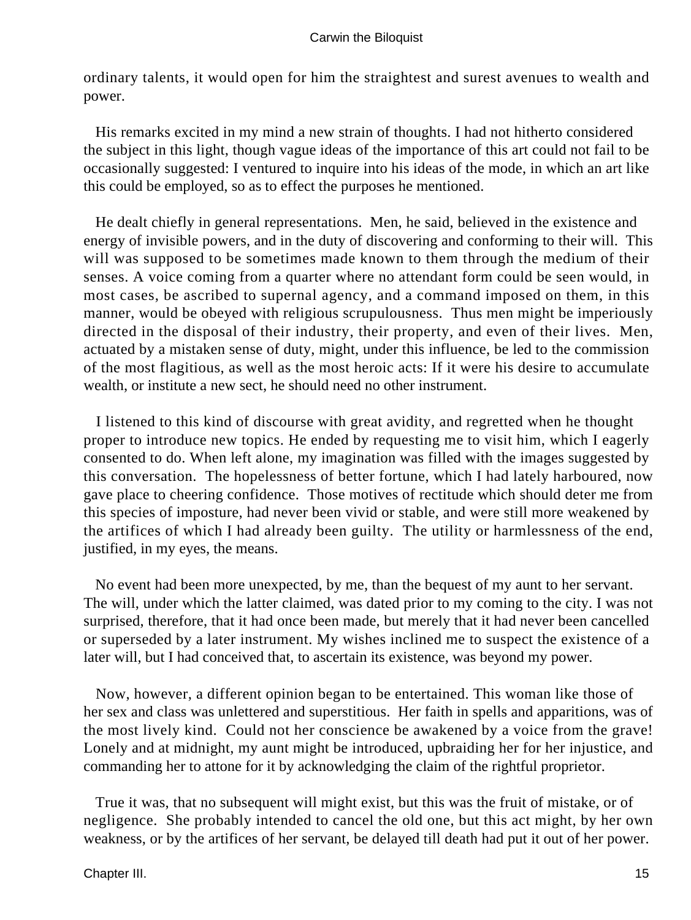ordinary talents, it would open for him the straightest and surest avenues to wealth and power.

His remarks excited in my mind a new strain of thoughts. I had not hitherto considered the subject in this light, though vague ideas of the importance of this art could not fail to be occasionally suggested: I ventured to inquire into his ideas of the mode, in which an art like this could be employed, so as to effect the purposes he mentioned.

He dealt chiefly in general representations. Men, he said, believed in the existence and energy of invisible powers, and in the duty of discovering and conforming to their will. This will was supposed to be sometimes made known to them through the medium of their senses. A voice coming from a quarter where no attendant form could be seen would, in most cases, be ascribed to supernal agency, and a command imposed on them, in this manner, would be obeyed with religious scrupulousness. Thus men might be imperiously directed in the disposal of their industry, their property, and even of their lives. Men, actuated by a mistaken sense of duty, might, under this influence, be led to the commission of the most flagitious, as well as the most heroic acts: If it were his desire to accumulate wealth, or institute a new sect, he should need no other instrument.

I listened to this kind of discourse with great avidity, and regretted when he thought proper to introduce new topics. He ended by requesting me to visit him, which I eagerly consented to do. When left alone, my imagination was filled with the images suggested by this conversation. The hopelessness of better fortune, which I had lately harboured, now gave place to cheering confidence. Those motives of rectitude which should deter me from this species of imposture, had never been vivid or stable, and were still more weakened by the artifices of which I had already been guilty. The utility or harmlessness of the end, justified, in my eyes, the means.

No event had been more unexpected, by me, than the bequest of my aunt to her servant. The will, under which the latter claimed, was dated prior to my coming to the city. I was not surprised, therefore, that it had once been made, but merely that it had never been cancelled or superseded by a later instrument. My wishes inclined me to suspect the existence of a later will, but I had conceived that, to ascertain its existence, was beyond my power.

Now, however, a different opinion began to be entertained. This woman like those of her sex and class was unlettered and superstitious. Her faith in spells and apparitions, was of the most lively kind. Could not her conscience be awakened by a voice from the grave! Lonely and at midnight, my aunt might be introduced, upbraiding her for her injustice, and commanding her to attone for it by acknowledging the claim of the rightful proprietor.

True it was, that no subsequent will might exist, but this was the fruit of mistake, or of negligence. She probably intended to cancel the old one, but this act might, by her own weakness, or by the artifices of her servant, be delayed till death had put it out of her power.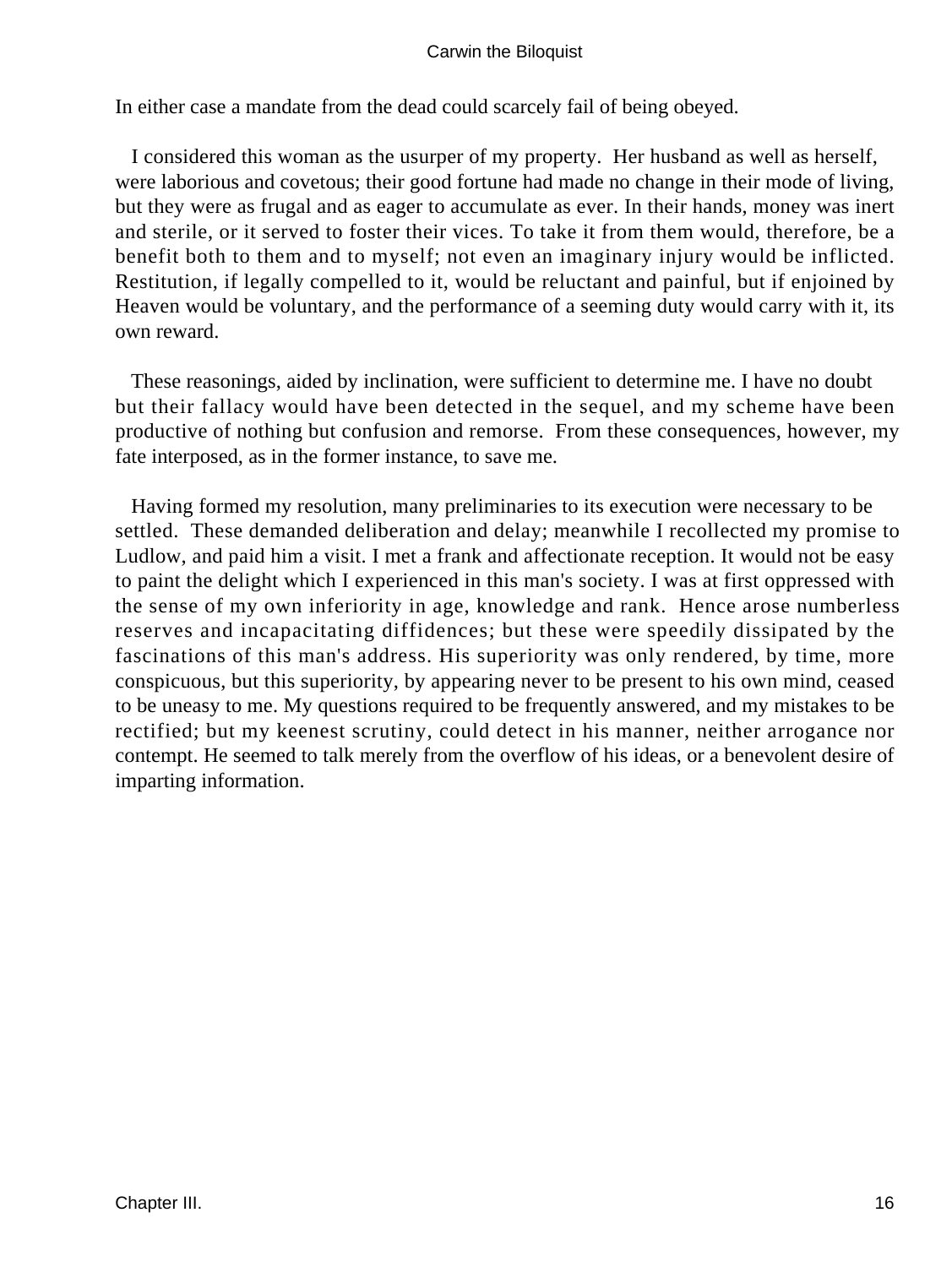In either case a mandate from the dead could scarcely fail of being obeyed.

I considered this woman as the usurper of my property. Her husband as well as herself, were laborious and covetous; their good fortune had made no change in their mode of living, but they were as frugal and as eager to accumulate as ever. In their hands, money was inert and sterile, or it served to foster their vices. To take it from them would, therefore, be a benefit both to them and to myself; not even an imaginary injury would be inflicted. Restitution, if legally compelled to it, would be reluctant and painful, but if enjoined by Heaven would be voluntary, and the performance of a seeming duty would carry with it, its own reward.

These reasonings, aided by inclination, were sufficient to determine me. I have no doubt but their fallacy would have been detected in the sequel, and my scheme have been productive of nothing but confusion and remorse. From these consequences, however, my fate interposed, as in the former instance, to save me.

Having formed my resolution, many preliminaries to its execution were necessary to be settled. These demanded deliberation and delay; meanwhile I recollected my promise to Ludlow, and paid him a visit. I met a frank and affectionate reception. It would not be easy to paint the delight which I experienced in this man's society. I was at first oppressed with the sense of my own inferiority in age, knowledge and rank. Hence arose numberless reserves and incapacitating diffidences; but these were speedily dissipated by the fascinations of this man's address. His superiority was only rendered, by time, more conspicuous, but this superiority, by appearing never to be present to his own mind, ceased to be uneasy to me. My questions required to be frequently answered, and my mistakes to be rectified; but my keenest scrutiny, could detect in his manner, neither arrogance nor contempt. He seemed to talk merely from the overflow of his ideas, or a benevolent desire of imparting information.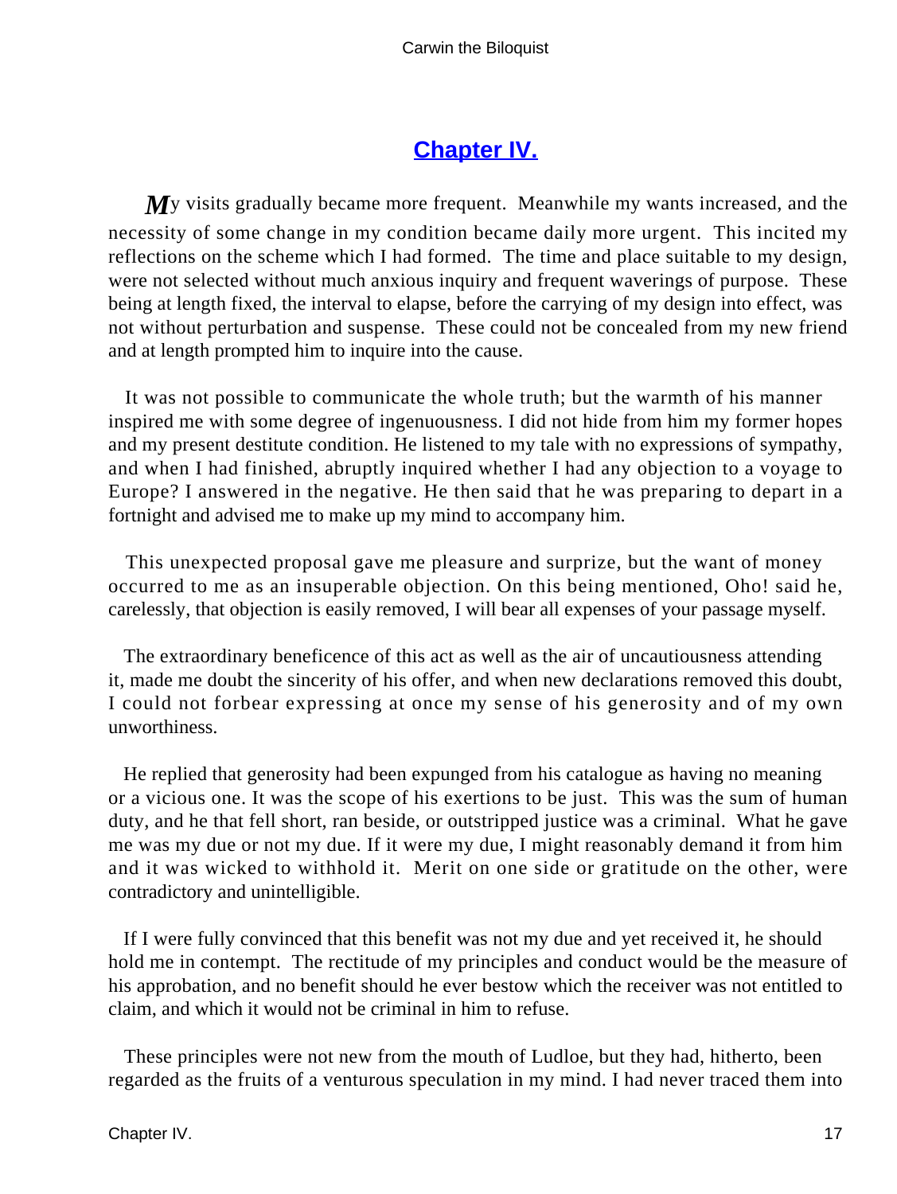## Chapter IV.

My visits gradually became more frequent. Meanwhile my wants increased, and the necessity of some change in my condition became daily more urgent. This incited my reflections on the scheme which I had formed. The time and place suitable to my design, were not selected without much anxious inquiry and frequent waverings of purpose. These being at length fixed, the interval to elapse, before the carrying of my design into effect, was not without perturbation and suspense. These could not be concealed from my new friend and at length prompted him to inquire into the cause.

It was not possible to communicate the whole truth; but the warmth of his manner inspired me with some degree of ingenuousness. I did not hide from him my former hopes and my present destitute condition. He listened to my tale with no expressions of sympathy, and when I had finished, abruptly inquired whether I had any objection to a voyage to Europe? I answered in the negative. He then said that he was preparing to depart in a fortnight and advised me to make up my mind to accompany him.

This unexpected proposal gave me pleasure and surprize, but the want of money occurred to me as an insuperable objection. On this being mentioned, Oho! said he, carelessly, that objection is easily removed, I will bear all expenses of your passage myself.

The extraordinary beneficence of this act as well as the air of uncautiousness attending it, made me doubt the sincerity of his offer, and when new declarations removed this doubt, I could not forbear expressing at once my sense of his generosity and of my own unworthiness.

He replied that generosity had been expunged from his catalogue as having no meaning or a vicious one. It was the scope of his exertions to be just. This was the sum of human duty, and he that fell short, ran beside, or outstripped justice was a criminal. What he gave me was my due or not my due. If it were my due, I might reasonably demand it from him and it was wicked to withhold it. Merit on one side or gratitude on the other, were contradictory and unintelligible.

If I were fully convinced that this benefit was not my due and yet received it, he should hold me in contempt. The rectitude of my principles and conduct would be the measure of his approbation, and no benefit should he ever bestow which the receiver was not entitled to claim, and which it would not be criminal in him to refuse.

These principles were not new from the mouth of Ludloe, but they had, hitherto, been regarded as the fruits of a venturous speculation in my mind. I had never traced them into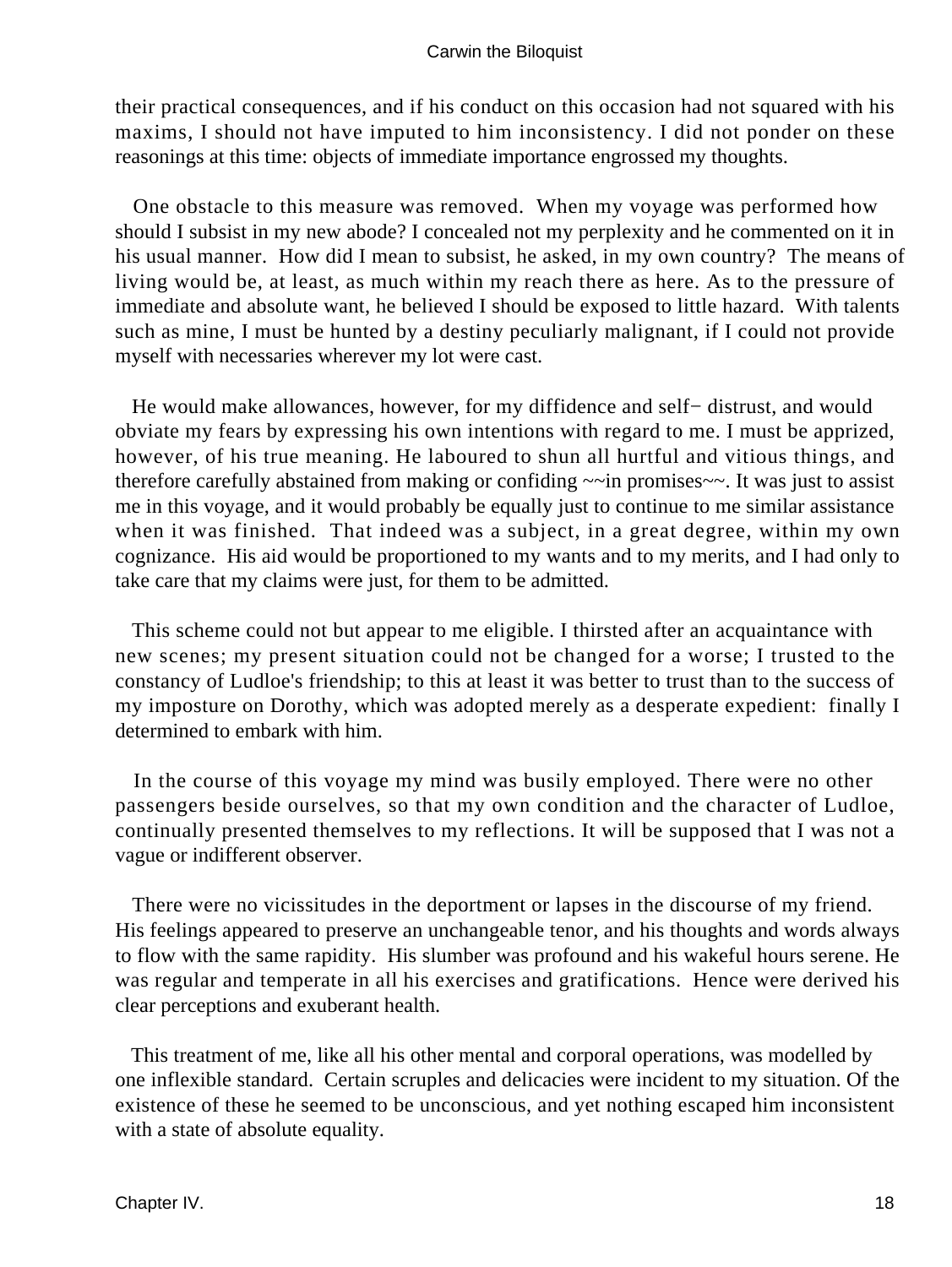their practical consequences, and if his conduct on this occasion had not squared with his maxims, I should not have imputed to him inconsistency. I did not ponder on these reasonings at this time: objects of immediate importance engrossed my thoughts.

One obstacle to this measure was removed. When my voyage was performed how should I subsist in my new abode? I concealed not my perplexity and he commented on it in his usual manner. How did I mean to subsist, he asked, in my own country? The means of living would be, at least, as much within my reach there as here. As to the pressure of immediate and absolute want, he believed I should be exposed to little hazard. With talents such as mine, I must be hunted by a destiny peculiarly malignant, if I could not provide myself with necessaries wherever my lot were cast.

He would make allowances, however, for my diffidence and self− distrust, and would obviate my fears by expressing his own intentions with regard to me. I must be apprized, however, of his true meaning. He laboured to shun all hurtful and vitious things, and therefore carefully abstained from making or confiding ~~in promises~~. It was just to assist me in this voyage, and it would probably be equally just to continue to me similar assistance when it was finished. That indeed was a subject, in a great degree, within my own cognizance. His aid would be proportioned to my wants and to my merits, and I had only to take care that my claims were just, for them to be admitted.

This scheme could not but appear to me eligible. I thirsted after an acquaintance with new scenes; my present situation could not be changed for a worse; I trusted to the constancy of Ludloe's friendship; to this at least it was better to trust than to the success of my imposture on Dorothy, which was adopted merely as a desperate expedient: finally I determined to embark with him.

In the course of this voyage my mind was busily employed. There were no other passengers beside ourselves, so that my own condition and the character of Ludloe, continually presented themselves to my reflections. It will be supposed that I was not a vague or indifferent observer.

There were no vicissitudes in the deportment or lapses in the discourse of my friend. His feelings appeared to preserve an unchangeable tenor, and his thoughts and words always to flow with the same rapidity. His slumber was profound and his wakeful hours serene. He was regular and temperate in all his exercises and gratifications. Hence were derived his clear perceptions and exuberant health.

This treatment of me, like all his other mental and corporal operations, was modelled by one inflexible standard. Certain scruples and delicacies were incident to my situation. Of the existence of these he seemed to be unconscious, and yet nothing escaped him inconsistent with a state of absolute equality.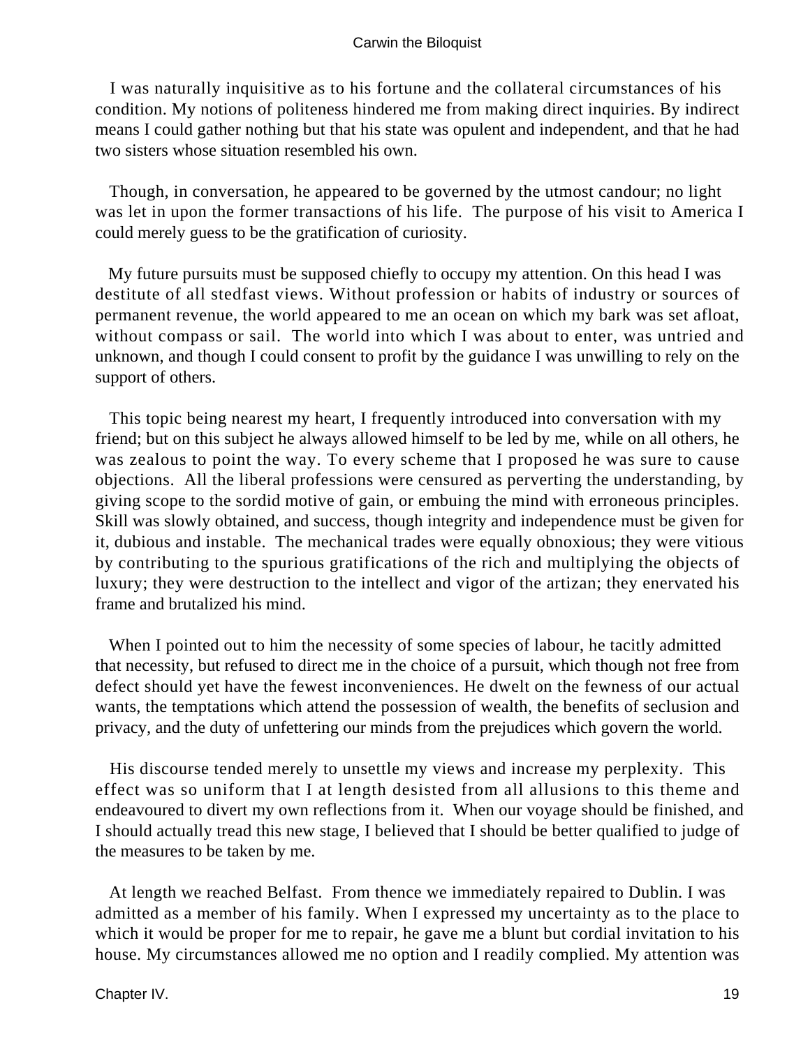I was naturally inquisitive as to his fortune and the collateral circumstances of his condition. My notions of politeness hindered me from making direct inquiries. By indirect means I could gather nothing but that his state was opulent and independent, and that he had two sisters whose situation resembled his own.

Though, in conversation, he appeared to be governed by the utmost candour; no light was let in upon the former transactions of his life. The purpose of his visit to America I could merely guess to be the gratification of curiosity.

My future pursuits must be supposed chiefly to occupy my attention. On this head I was destitute of all stedfast views. Without profession or habits of industry or sources of permanent revenue, the world appeared to me an ocean on which my bark was set afloat, without compass or sail. The world into which I was about to enter, was untried and unknown, and though I could consent to profit by the guidance I was unwilling to rely on the support of others.

This topic being nearest my heart, I frequently introduced into conversation with my friend; but on this subject he always allowed himself to be led by me, while on all others, he was zealous to point the way. To every scheme that I proposed he was sure to cause objections. All the liberal professions were censured as perverting the understanding, by giving scope to the sordid motive of gain, or embuing the mind with erroneous principles. Skill was slowly obtained, and success, though integrity and independence must be given for it, dubious and instable. The mechanical trades were equally obnoxious; they were vitious by contributing to the spurious gratifications of the rich and multiplying the objects of luxury; they were destruction to the intellect and vigor of the artizan; they enervated his frame and brutalized his mind.

When I pointed out to him the necessity of some species of labour, he tacitly admitted that necessity, but refused to direct me in the choice of a pursuit, which though not free from defect should yet have the fewest inconveniences. He dwelt on the fewness of our actual wants, the temptations which attend the possession of wealth, the benefits of seclusion and privacy, and the duty of unfettering our minds from the prejudices which govern the world.

His discourse tended merely to unsettle my views and increase my perplexity. This effect was so uniform that I at length desisted from all allusions to this theme and endeavoured to divert my own reflections from it. When our voyage should be finished, and I should actually tread this new stage, I believed that I should be better qualified to judge of the measures to be taken by me.

At length we reached Belfast. From thence we immediately repaired to Dublin. I was admitted as a member of his family. When I expressed my uncertainty as to the place to which it would be proper for me to repair, he gave me a blunt but cordial invitation to his house. My circumstances allowed me no option and I readily complied. My attention was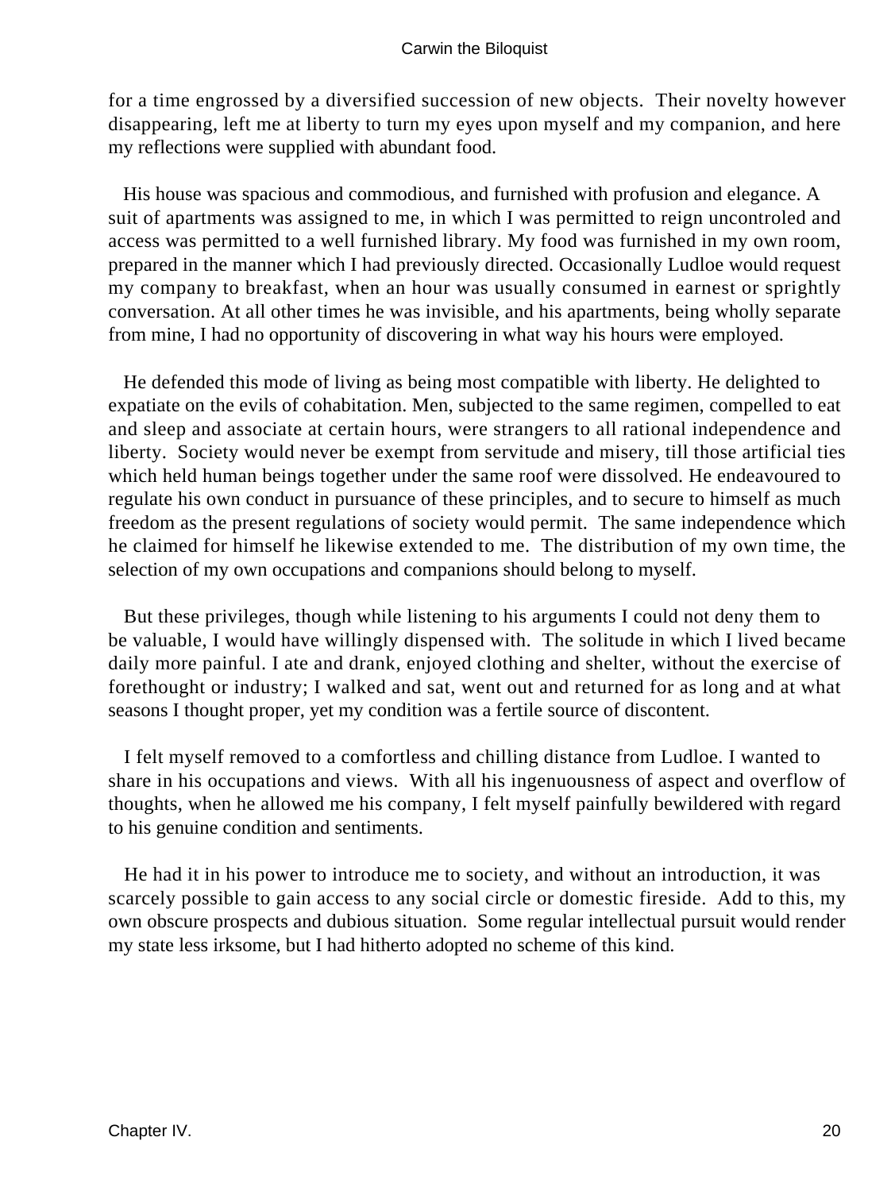for a time engrossed by a diversified succession of new objects. Their novelty however disappearing, left me at liberty to turn my eyes upon myself and my companion, and here my reflections were supplied with abundant food.

His house was spacious and commodious, and furnished with profusion and elegance. A suit of apartments was assigned to me, in which I was permitted to reign uncontroled and access was permitted to a well furnished library. My food was furnished in my own room, prepared in the manner which I had previously directed. Occasionally Ludloe would request my company to breakfast, when an hour was usually consumed in earnest or sprightly conversation. At all other times he was invisible, and his apartments, being wholly separate from mine, I had no opportunity of discovering in what way his hours were employed.

He defended this mode of living as being most compatible with liberty. He delighted to expatiate on the evils of cohabitation. Men, subjected to the same regimen, compelled to eat and sleep and associate at certain hours, were strangers to all rational independence and liberty. Society would never be exempt from servitude and misery, till those artificial ties which held human beings together under the same roof were dissolved. He endeavoured to regulate his own conduct in pursuance of these principles, and to secure to himself as much freedom as the present regulations of society would permit. The same independence which he claimed for himself he likewise extended to me. The distribution of my own time, the selection of my own occupations and companions should belong to myself.

But these privileges, though while listening to his arguments I could not deny them to be valuable, I would have willingly dispensed with. The solitude in which I lived became daily more painful. I ate and drank, enjoyed clothing and shelter, without the exercise of forethought or industry; I walked and sat, went out and returned for as long and at what seasons I thought proper, yet my condition was a fertile source of discontent.

I felt myself removed to a comfortless and chilling distance from Ludloe. I wanted to share in his occupations and views. With all his ingenuousness of aspect and overflow of thoughts, when he allowed me his company, I felt myself painfully bewildered with regard to his genuine condition and sentiments.

He had it in his power to introduce me to society, and without an introduction, it was scarcely possible to gain access to any social circle or domestic fireside. Add to this, my own obscure prospects and dubious situation. Some regular intellectual pursuit would render my state less irksome, but I had hitherto adopted no scheme of this kind.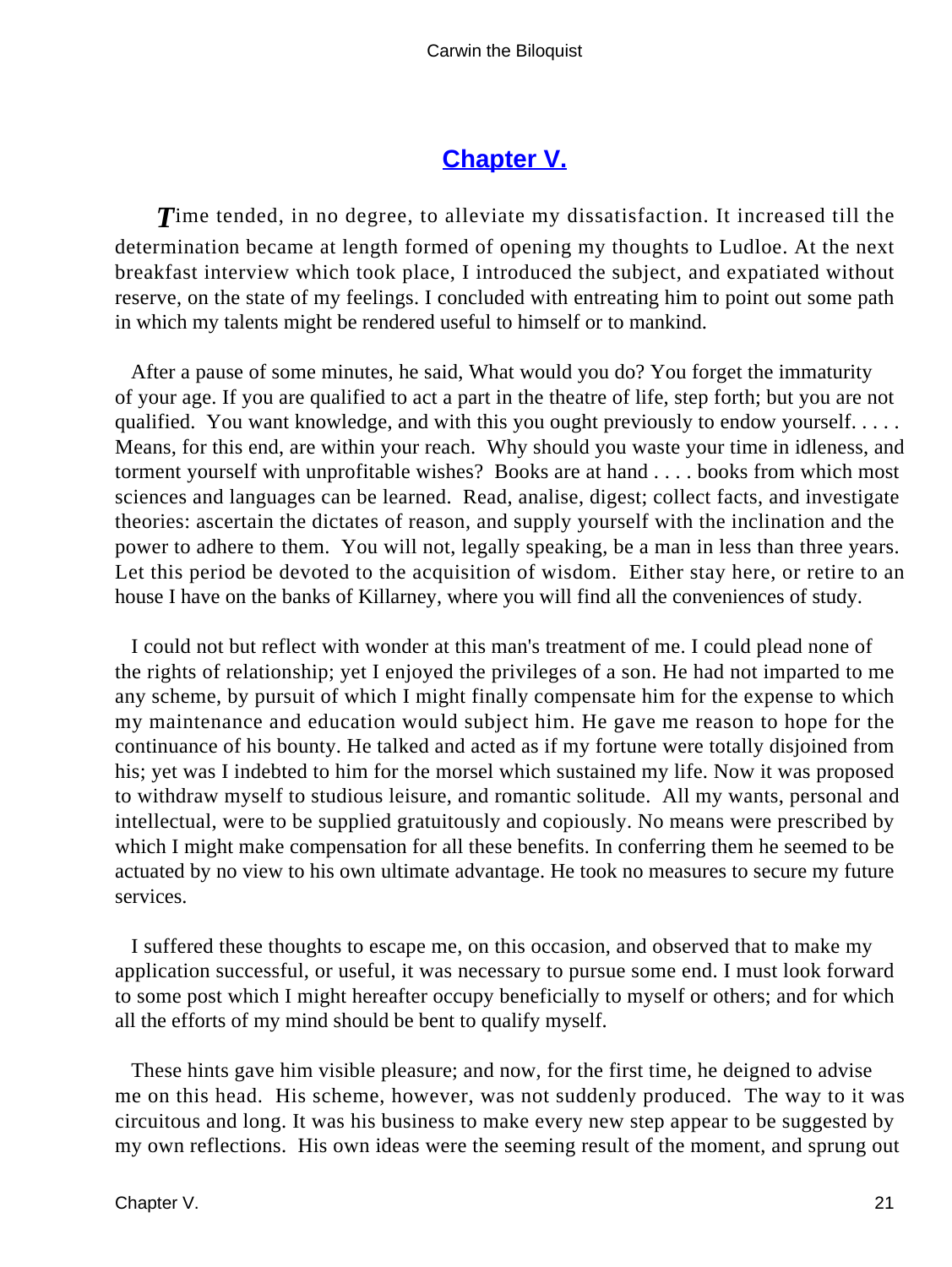## Chapter V.

*T*ime tended, in no degree, to alleviate my dissatisfaction. It increased till the determination became at length formed of opening my thoughts to Ludloe. At the next breakfast interview which took place, I introduced the subject, and expatiated without reserve, on the state of my feelings. I concluded with entreating him to point out some path in which my talents might be rendered useful to himself or to mankind.

After a pause of some minutes, he said, What would you do? You forget the immaturity of your age. If you are qualified to act a part in the theatre of life, step forth; but you are not qualified. You want knowledge, and with this you ought previously to endow yourself. . . . . Means, for this end, are within your reach. Why should you waste your time in idleness, and torment yourself with unprofitable wishes? Books are at hand . . . . books from which most sciences and languages can be learned. Read, analise, digest; collect facts, and investigate theories: ascertain the dictates of reason, and supply yourself with the inclination and the power to adhere to them. You will not, legally speaking, be a man in less than three years. Let this period be devoted to the acquisition of wisdom. Either stay here, or retire to an house I have on the banks of Killarney, where you will find all the conveniences of study.

I could not but reflect with wonder at this man's treatment of me. I could plead none of the rights of relationship; yet I enjoyed the privileges of a son. He had not imparted to me any scheme, by pursuit of which I might finally compensate him for the expense to which my maintenance and education would subject him. He gave me reason to hope for the continuance of his bounty. He talked and acted as if my fortune were totally disjoined from his; yet was I indebted to him for the morsel which sustained my life. Now it was proposed to withdraw myself to studious leisure, and romantic solitude. All my wants, personal and intellectual, were to be supplied gratuitously and copiously. No means were prescribed by which I might make compensation for all these benefits. In conferring them he seemed to be actuated by no view to his own ultimate advantage. He took no measures to secure my future services.

I suffered these thoughts to escape me, on this occasion, and observed that to make my application successful, or useful, it was necessary to pursue some end. I must look forward to some post which I might hereafter occupy beneficially to myself or others; and for which all the efforts of my mind should be bent to qualify myself.

These hints gave him visible pleasure; and now, for the first time, he deigned to advise me on this head. His scheme, however, was not suddenly produced. The way to it was circuitous and long. It was his business to make every new step appear to be suggested by my own reflections. His own ideas were the seeming result of the moment, and sprung out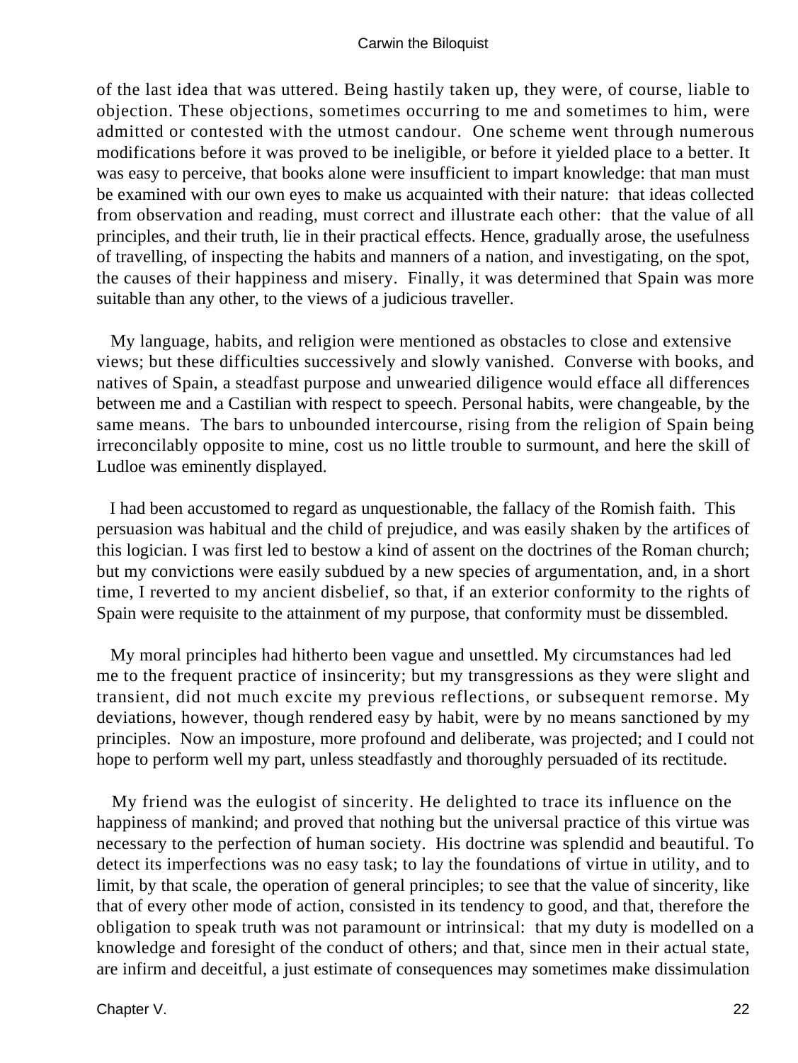of the last idea that was uttered. Being hastily taken up, they were, of course, liable to objection. These objections, sometimes occurring to me and sometimes to him, were admitted or contested with the utmost candour. One scheme went through numerous modifications before it was proved to be ineligible, or before it yielded place to a better. It was easy to perceive, that books alone were insufficient to impart knowledge: that man must be examined with our own eyes to make us acquainted with their nature: that ideas collected from observation and reading, must correct and illustrate each other: that the value of all principles, and their truth, lie in their practical effects. Hence, gradually arose, the usefulness of travelling, of inspecting the habits and manners of a nation, and investigating, on the spot, the causes of their happiness and misery. Finally, it was determined that Spain was more suitable than any other, to the views of a judicious traveller.

My language, habits, and religion were mentioned as obstacles to close and extensive views; but these difficulties successively and slowly vanished. Converse with books, and natives of Spain, a steadfast purpose and unwearied diligence would efface all differences between me and a Castilian with respect to speech. Personal habits, were changeable, by the same means. The bars to unbounded intercourse, rising from the religion of Spain being irreconcilably opposite to mine, cost us no little trouble to surmount, and here the skill of Ludloe was eminently displayed.

I had been accustomed to regard as unquestionable, the fallacy of the Romish faith. This persuasion was habitual and the child of prejudice, and was easily shaken by the artifices of this logician. I was first led to bestow a kind of assent on the doctrines of the Roman church; but my convictions were easily subdued by a new species of argumentation, and, in a short time, I reverted to my ancient disbelief, so that, if an exterior conformity to the rights of Spain were requisite to the attainment of my purpose, that conformity must be dissembled.

My moral principles had hitherto been vague and unsettled. My circumstances had led me to the frequent practice of insincerity; but my transgressions as they were slight and transient, did not much excite my previous reflections, or subsequent remorse. My deviations, however, though rendered easy by habit, were by no means sanctioned by my principles. Now an imposture, more profound and deliberate, was projected; and I could not hope to perform well my part, unless steadfastly and thoroughly persuaded of its rectitude.

My friend was the eulogist of sincerity. He delighted to trace its influence on the happiness of mankind; and proved that nothing but the universal practice of this virtue was necessary to the perfection of human society. His doctrine was splendid and beautiful. To detect its imperfections was no easy task; to lay the foundations of virtue in utility, and to limit, by that scale, the operation of general principles; to see that the value of sincerity, like that of every other mode of action, consisted in its tendency to good, and that, therefore the obligation to speak truth was not paramount or intrinsical: that my duty is modelled on a knowledge and foresight of the conduct of others; and that, since men in their actual state, are infirm and deceitful, a just estimate of consequences may sometimes make dissimulation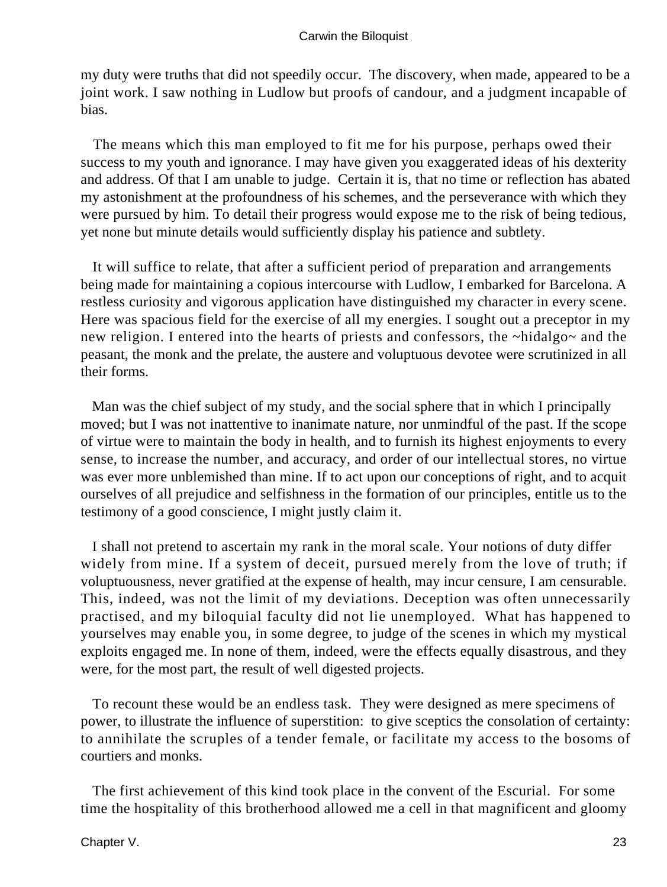my duty were truths that did not speedily occur. The discovery, when made, appeared to be a joint work. I saw nothing in Ludlow but proofs of candour, and a judgment incapable of bias.

The means which this man employed to fit me for his purpose, perhaps owed their success to my youth and ignorance. I may have given you exaggerated ideas of his dexterity and address. Of that I am unable to judge. Certain it is, that no time or reflection has abated my astonishment at the profoundness of his schemes, and the perseverance with which they were pursued by him. To detail their progress would expose me to the risk of being tedious, yet none but minute details would sufficiently display his patience and subtlety.

It will suffice to relate, that after a sufficient period of preparation and arrangements being made for maintaining a copious intercourse with Ludlow, I embarked for Barcelona. A restless curiosity and vigorous application have distinguished my character in every scene. Here was spacious field for the exercise of all my energies. I sought out a preceptor in my new religion. I entered into the hearts of priests and confessors, the ~hidalgo~ and the peasant, the monk and the prelate, the austere and voluptuous devotee were scrutinized in all their forms.

Man was the chief subject of my study, and the social sphere that in which I principally moved; but I was not inattentive to inanimate nature, nor unmindful of the past. If the scope of virtue were to maintain the body in health, and to furnish its highest enjoyments to every sense, to increase the number, and accuracy, and order of our intellectual stores, no virtue was ever more unblemished than mine. If to act upon our conceptions of right, and to acquit ourselves of all prejudice and selfishness in the formation of our principles, entitle us to the testimony of a good conscience, I might justly claim it.

I shall not pretend to ascertain my rank in the moral scale. Your notions of duty differ widely from mine. If a system of deceit, pursued merely from the love of truth; if voluptuousness, never gratified at the expense of health, may incur censure, I am censurable. This, indeed, was not the limit of my deviations. Deception was often unnecessarily practised, and my biloquial faculty did not lie unemployed. What has happened to yourselves may enable you, in some degree, to judge of the scenes in which my mystical exploits engaged me. In none of them, indeed, were the effects equally disastrous, and they were, for the most part, the result of well digested projects.

To recount these would be an endless task. They were designed as mere specimens of power, to illustrate the influence of superstition: to give sceptics the consolation of certainty: to annihilate the scruples of a tender female, or facilitate my access to the bosoms of courtiers and monks.

The first achievement of this kind took place in the convent of the Escurial. For some time the hospitality of this brotherhood allowed me a cell in that magnificent and gloomy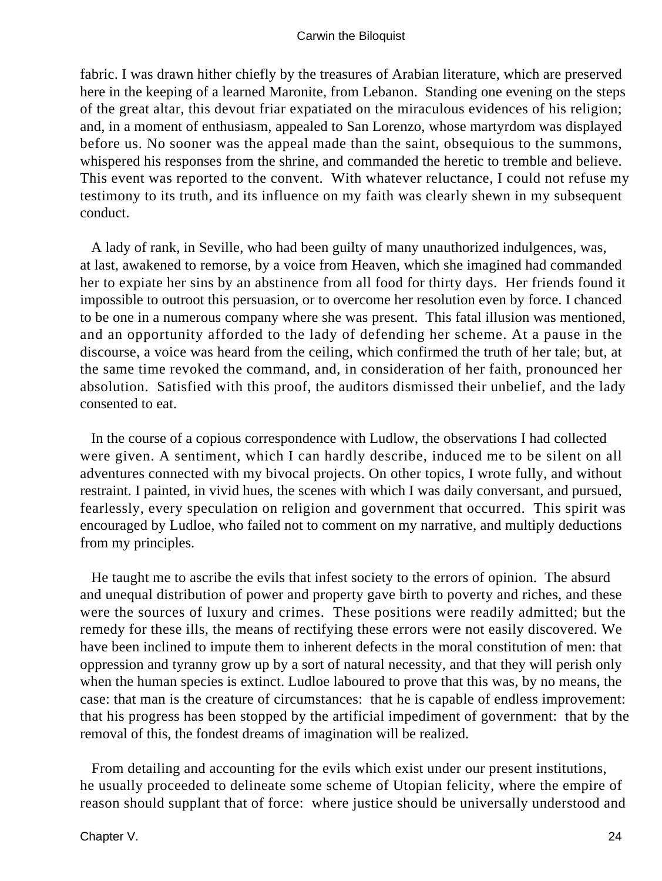fabric. I was drawn hither chiefly by the treasures of Arabian literature, which are preserved here in the keeping of a learned Maronite, from Lebanon. Standing one evening on the steps of the great altar, this devout friar expatiated on the miraculous evidences of his religion; and, in a moment of enthusiasm, appealed to San Lorenzo, whose martyrdom was displayed before us. No sooner was the appeal made than the saint, obsequious to the summons, whispered his responses from the shrine, and commanded the heretic to tremble and believe. This event was reported to the convent. With whatever reluctance, I could not refuse my testimony to its truth, and its influence on my faith was clearly shewn in my subsequent conduct.

A lady of rank, in Seville, who had been guilty of many unauthorized indulgences, was, at last, awakened to remorse, by a voice from Heaven, which she imagined had commanded her to expiate her sins by an abstinence from all food for thirty days. Her friends found it impossible to outroot this persuasion, or to overcome her resolution even by force. I chanced to be one in a numerous company where she was present. This fatal illusion was mentioned, and an opportunity afforded to the lady of defending her scheme. At a pause in the discourse, a voice was heard from the ceiling, which confirmed the truth of her tale; but, at the same time revoked the command, and, in consideration of her faith, pronounced her absolution. Satisfied with this proof, the auditors dismissed their unbelief, and the lady consented to eat.

In the course of a copious correspondence with Ludlow, the observations I had collected were given. A sentiment, which I can hardly describe, induced me to be silent on all adventures connected with my bivocal projects. On other topics, I wrote fully, and without restraint. I painted, in vivid hues, the scenes with which I was daily conversant, and pursued, fearlessly, every speculation on religion and government that occurred. This spirit was encouraged by Ludloe, who failed not to comment on my narrative, and multiply deductions from my principles.

He taught me to ascribe the evils that infest society to the errors of opinion. The absurd and unequal distribution of power and property gave birth to poverty and riches, and these were the sources of luxury and crimes. These positions were readily admitted; but the remedy for these ills, the means of rectifying these errors were not easily discovered. We have been inclined to impute them to inherent defects in the moral constitution of men: that oppression and tyranny grow up by a sort of natural necessity, and that they will perish only when the human species is extinct. Ludloe laboured to prove that this was, by no means, the case: that man is the creature of circumstances: that he is capable of endless improvement: that his progress has been stopped by the artificial impediment of government: that by the removal of this, the fondest dreams of imagination will be realized.

From detailing and accounting for the evils which exist under our present institutions, he usually proceeded to delineate some scheme of Utopian felicity, where the empire of reason should supplant that of force: where justice should be universally understood and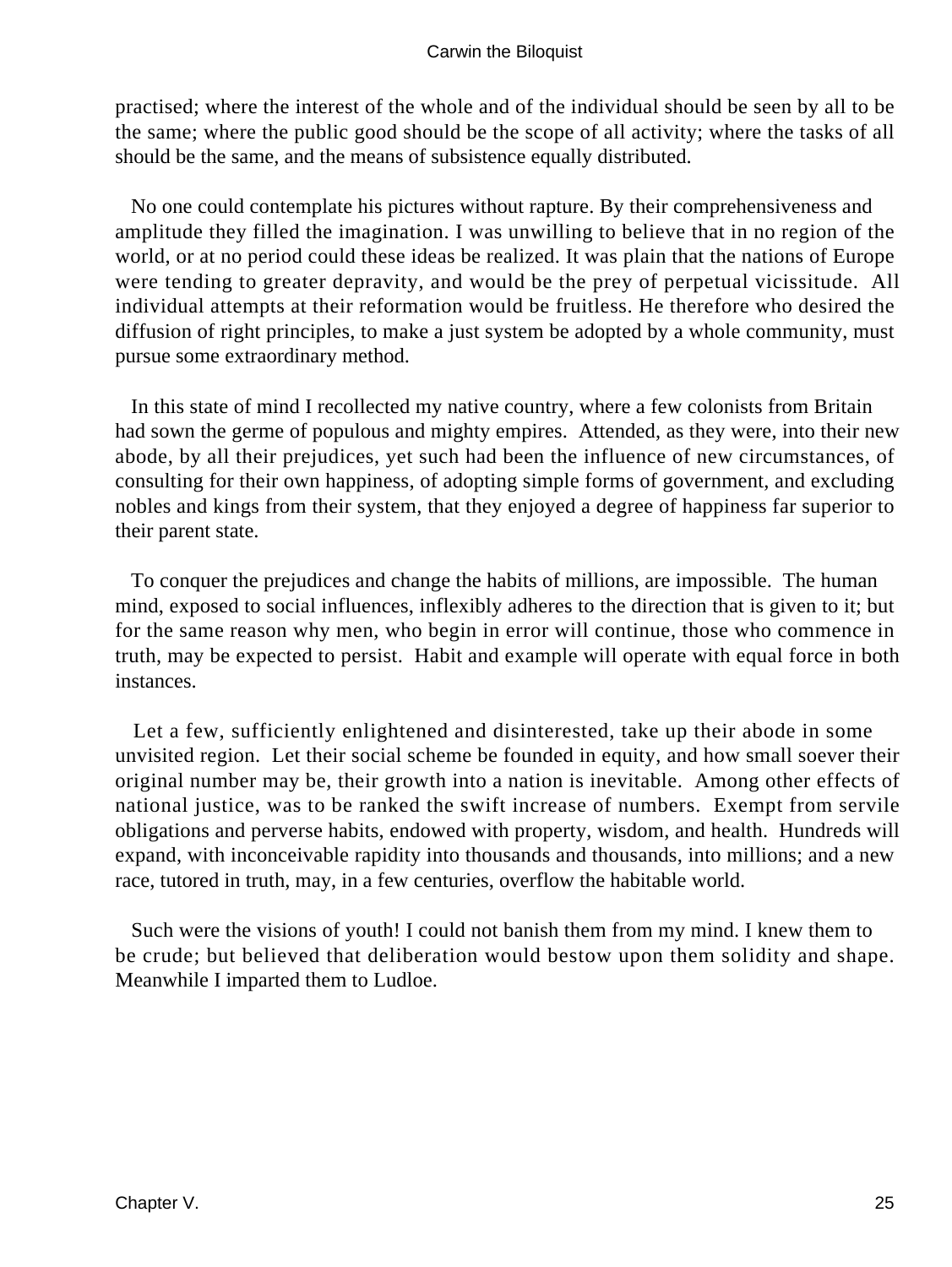practised; where the interest of the whole and of the individual should be seen by all to be the same; where the public good should be the scope of all activity; where the tasks of all should be the same, and the means of subsistence equally distributed.

No one could contemplate his pictures without rapture. By their comprehensiveness and amplitude they filled the imagination. I was unwilling to believe that in no region of the world, or at no period could these ideas be realized. It was plain that the nations of Europe were tending to greater depravity, and would be the prey of perpetual vicissitude. All individual attempts at their reformation would be fruitless. He therefore who desired the diffusion of right principles, to make a just system be adopted by a whole community, must pursue some extraordinary method.

In this state of mind I recollected my native country, where a few colonists from Britain had sown the germe of populous and mighty empires. Attended, as they were, into their new abode, by all their prejudices, yet such had been the influence of new circumstances, of consulting for their own happiness, of adopting simple forms of government, and excluding nobles and kings from their system, that they enjoyed a degree of happiness far superior to their parent state.

To conquer the prejudices and change the habits of millions, are impossible. The human mind, exposed to social influences, inflexibly adheres to the direction that is given to it; but for the same reason why men, who begin in error will continue, those who commence in truth, may be expected to persist. Habit and example will operate with equal force in both instances.

Let a few, sufficiently enlightened and disinterested, take up their abode in some unvisited region. Let their social scheme be founded in equity, and how small soever their original number may be, their growth into a nation is inevitable. Among other effects of national justice, was to be ranked the swift increase of numbers. Exempt from servile obligations and perverse habits, endowed with property, wisdom, and health. Hundreds will expand, with inconceivable rapidity into thousands and thousands, into millions; and a new race, tutored in truth, may, in a few centuries, overflow the habitable world.

Such were the visions of youth! I could not banish them from my mind. I knew them to be crude; but believed that deliberation would bestow upon them solidity and shape. Meanwhile I imparted them to Ludloe.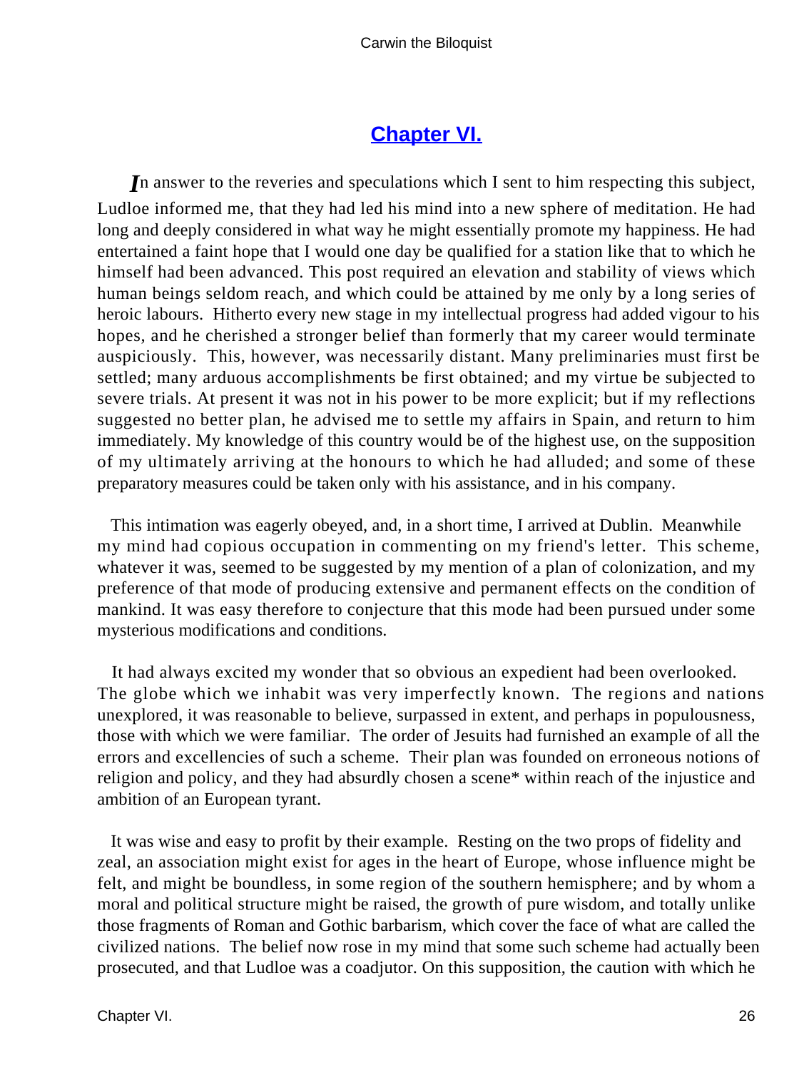## Chapter VI.

In answer to the reveries and speculations which I sent to him respecting this subject, Ludloe informed me, that they had led his mind into a new sphere of meditation. He had long and deeply considered in what way he might essentially promote my happiness. He had entertained a faint hope that I would one day be qualified for a station like that to which he himself had been advanced. This post required an elevation and stability of views which human beings seldom reach, and which could be attained by me only by a long series of heroic labours. Hitherto every new stage in my intellectual progress had added vigour to his hopes, and he cherished a stronger belief than formerly that my career would terminate auspiciously. This, however, was necessarily distant. Many preliminaries must first be settled; many arduous accomplishments be first obtained; and my virtue be subjected to severe trials. At present it was not in his power to be more explicit; but if my reflections suggested no better plan, he advised me to settle my affairs in Spain, and return to him immediately. My knowledge of this country would be of the highest use, on the supposition of my ultimately arriving at the honours to which he had alluded; and some of these preparatory measures could be taken only with his assistance, and in his company.

This intimation was eagerly obeyed, and, in a short time, I arrived at Dublin. Meanwhile my mind had copious occupation in commenting on my friend's letter. This scheme, whatever it was, seemed to be suggested by my mention of a plan of colonization, and my preference of that mode of producing extensive and permanent effects on the condition of mankind. It was easy therefore to conjecture that this mode had been pursued under some mysterious modifications and conditions.

It had always excited my wonder that so obvious an expedient had been overlooked. The globe which we inhabit was very imperfectly known. The regions and nations unexplored, it was reasonable to believe, surpassed in extent, and perhaps in populousness, those with which we were familiar. The order of Jesuits had furnished an example of all the errors and excellencies of such a scheme. Their plan was founded on erroneous notions of religion and policy, and they had absurdly chosen a scene* within reach of the injustice and ambition of an European tyrant.

It was wise and easy to profit by their example. Resting on the two props of fidelity and zeal, an association might exist for ages in the heart of Europe, whose influence might be felt, and might be boundless, in some region of the southern hemisphere; and by whom a moral and political structure might be raised, the growth of pure wisdom, and totally unlike those fragments of Roman and Gothic barbarism, which cover the face of what are called the civilized nations. The belief now rose in my mind that some such scheme had actually been prosecuted, and that Ludloe was a coadjutor. On this supposition, the caution with which he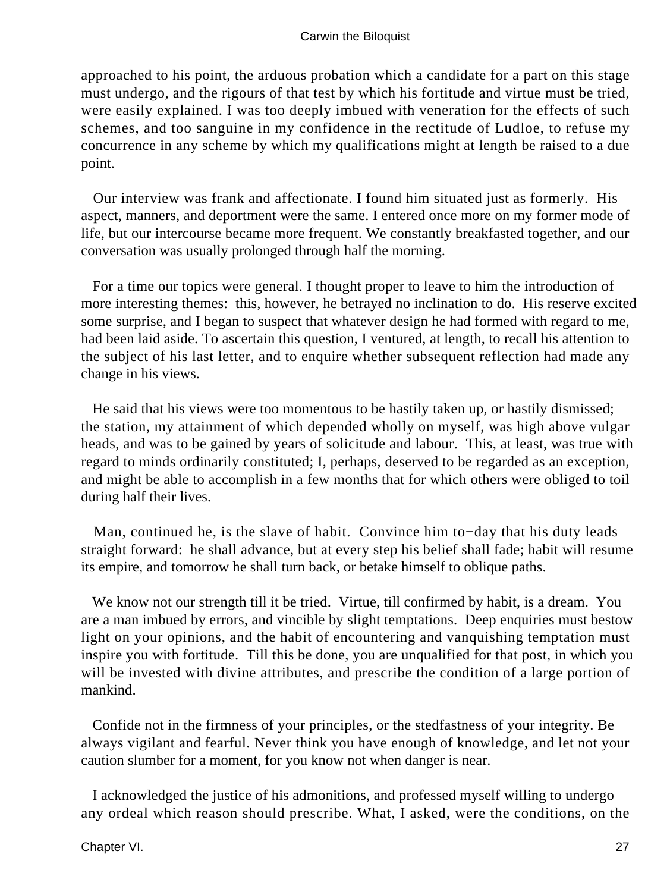approached to his point, the arduous probation which a candidate for a part on this stage must undergo, and the rigours of that test by which his fortitude and virtue must be tried, were easily explained. I was too deeply imbued with veneration for the effects of such schemes, and too sanguine in my confidence in the rectitude of Ludloe, to refuse my concurrence in any scheme by which my qualifications might at length be raised to a due point.

Our interview was frank and affectionate. I found him situated just as formerly. His aspect, manners, and deportment were the same. I entered once more on my former mode of life, but our intercourse became more frequent. We constantly breakfasted together, and our conversation was usually prolonged through half the morning.

For a time our topics were general. I thought proper to leave to him the introduction of more interesting themes: this, however, he betrayed no inclination to do. His reserve excited some surprise, and I began to suspect that whatever design he had formed with regard to me, had been laid aside. To ascertain this question, I ventured, at length, to recall his attention to the subject of his last letter, and to enquire whether subsequent reflection had made any change in his views.

He said that his views were too momentous to be hastily taken up, or hastily dismissed; the station, my attainment of which depended wholly on myself, was high above vulgar heads, and was to be gained by years of solicitude and labour. This, at least, was true with regard to minds ordinarily constituted; I, perhaps, deserved to be regarded as an exception, and might be able to accomplish in a few months that for which others were obliged to toil during half their lives.

Man, continued he, is the slave of habit. Convince him to−day that his duty leads straight forward: he shall advance, but at every step his belief shall fade; habit will resume its empire, and tomorrow he shall turn back, or betake himself to oblique paths.

We know not our strength till it be tried. Virtue, till confirmed by habit, is a dream. You are a man imbued by errors, and vincible by slight temptations. Deep enquiries must bestow light on your opinions, and the habit of encountering and vanquishing temptation must inspire you with fortitude. Till this be done, you are unqualified for that post, in which you will be invested with divine attributes, and prescribe the condition of a large portion of mankind.

Confide not in the firmness of your principles, or the stedfastness of your integrity. Be always vigilant and fearful. Never think you have enough of knowledge, and let not your caution slumber for a moment, for you know not when danger is near.

I acknowledged the justice of his admonitions, and professed myself willing to undergo any ordeal which reason should prescribe. What, I asked, were the conditions, on the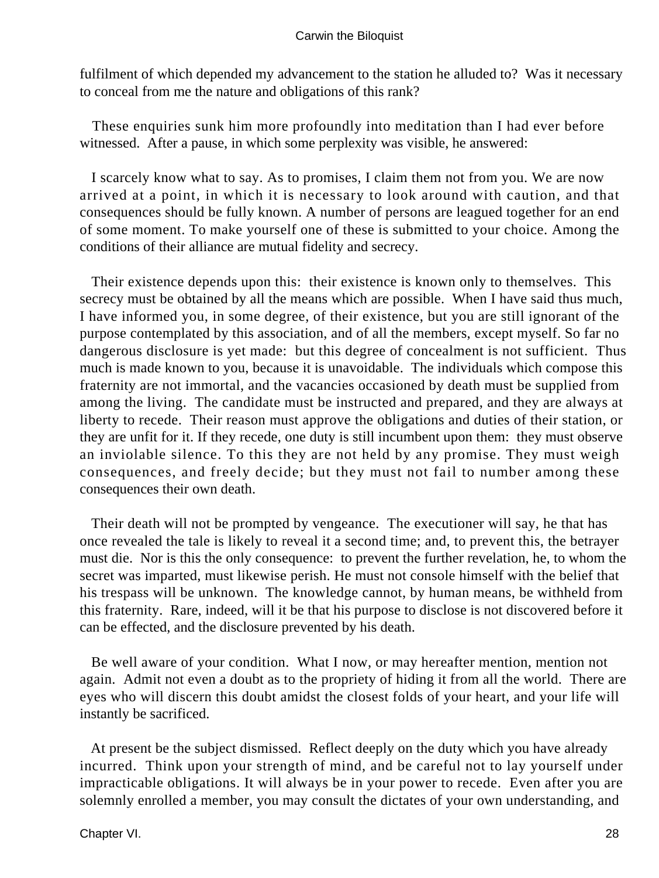fulfilment of which depended my advancement to the station he alluded to? Was it necessary to conceal from me the nature and obligations of this rank?

These enquiries sunk him more profoundly into meditation than I had ever before witnessed. After a pause, in which some perplexity was visible, he answered:

I scarcely know what to say. As to promises, I claim them not from you. We are now arrived at a point, in which it is necessary to look around with caution, and that consequences should be fully known. A number of persons are leagued together for an end of some moment. To make yourself one of these is submitted to your choice. Among the conditions of their alliance are mutual fidelity and secrecy.

Their existence depends upon this: their existence is known only to themselves. This secrecy must be obtained by all the means which are possible. When I have said thus much, I have informed you, in some degree, of their existence, but you are still ignorant of the purpose contemplated by this association, and of all the members, except myself. So far no dangerous disclosure is yet made: but this degree of concealment is not sufficient. Thus much is made known to you, because it is unavoidable. The individuals which compose this fraternity are not immortal, and the vacancies occasioned by death must be supplied from among the living. The candidate must be instructed and prepared, and they are always at liberty to recede. Their reason must approve the obligations and duties of their station, or they are unfit for it. If they recede, one duty is still incumbent upon them: they must observe an inviolable silence. To this they are not held by any promise. They must weigh consequences, and freely decide; but they must not fail to number among these consequences their own death.

Their death will not be prompted by vengeance. The executioner will say, he that has once revealed the tale is likely to reveal it a second time; and, to prevent this, the betrayer must die. Nor is this the only consequence: to prevent the further revelation, he, to whom the secret was imparted, must likewise perish. He must not console himself with the belief that his trespass will be unknown. The knowledge cannot, by human means, be withheld from this fraternity. Rare, indeed, will it be that his purpose to disclose is not discovered before it can be effected, and the disclosure prevented by his death.

Be well aware of your condition. What I now, or may hereafter mention, mention not again. Admit not even a doubt as to the propriety of hiding it from all the world. There are eyes who will discern this doubt amidst the closest folds of your heart, and your life will instantly be sacrificed.

At present be the subject dismissed. Reflect deeply on the duty which you have already incurred. Think upon your strength of mind, and be careful not to lay yourself under impracticable obligations. It will always be in your power to recede. Even after you are solemnly enrolled a member, you may consult the dictates of your own understanding, and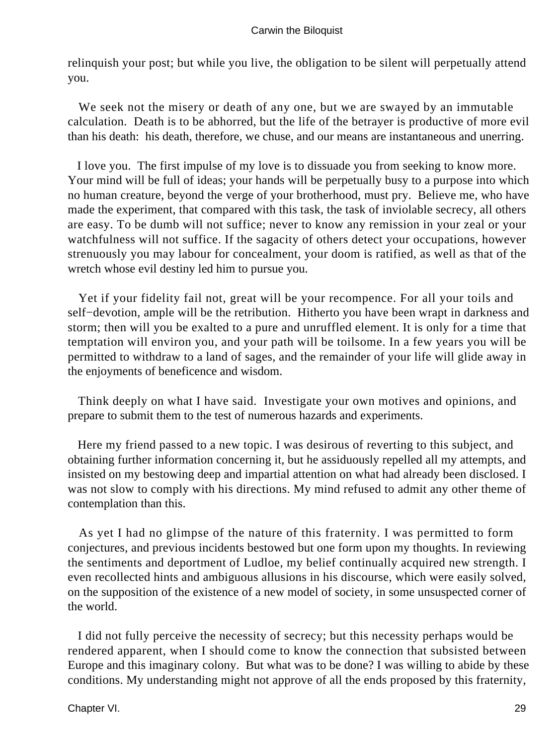relinquish your post; but while you live, the obligation to be silent will perpetually attend you.

We seek not the misery or death of any one, but we are swayed by an immutable calculation. Death is to be abhorred, but the life of the betrayer is productive of more evil than his death: his death, therefore, we chuse, and our means are instantaneous and unerring.

I love you. The first impulse of my love is to dissuade you from seeking to know more. Your mind will be full of ideas; your hands will be perpetually busy to a purpose into which no human creature, beyond the verge of your brotherhood, must pry. Believe me, who have made the experiment, that compared with this task, the task of inviolable secrecy, all others are easy. To be dumb will not suffice; never to know any remission in your zeal or your watchfulness will not suffice. If the sagacity of others detect your occupations, however strenuously you may labour for concealment, your doom is ratified, as well as that of the wretch whose evil destiny led him to pursue you.

Yet if your fidelity fail not, great will be your recompence. For all your toils and self−devotion, ample will be the retribution. Hitherto you have been wrapt in darkness and storm; then will you be exalted to a pure and unruffled element. It is only for a time that temptation will environ you, and your path will be toilsome. In a few years you will be permitted to withdraw to a land of sages, and the remainder of your life will glide away in the enjoyments of beneficence and wisdom.

Think deeply on what I have said. Investigate your own motives and opinions, and prepare to submit them to the test of numerous hazards and experiments.

Here my friend passed to a new topic. I was desirous of reverting to this subject, and obtaining further information concerning it, but he assiduously repelled all my attempts, and insisted on my bestowing deep and impartial attention on what had already been disclosed. I was not slow to comply with his directions. My mind refused to admit any other theme of contemplation than this.

As yet I had no glimpse of the nature of this fraternity. I was permitted to form conjectures, and previous incidents bestowed but one form upon my thoughts. In reviewing the sentiments and deportment of Ludloe, my belief continually acquired new strength. I even recollected hints and ambiguous allusions in his discourse, which were easily solved, on the supposition of the existence of a new model of society, in some unsuspected corner of the world.

I did not fully perceive the necessity of secrecy; but this necessity perhaps would be rendered apparent, when I should come to know the connection that subsisted between Europe and this imaginary colony. But what was to be done? I was willing to abide by these conditions. My understanding might not approve of all the ends proposed by this fraternity,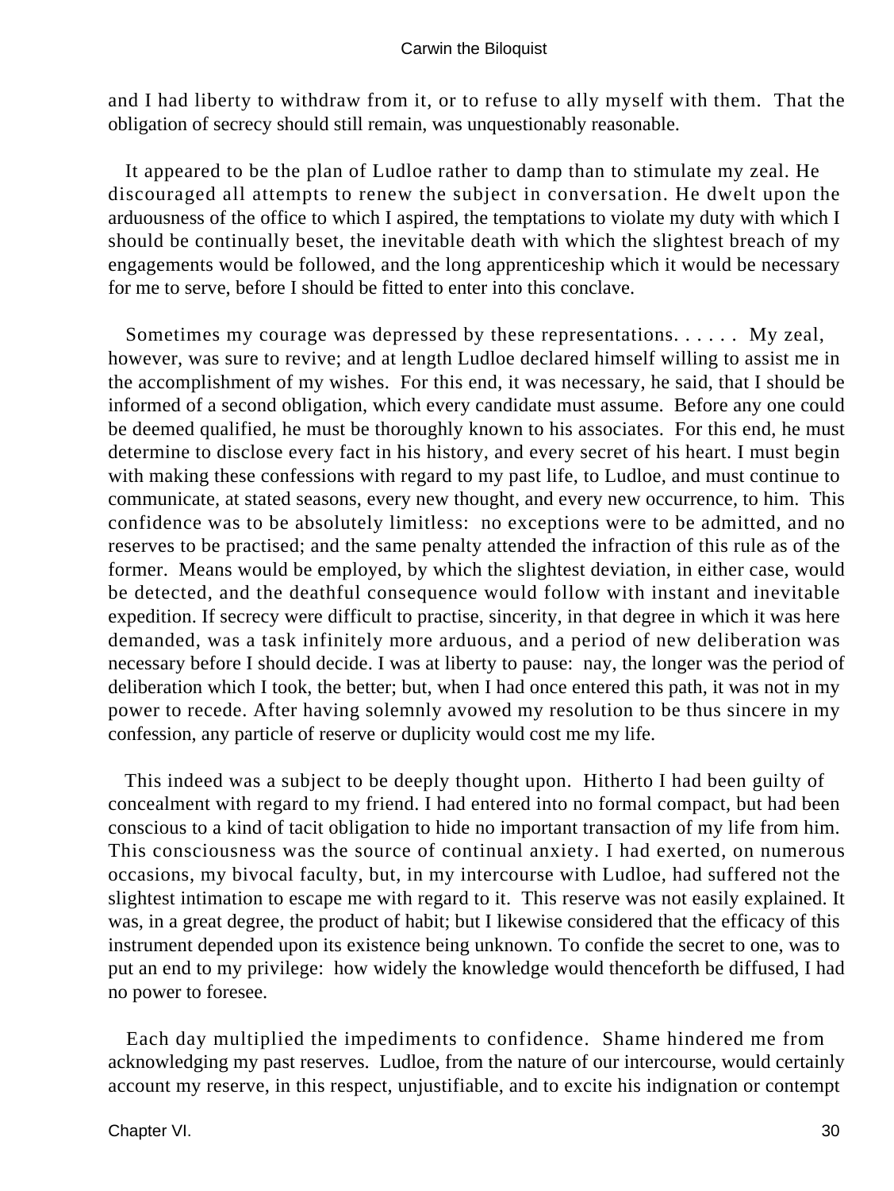and I had liberty to withdraw from it, or to refuse to ally myself with them. That the obligation of secrecy should still remain, was unquestionably reasonable.

It appeared to be the plan of Ludloe rather to damp than to stimulate my zeal. He discouraged all attempts to renew the subject in conversation. He dwelt upon the arduousness of the office to which I aspired, the temptations to violate my duty with which I should be continually beset, the inevitable death with which the slightest breach of my engagements would be followed, and the long apprenticeship which it would be necessary for me to serve, before I should be fitted to enter into this conclave.

Sometimes my courage was depressed by these representations. . . . . . My zeal, however, was sure to revive; and at length Ludloe declared himself willing to assist me in the accomplishment of my wishes. For this end, it was necessary, he said, that I should be informed of a second obligation, which every candidate must assume. Before any one could be deemed qualified, he must be thoroughly known to his associates. For this end, he must determine to disclose every fact in his history, and every secret of his heart. I must begin with making these confessions with regard to my past life, to Ludloe, and must continue to communicate, at stated seasons, every new thought, and every new occurrence, to him. This confidence was to be absolutely limitless: no exceptions were to be admitted, and no reserves to be practised; and the same penalty attended the infraction of this rule as of the former. Means would be employed, by which the slightest deviation, in either case, would be detected, and the deathful consequence would follow with instant and inevitable expedition. If secrecy were difficult to practise, sincerity, in that degree in which it was here demanded, was a task infinitely more arduous, and a period of new deliberation was necessary before I should decide. I was at liberty to pause: nay, the longer was the period of deliberation which I took, the better; but, when I had once entered this path, it was not in my power to recede. After having solemnly avowed my resolution to be thus sincere in my confession, any particle of reserve or duplicity would cost me my life.

This indeed was a subject to be deeply thought upon. Hitherto I had been guilty of concealment with regard to my friend. I had entered into no formal compact, but had been conscious to a kind of tacit obligation to hide no important transaction of my life from him. This consciousness was the source of continual anxiety. I had exerted, on numerous occasions, my bivocal faculty, but, in my intercourse with Ludloe, had suffered not the slightest intimation to escape me with regard to it. This reserve was not easily explained. It was, in a great degree, the product of habit; but I likewise considered that the efficacy of this instrument depended upon its existence being unknown. To confide the secret to one, was to put an end to my privilege: how widely the knowledge would thenceforth be diffused, I had no power to foresee.

Each day multiplied the impediments to confidence. Shame hindered me from acknowledging my past reserves. Ludloe, from the nature of our intercourse, would certainly account my reserve, in this respect, unjustifiable, and to excite his indignation or contempt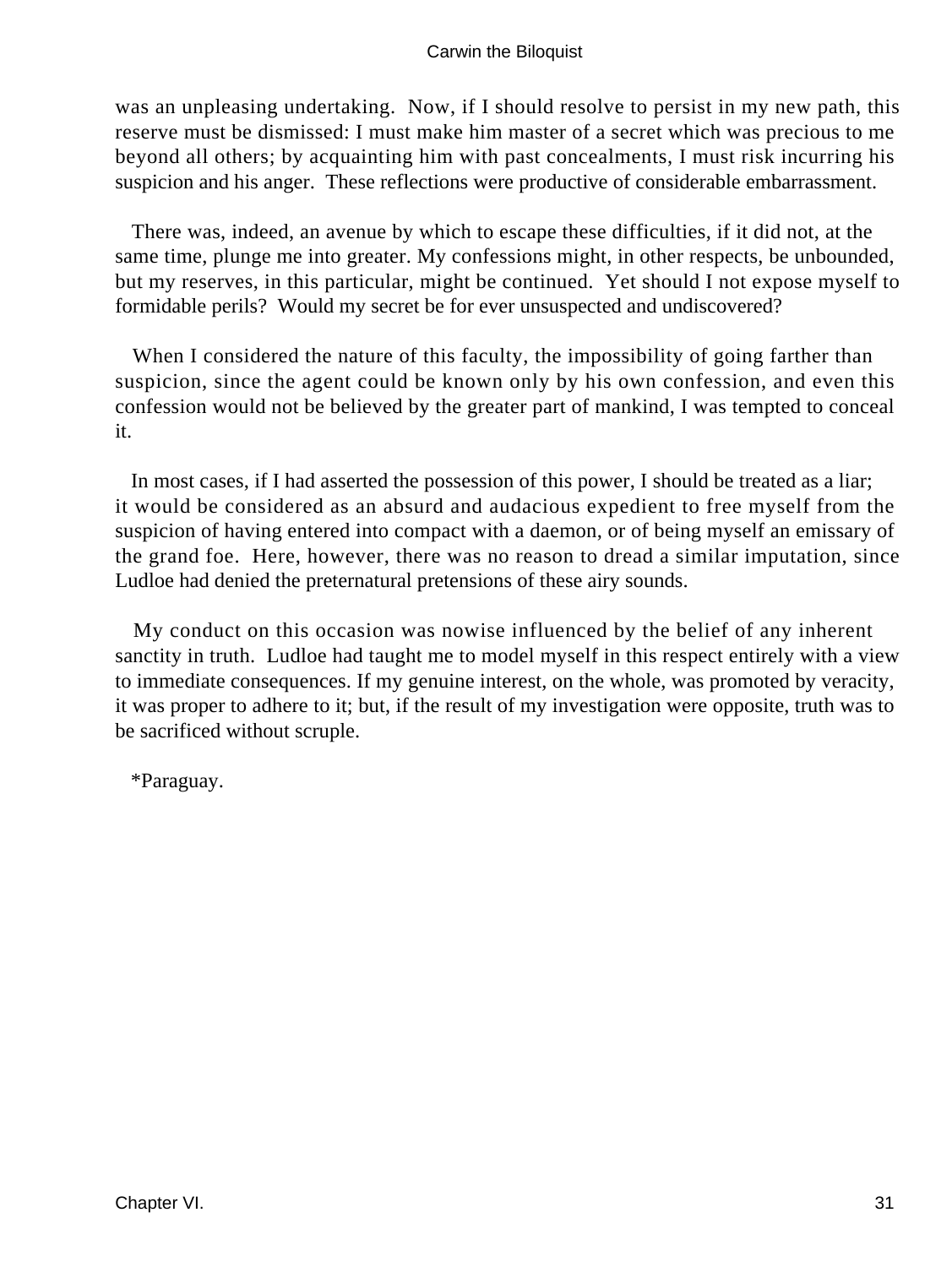was an unpleasing undertaking. Now, if I should resolve to persist in my new path, this reserve must be dismissed: I must make him master of a secret which was precious to me beyond all others; by acquainting him with past concealments, I must risk incurring his suspicion and his anger. These reflections were productive of considerable embarrassment.

There was, indeed, an avenue by which to escape these difficulties, if it did not, at the same time, plunge me into greater. My confessions might, in other respects, be unbounded, but my reserves, in this particular, might be continued. Yet should I not expose myself to formidable perils? Would my secret be for ever unsuspected and undiscovered?

When I considered the nature of this faculty, the impossibility of going farther than suspicion, since the agent could be known only by his own confession, and even this confession would not be believed by the greater part of mankind, I was tempted to conceal it.

In most cases, if I had asserted the possession of this power, I should be treated as a liar; it would be considered as an absurd and audacious expedient to free myself from the suspicion of having entered into compact with a daemon, or of being myself an emissary of the grand foe. Here, however, there was no reason to dread a similar imputation, since Ludloe had denied the preternatural pretensions of these airy sounds.

My conduct on this occasion was nowise influenced by the belief of any inherent sanctity in truth. Ludloe had taught me to model myself in this respect entirely with a view to immediate consequences. If my genuine interest, on the whole, was promoted by veracity, it was proper to adhere to it; but, if the result of my investigation were opposite, truth was to be sacrificed without scruple.

*Paraguay.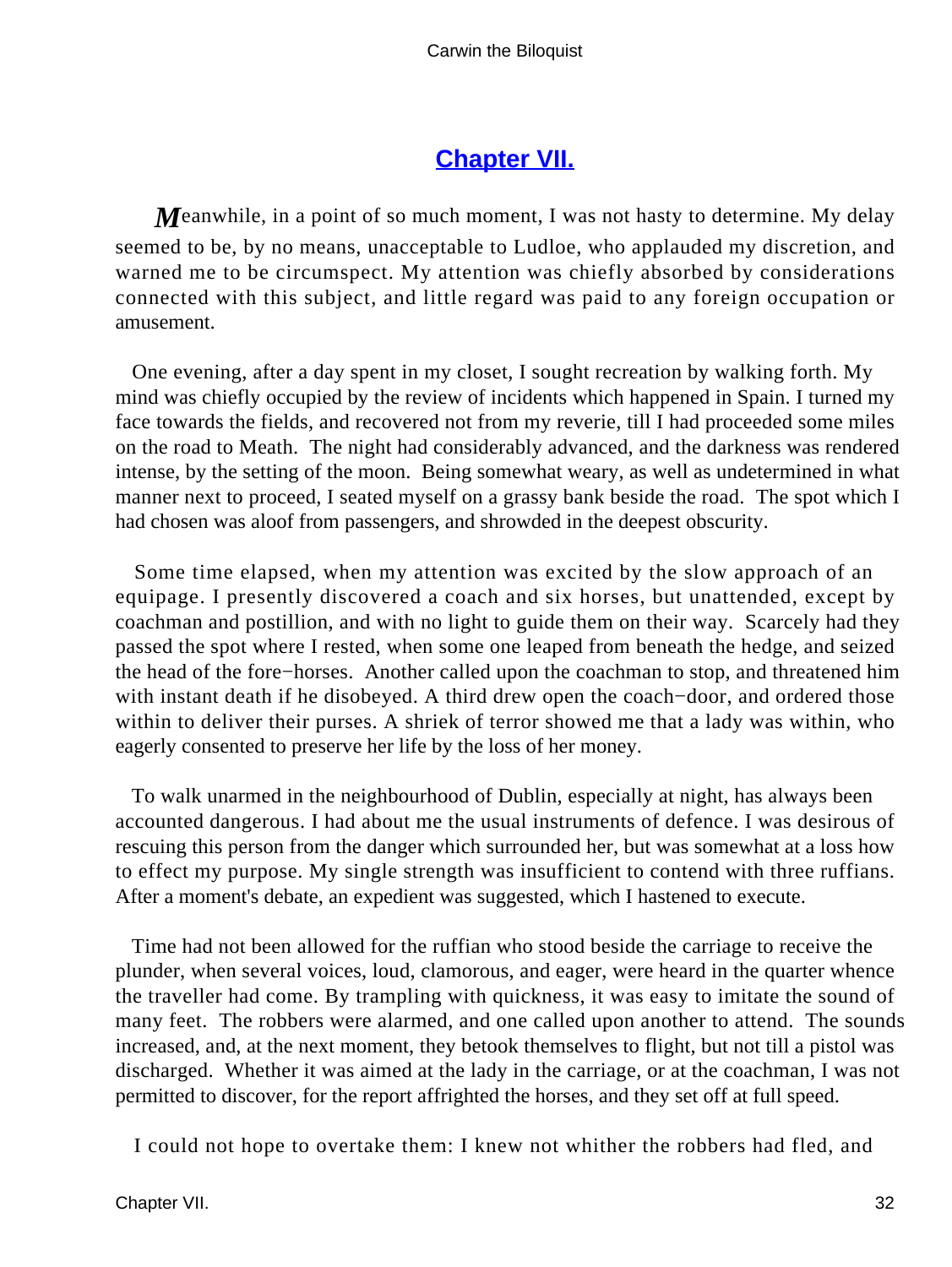## Chapter VII.

*M*eanwhile, in a point of so much moment, I was not hasty to determine. My delay seemed to be, by no means, unacceptable to Ludloe, who applauded my discretion, and warned me to be circumspect. My attention was chiefly absorbed by considerations connected with this subject, and little regard was paid to any foreign occupation or amusement.

One evening, after a day spent in my closet, I sought recreation by walking forth. My mind was chiefly occupied by the review of incidents which happened in Spain. I turned my face towards the fields, and recovered not from my reverie, till I had proceeded some miles on the road to Meath. The night had considerably advanced, and the darkness was rendered intense, by the setting of the moon. Being somewhat weary, as well as undetermined in what manner next to proceed, I seated myself on a grassy bank beside the road. The spot which I had chosen was aloof from passengers, and shrowded in the deepest obscurity.

Some time elapsed, when my attention was excited by the slow approach of an equipage. I presently discovered a coach and six horses, but unattended, except by coachman and postillion, and with no light to guide them on their way. Scarcely had they passed the spot where I rested, when some one leaped from beneath the hedge, and seized the head of the fore−horses. Another called upon the coachman to stop, and threatened him with instant death if he disobeyed. A third drew open the coach−door, and ordered those within to deliver their purses. A shriek of terror showed me that a lady was within, who eagerly consented to preserve her life by the loss of her money.

To walk unarmed in the neighbourhood of Dublin, especially at night, has always been accounted dangerous. I had about me the usual instruments of defence. I was desirous of rescuing this person from the danger which surrounded her, but was somewhat at a loss how to effect my purpose. My single strength was insufficient to contend with three ruffians. After a moment's debate, an expedient was suggested, which I hastened to execute.

Time had not been allowed for the ruffian who stood beside the carriage to receive the plunder, when several voices, loud, clamorous, and eager, were heard in the quarter whence the traveller had come. By trampling with quickness, it was easy to imitate the sound of many feet. The robbers were alarmed, and one called upon another to attend. The sounds increased, and, at the next moment, they betook themselves to flight, but not till a pistol was discharged. Whether it was aimed at the lady in the carriage, or at the coachman, I was not permitted to discover, for the report affrighted the horses, and they set off at full speed.

I could not hope to overtake them: I knew not whither the robbers had fled, and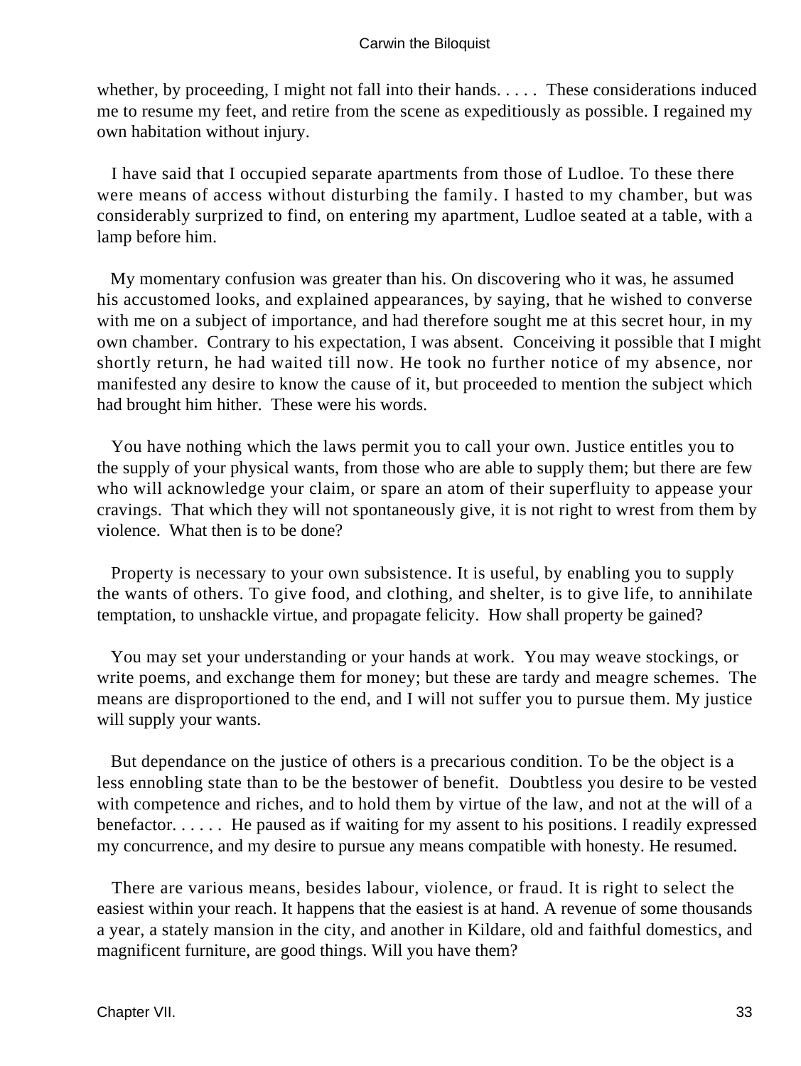whether, by proceeding, I might not fall into their hands. . . . . These considerations induced me to resume my feet, and retire from the scene as expeditiously as possible. I regained my own habitation without injury.

I have said that I occupied separate apartments from those of Ludloe. To these there were means of access without disturbing the family. I hasted to my chamber, but was considerably surprized to find, on entering my apartment, Ludloe seated at a table, with a lamp before him.

My momentary confusion was greater than his. On discovering who it was, he assumed his accustomed looks, and explained appearances, by saying, that he wished to converse with me on a subject of importance, and had therefore sought me at this secret hour, in my own chamber. Contrary to his expectation, I was absent. Conceiving it possible that I might shortly return, he had waited till now. He took no further notice of my absence, nor manifested any desire to know the cause of it, but proceeded to mention the subject which had brought him hither. These were his words.

You have nothing which the laws permit you to call your own. Justice entitles you to the supply of your physical wants, from those who are able to supply them; but there are few who will acknowledge your claim, or spare an atom of their superfluity to appease your cravings. That which they will not spontaneously give, it is not right to wrest from them by violence. What then is to be done?

Property is necessary to your own subsistence. It is useful, by enabling you to supply the wants of others. To give food, and clothing, and shelter, is to give life, to annihilate temptation, to unshackle virtue, and propagate felicity. How shall property be gained?

You may set your understanding or your hands at work. You may weave stockings, or write poems, and exchange them for money; but these are tardy and meagre schemes. The means are disproportioned to the end, and I will not suffer you to pursue them. My justice will supply your wants.

But dependance on the justice of others is a precarious condition. To be the object is a less ennobling state than to be the bestower of benefit. Doubtless you desire to be vested with competence and riches, and to hold them by virtue of the law, and not at the will of a benefactor. . . . . . He paused as if waiting for my assent to his positions. I readily expressed my concurrence, and my desire to pursue any means compatible with honesty. He resumed.

There are various means, besides labour, violence, or fraud. It is right to select the easiest within your reach. It happens that the easiest is at hand. A revenue of some thousands a year, a stately mansion in the city, and another in Kildare, old and faithful domestics, and magnificent furniture, are good things. Will you have them?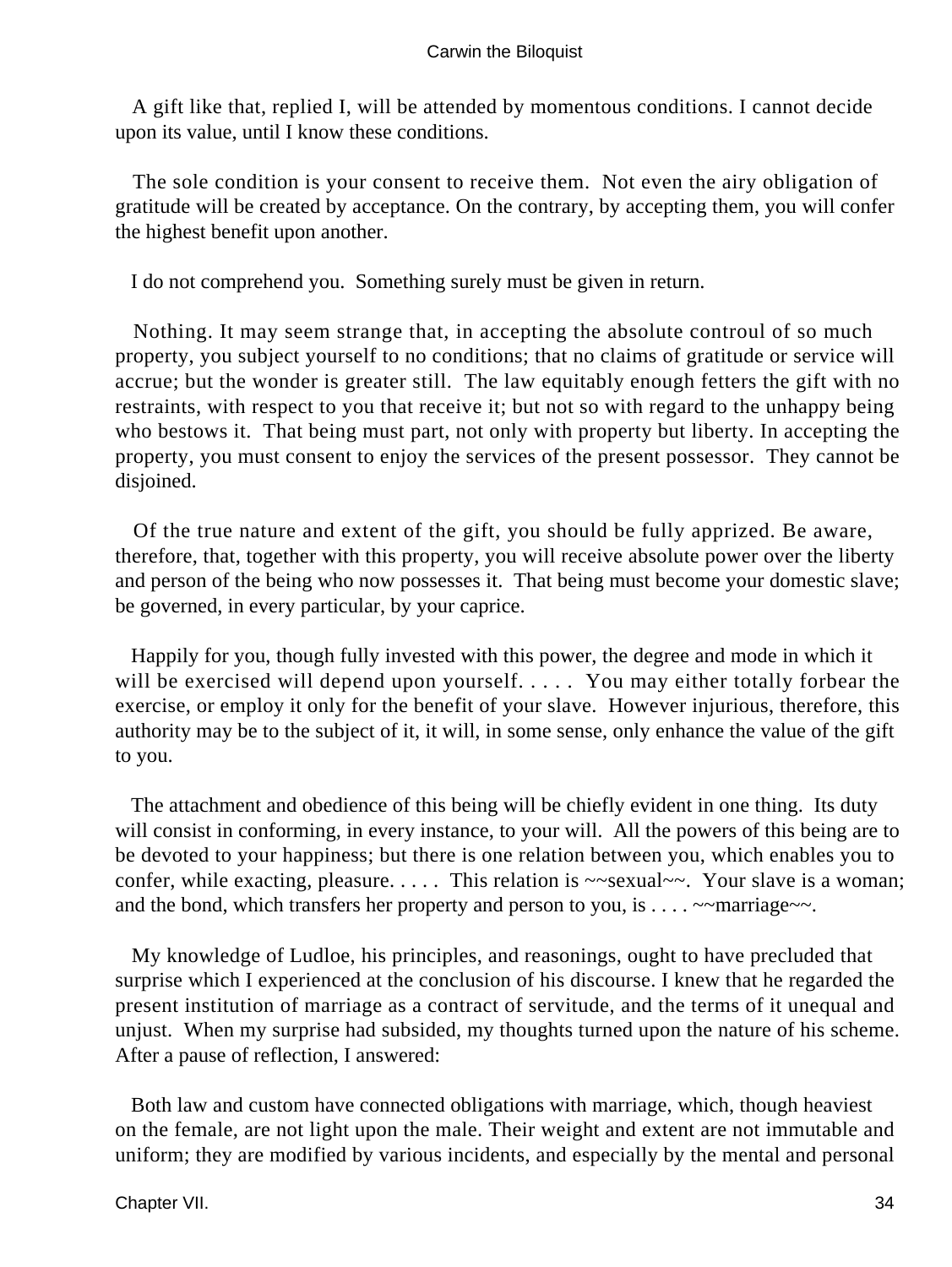A gift like that, replied I, will be attended by momentous conditions. I cannot decide upon its value, until I know these conditions.

The sole condition is your consent to receive them. Not even the airy obligation of gratitude will be created by acceptance. On the contrary, by accepting them, you will confer the highest benefit upon another.

I do not comprehend you. Something surely must be given in return.

Nothing. It may seem strange that, in accepting the absolute controul of so much property, you subject yourself to no conditions; that no claims of gratitude or service will accrue; but the wonder is greater still. The law equitably enough fetters the gift with no restraints, with respect to you that receive it; but not so with regard to the unhappy being who bestows it. That being must part, not only with property but liberty. In accepting the property, you must consent to enjoy the services of the present possessor. They cannot be disjoined.

Of the true nature and extent of the gift, you should be fully apprized. Be aware, therefore, that, together with this property, you will receive absolute power over the liberty and person of the being who now possesses it. That being must become your domestic slave; be governed, in every particular, by your caprice.

Happily for you, though fully invested with this power, the degree and mode in which it will be exercised will depend upon yourself. . . . . You may either totally forbear the exercise, or employ it only for the benefit of your slave. However injurious, therefore, this authority may be to the subject of it, it will, in some sense, only enhance the value of the gift to you.

The attachment and obedience of this being will be chiefly evident in one thing. Its duty will consist in conforming, in every instance, to your will. All the powers of this being are to be devoted to your happiness; but there is one relation between you, which enables you to confer, while exacting, pleasure. . . . . This relation is ~~sexual~~. Your slave is a woman; and the bond, which transfers her property and person to you, is . . . . ~~marriage~~.

My knowledge of Ludloe, his principles, and reasonings, ought to have precluded that surprise which I experienced at the conclusion of his discourse. I knew that he regarded the present institution of marriage as a contract of servitude, and the terms of it unequal and unjust. When my surprise had subsided, my thoughts turned upon the nature of his scheme. After a pause of reflection, I answered:

Both law and custom have connected obligations with marriage, which, though heaviest on the female, are not light upon the male. Their weight and extent are not immutable and uniform; they are modified by various incidents, and especially by the mental and personal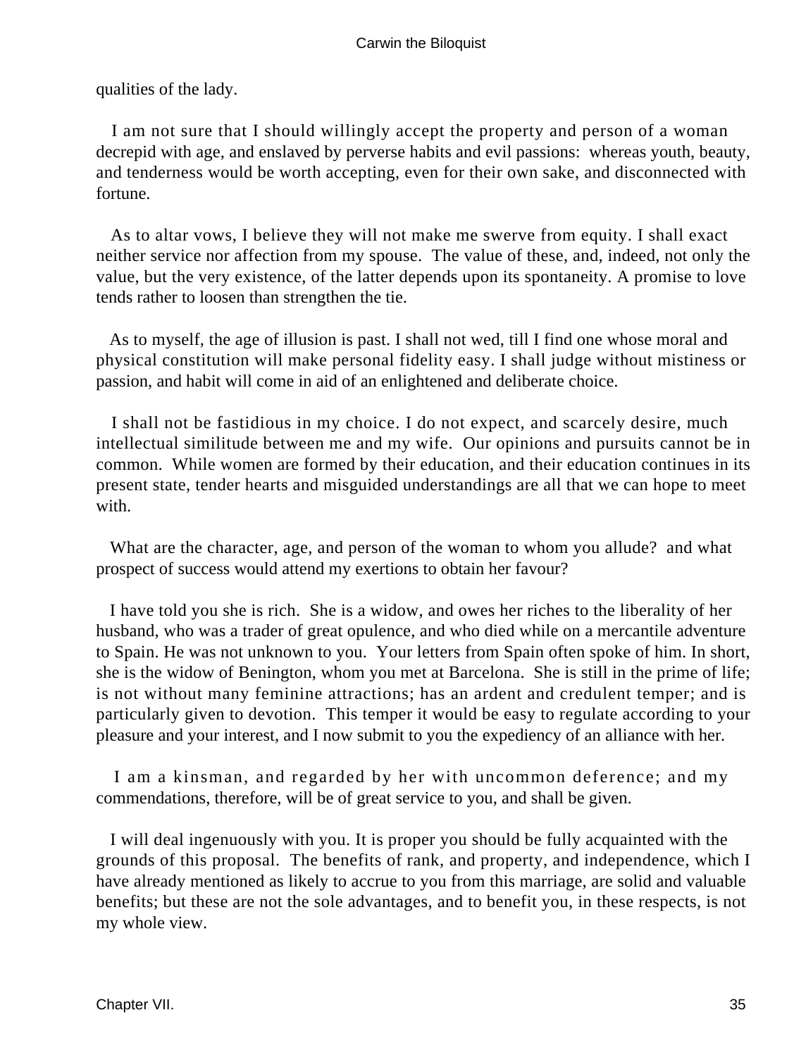qualities of the lady.

I am not sure that I should willingly accept the property and person of a woman decrepid with age, and enslaved by perverse habits and evil passions: whereas youth, beauty, and tenderness would be worth accepting, even for their own sake, and disconnected with fortune.

As to altar vows, I believe they will not make me swerve from equity. I shall exact neither service nor affection from my spouse. The value of these, and, indeed, not only the value, but the very existence, of the latter depends upon its spontaneity. A promise to love tends rather to loosen than strengthen the tie.

As to myself, the age of illusion is past. I shall not wed, till I find one whose moral and physical constitution will make personal fidelity easy. I shall judge without mistiness or passion, and habit will come in aid of an enlightened and deliberate choice.

I shall not be fastidious in my choice. I do not expect, and scarcely desire, much intellectual similitude between me and my wife. Our opinions and pursuits cannot be in common. While women are formed by their education, and their education continues in its present state, tender hearts and misguided understandings are all that we can hope to meet with.

What are the character, age, and person of the woman to whom you allude? and what prospect of success would attend my exertions to obtain her favour?

I have told you she is rich. She is a widow, and owes her riches to the liberality of her husband, who was a trader of great opulence, and who died while on a mercantile adventure to Spain. He was not unknown to you. Your letters from Spain often spoke of him. In short, she is the widow of Benington, whom you met at Barcelona. She is still in the prime of life; is not without many feminine attractions; has an ardent and credulent temper; and is particularly given to devotion. This temper it would be easy to regulate according to your pleasure and your interest, and I now submit to you the expediency of an alliance with her.

I am a kinsman, and regarded by her with uncommon deference; and my commendations, therefore, will be of great service to you, and shall be given.

I will deal ingenuously with you. It is proper you should be fully acquainted with the grounds of this proposal. The benefits of rank, and property, and independence, which I have already mentioned as likely to accrue to you from this marriage, are solid and valuable benefits; but these are not the sole advantages, and to benefit you, in these respects, is not my whole view.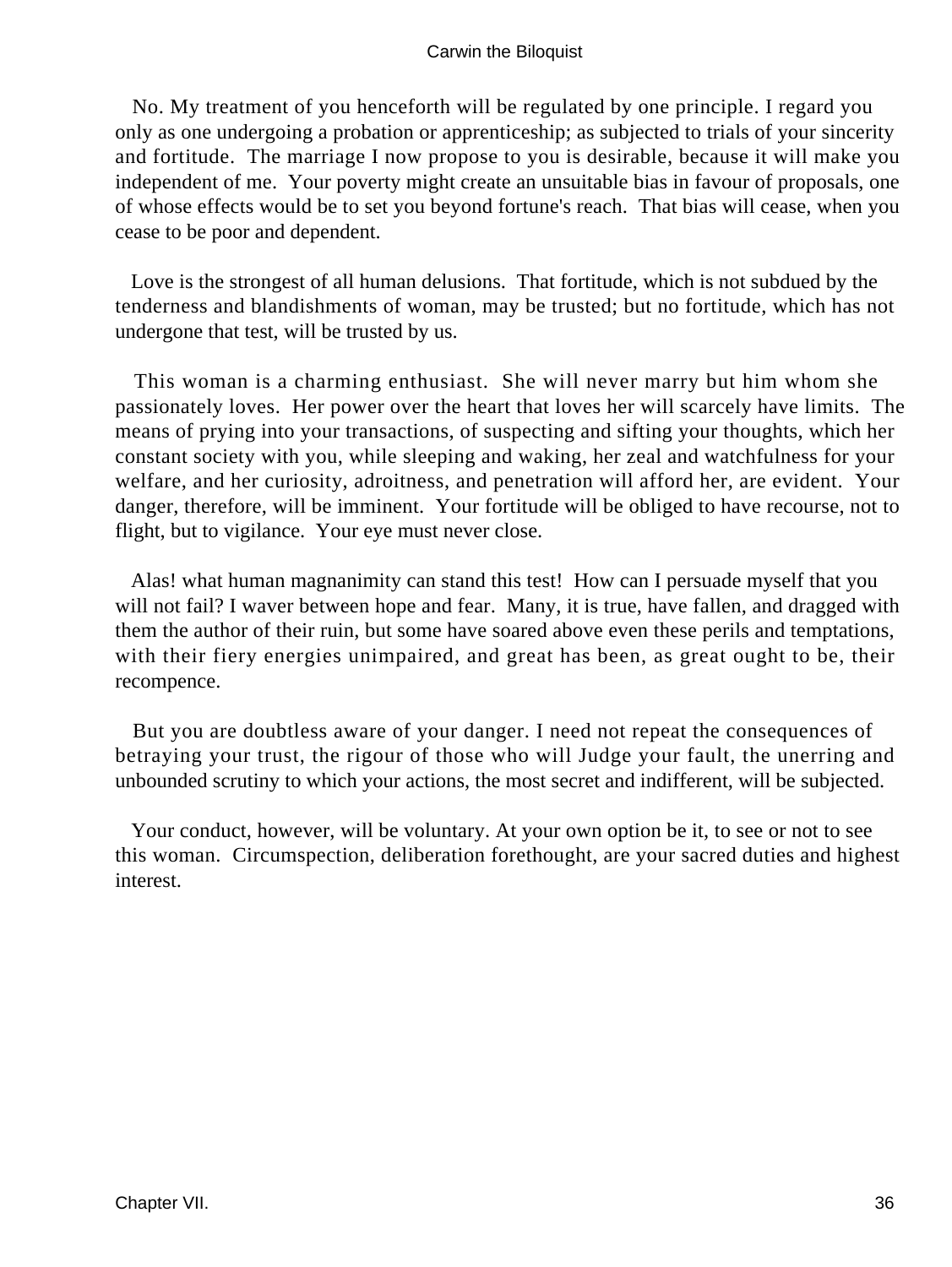No. My treatment of you henceforth will be regulated by one principle. I regard you only as one undergoing a probation or apprenticeship; as subjected to trials of your sincerity and fortitude. The marriage I now propose to you is desirable, because it will make you independent of me. Your poverty might create an unsuitable bias in favour of proposals, one of whose effects would be to set you beyond fortune's reach. That bias will cease, when you cease to be poor and dependent.

Love is the strongest of all human delusions. That fortitude, which is not subdued by the tenderness and blandishments of woman, may be trusted; but no fortitude, which has not undergone that test, will be trusted by us.

This woman is a charming enthusiast. She will never marry but him whom she passionately loves. Her power over the heart that loves her will scarcely have limits. The means of prying into your transactions, of suspecting and sifting your thoughts, which her constant society with you, while sleeping and waking, her zeal and watchfulness for your welfare, and her curiosity, adroitness, and penetration will afford her, are evident. Your danger, therefore, will be imminent. Your fortitude will be obliged to have recourse, not to flight, but to vigilance. Your eye must never close.

Alas! what human magnanimity can stand this test! How can I persuade myself that you will not fail? I waver between hope and fear. Many, it is true, have fallen, and dragged with them the author of their ruin, but some have soared above even these perils and temptations, with their fiery energies unimpaired, and great has been, as great ought to be, their recompence.

But you are doubtless aware of your danger. I need not repeat the consequences of betraying your trust, the rigour of those who will Judge your fault, the unerring and unbounded scrutiny to which your actions, the most secret and indifferent, will be subjected.

Your conduct, however, will be voluntary. At your own option be it, to see or not to see this woman. Circumspection, deliberation forethought, are your sacred duties and highest interest.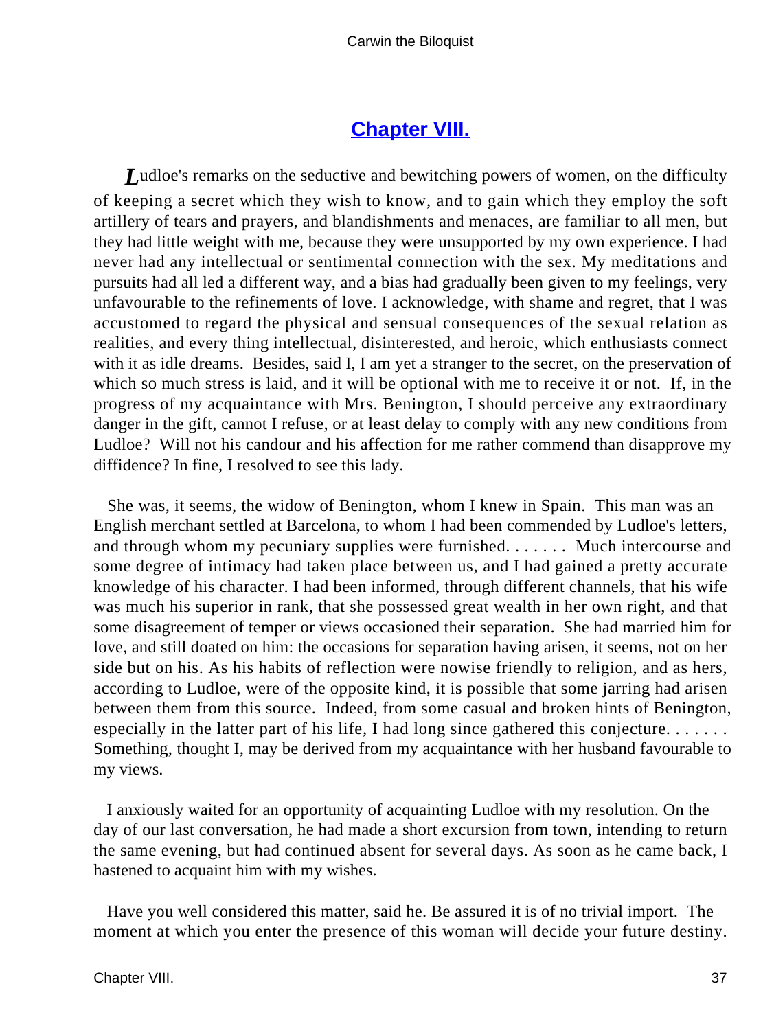## Chapter VIII.

Ludloe's remarks on the seductive and bewitching powers of women, on the difficulty of keeping a secret which they wish to know, and to gain which they employ the soft artillery of tears and prayers, and blandishments and menaces, are familiar to all men, but they had little weight with me, because they were unsupported by my own experience. I had never had any intellectual or sentimental connection with the sex. My meditations and pursuits had all led a different way, and a bias had gradually been given to my feelings, very unfavourable to the refinements of love. I acknowledge, with shame and regret, that I was accustomed to regard the physical and sensual consequences of the sexual relation as realities, and every thing intellectual, disinterested, and heroic, which enthusiasts connect with it as idle dreams. Besides, said I, I am yet a stranger to the secret, on the preservation of which so much stress is laid, and it will be optional with me to receive it or not. If, in the progress of my acquaintance with Mrs. Benington, I should perceive any extraordinary danger in the gift, cannot I refuse, or at least delay to comply with any new conditions from Ludloe? Will not his candour and his affection for me rather commend than disapprove my diffidence? In fine, I resolved to see this lady.

She was, it seems, the widow of Benington, whom I knew in Spain. This man was an English merchant settled at Barcelona, to whom I had been commended by Ludloe's letters, and through whom my pecuniary supplies were furnished. . . . . . . Much intercourse and some degree of intimacy had taken place between us, and I had gained a pretty accurate knowledge of his character. I had been informed, through different channels, that his wife was much his superior in rank, that she possessed great wealth in her own right, and that some disagreement of temper or views occasioned their separation. She had married him for love, and still doated on him: the occasions for separation having arisen, it seems, not on her side but on his. As his habits of reflection were nowise friendly to religion, and as hers, according to Ludloe, were of the opposite kind, it is possible that some jarring had arisen between them from this source. Indeed, from some casual and broken hints of Benington, especially in the latter part of his life, I had long since gathered this conjecture. . . . . . . Something, thought I, may be derived from my acquaintance with her husband favourable to my views.

I anxiously waited for an opportunity of acquainting Ludloe with my resolution. On the day of our last conversation, he had made a short excursion from town, intending to return the same evening, but had continued absent for several days. As soon as he came back, I hastened to acquaint him with my wishes.

Have you well considered this matter, said he. Be assured it is of no trivial import. The moment at which you enter the presence of this woman will decide your future destiny.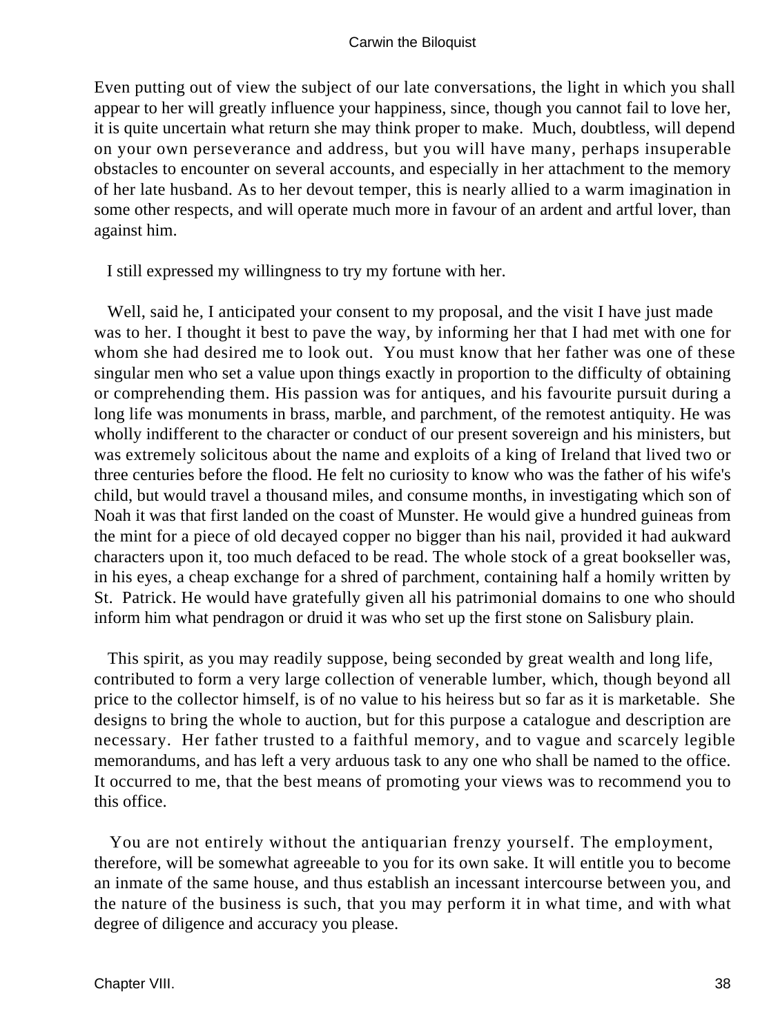Even putting out of view the subject of our late conversations, the light in which you shall appear to her will greatly influence your happiness, since, though you cannot fail to love her, it is quite uncertain what return she may think proper to make. Much, doubtless, will depend on your own perseverance and address, but you will have many, perhaps insuperable obstacles to encounter on several accounts, and especially in her attachment to the memory of her late husband. As to her devout temper, this is nearly allied to a warm imagination in some other respects, and will operate much more in favour of an ardent and artful lover, than against him.

I still expressed my willingness to try my fortune with her.

Well, said he, I anticipated your consent to my proposal, and the visit I have just made was to her. I thought it best to pave the way, by informing her that I had met with one for whom she had desired me to look out. You must know that her father was one of these singular men who set a value upon things exactly in proportion to the difficulty of obtaining or comprehending them. His passion was for antiques, and his favourite pursuit during a long life was monuments in brass, marble, and parchment, of the remotest antiquity. He was wholly indifferent to the character or conduct of our present sovereign and his ministers, but was extremely solicitous about the name and exploits of a king of Ireland that lived two or three centuries before the flood. He felt no curiosity to know who was the father of his wife's child, but would travel a thousand miles, and consume months, in investigating which son of Noah it was that first landed on the coast of Munster. He would give a hundred guineas from the mint for a piece of old decayed copper no bigger than his nail, provided it had aukward characters upon it, too much defaced to be read. The whole stock of a great bookseller was, in his eyes, a cheap exchange for a shred of parchment, containing half a homily written by St. Patrick. He would have gratefully given all his patrimonial domains to one who should inform him what pendragon or druid it was who set up the first stone on Salisbury plain.

This spirit, as you may readily suppose, being seconded by great wealth and long life, contributed to form a very large collection of venerable lumber, which, though beyond all price to the collector himself, is of no value to his heiress but so far as it is marketable. She designs to bring the whole to auction, but for this purpose a catalogue and description are necessary. Her father trusted to a faithful memory, and to vague and scarcely legible memorandums, and has left a very arduous task to any one who shall be named to the office. It occurred to me, that the best means of promoting your views was to recommend you to this office.

You are not entirely without the antiquarian frenzy yourself. The employment, therefore, will be somewhat agreeable to you for its own sake. It will entitle you to become an inmate of the same house, and thus establish an incessant intercourse between you, and the nature of the business is such, that you may perform it in what time, and with what degree of diligence and accuracy you please.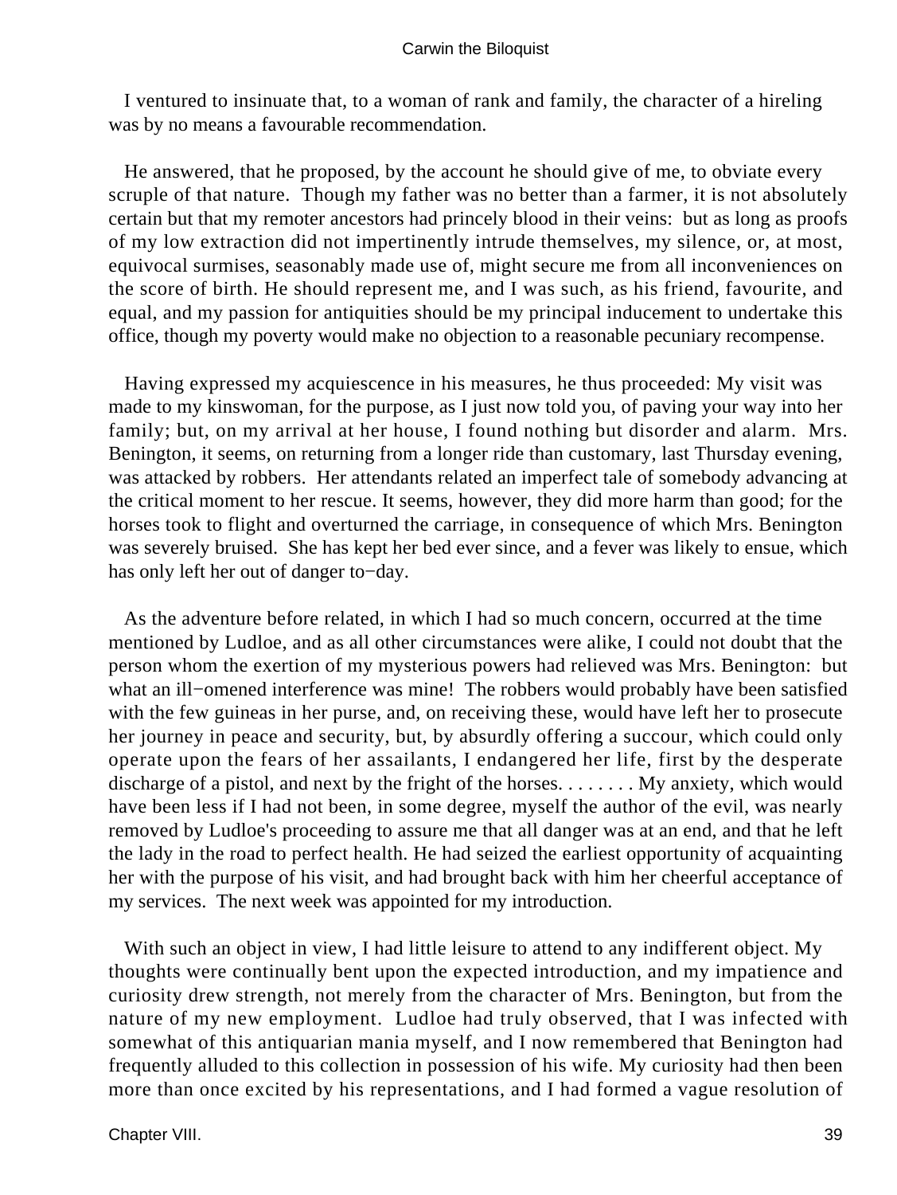I ventured to insinuate that, to a woman of rank and family, the character of a hireling was by no means a favourable recommendation.

He answered, that he proposed, by the account he should give of me, to obviate every scruple of that nature. Though my father was no better than a farmer, it is not absolutely certain but that my remoter ancestors had princely blood in their veins: but as long as proofs of my low extraction did not impertinently intrude themselves, my silence, or, at most, equivocal surmises, seasonably made use of, might secure me from all inconveniences on the score of birth. He should represent me, and I was such, as his friend, favourite, and equal, and my passion for antiquities should be my principal inducement to undertake this office, though my poverty would make no objection to a reasonable pecuniary recompense.

Having expressed my acquiescence in his measures, he thus proceeded: My visit was made to my kinswoman, for the purpose, as I just now told you, of paving your way into her family; but, on my arrival at her house, I found nothing but disorder and alarm. Mrs. Benington, it seems, on returning from a longer ride than customary, last Thursday evening, was attacked by robbers. Her attendants related an imperfect tale of somebody advancing at the critical moment to her rescue. It seems, however, they did more harm than good; for the horses took to flight and overturned the carriage, in consequence of which Mrs. Benington was severely bruised. She has kept her bed ever since, and a fever was likely to ensue, which has only left her out of danger to−day.

As the adventure before related, in which I had so much concern, occurred at the time mentioned by Ludloe, and as all other circumstances were alike, I could not doubt that the person whom the exertion of my mysterious powers had relieved was Mrs. Benington: but what an ill−omened interference was mine! The robbers would probably have been satisfied with the few guineas in her purse, and, on receiving these, would have left her to prosecute her journey in peace and security, but, by absurdly offering a succour, which could only operate upon the fears of her assailants, I endangered her life, first by the desperate discharge of a pistol, and next by the fright of the horses. . . . . . . . My anxiety, which would have been less if I had not been, in some degree, myself the author of the evil, was nearly removed by Ludloe's proceeding to assure me that all danger was at an end, and that he left the lady in the road to perfect health. He had seized the earliest opportunity of acquainting her with the purpose of his visit, and had brought back with him her cheerful acceptance of my services. The next week was appointed for my introduction.

With such an object in view, I had little leisure to attend to any indifferent object. My thoughts were continually bent upon the expected introduction, and my impatience and curiosity drew strength, not merely from the character of Mrs. Benington, but from the nature of my new employment. Ludloe had truly observed, that I was infected with somewhat of this antiquarian mania myself, and I now remembered that Benington had frequently alluded to this collection in possession of his wife. My curiosity had then been more than once excited by his representations, and I had formed a vague resolution of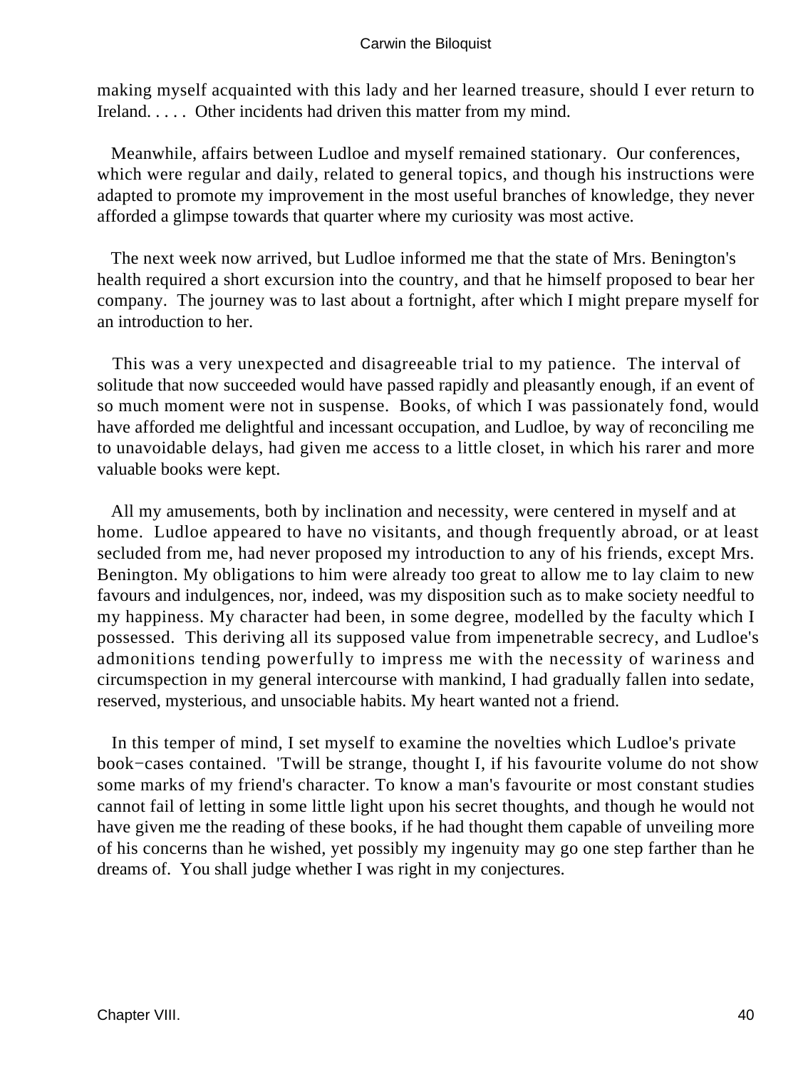making myself acquainted with this lady and her learned treasure, should I ever return to Ireland. . . . . Other incidents had driven this matter from my mind.

Meanwhile, affairs between Ludloe and myself remained stationary. Our conferences, which were regular and daily, related to general topics, and though his instructions were adapted to promote my improvement in the most useful branches of knowledge, they never afforded a glimpse towards that quarter where my curiosity was most active.

The next week now arrived, but Ludloe informed me that the state of Mrs. Benington's health required a short excursion into the country, and that he himself proposed to bear her company. The journey was to last about a fortnight, after which I might prepare myself for an introduction to her.

This was a very unexpected and disagreeable trial to my patience. The interval of solitude that now succeeded would have passed rapidly and pleasantly enough, if an event of so much moment were not in suspense. Books, of which I was passionately fond, would have afforded me delightful and incessant occupation, and Ludloe, by way of reconciling me to unavoidable delays, had given me access to a little closet, in which his rarer and more valuable books were kept.

All my amusements, both by inclination and necessity, were centered in myself and at home. Ludloe appeared to have no visitants, and though frequently abroad, or at least secluded from me, had never proposed my introduction to any of his friends, except Mrs. Benington. My obligations to him were already too great to allow me to lay claim to new favours and indulgences, nor, indeed, was my disposition such as to make society needful to my happiness. My character had been, in some degree, modelled by the faculty which I possessed. This deriving all its supposed value from impenetrable secrecy, and Ludloe's admonitions tending powerfully to impress me with the necessity of wariness and circumspection in my general intercourse with mankind, I had gradually fallen into sedate, reserved, mysterious, and unsociable habits. My heart wanted not a friend.

In this temper of mind, I set myself to examine the novelties which Ludloe's private book−cases contained. 'Twill be strange, thought I, if his favourite volume do not show some marks of my friend's character. To know a man's favourite or most constant studies cannot fail of letting in some little light upon his secret thoughts, and though he would not have given me the reading of these books, if he had thought them capable of unveiling more of his concerns than he wished, yet possibly my ingenuity may go one step farther than he dreams of. You shall judge whether I was right in my conjectures.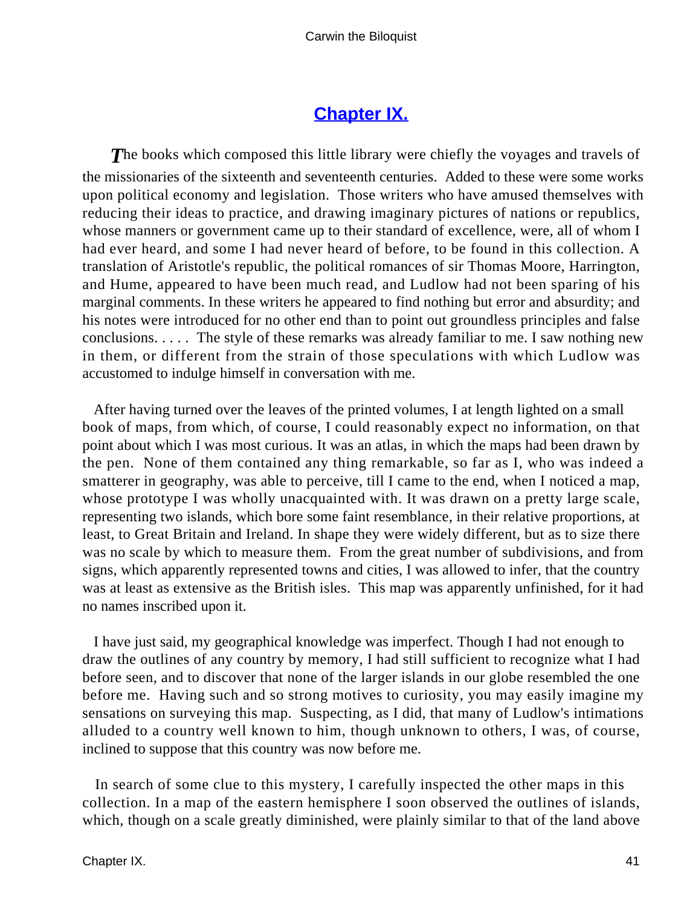## [Chapter IX.](#)

*T*he books which composed this little library were chiefly the voyages and travels of the missionaries of the sixteenth and seventeenth centuries. Added to these were some works upon political economy and legislation. Those writers who have amused themselves with reducing their ideas to practice, and drawing imaginary pictures of nations or republics, whose manners or government came up to their standard of excellence, were, all of whom I had ever heard, and some I had never heard of before, to be found in this collection. A translation of Aristotle's republic, the political romances of sir Thomas Moore, Harrington, and Hume, appeared to have been much read, and Ludlow had not been sparing of his marginal comments. In these writers he appeared to find nothing but error and absurdity; and his notes were introduced for no other end than to point out groundless principles and false conclusions. . . . . The style of these remarks was already familiar to me. I saw nothing new in them, or different from the strain of those speculations with which Ludlow was accustomed to indulge himself in conversation with me.

After having turned over the leaves of the printed volumes, I at length lighted on a small book of maps, from which, of course, I could reasonably expect no information, on that point about which I was most curious. It was an atlas, in which the maps had been drawn by the pen. None of them contained any thing remarkable, so far as I, who was indeed a smatterer in geography, was able to perceive, till I came to the end, when I noticed a map, whose prototype I was wholly unacquainted with. It was drawn on a pretty large scale, representing two islands, which bore some faint resemblance, in their relative proportions, at least, to Great Britain and Ireland. In shape they were widely different, but as to size there was no scale by which to measure them. From the great number of subdivisions, and from signs, which apparently represented towns and cities, I was allowed to infer, that the country was at least as extensive as the British isles. This map was apparently unfinished, for it had no names inscribed upon it.

I have just said, my geographical knowledge was imperfect. Though I had not enough to draw the outlines of any country by memory, I had still sufficient to recognize what I had before seen, and to discover that none of the larger islands in our globe resembled the one before me. Having such and so strong motives to curiosity, you may easily imagine my sensations on surveying this map. Suspecting, as I did, that many of Ludlow's intimations alluded to a country well known to him, though unknown to others, I was, of course, inclined to suppose that this country was now before me.

In search of some clue to this mystery, I carefully inspected the other maps in this collection. In a map of the eastern hemisphere I soon observed the outlines of islands, which, though on a scale greatly diminished, were plainly similar to that of the land above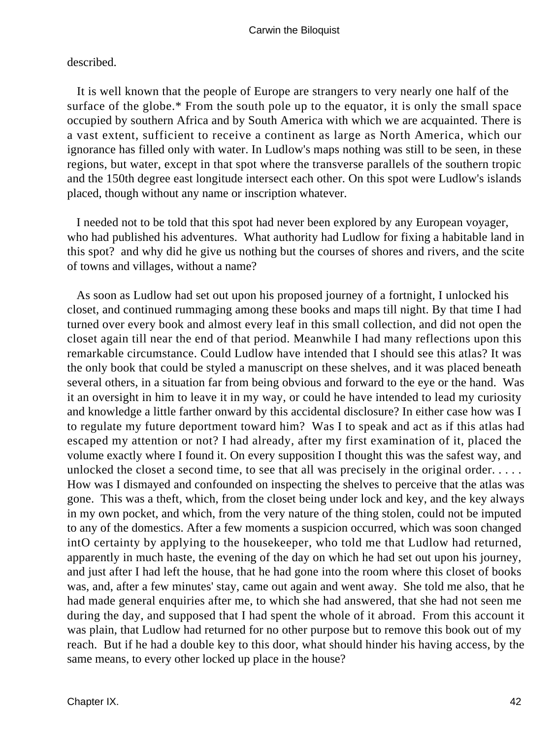described.

It is well known that the people of Europe are strangers to very nearly one half of the surface of the globe.* From the south pole up to the equator, it is only the small space occupied by southern Africa and by South America with which we are acquainted. There is a vast extent, sufficient to receive a continent as large as North America, which our ignorance has filled only with water. In Ludlow's maps nothing was still to be seen, in these regions, but water, except in that spot where the transverse parallels of the southern tropic and the 150th degree east longitude intersect each other. On this spot were Ludlow's islands placed, though without any name or inscription whatever.

I needed not to be told that this spot had never been explored by any European voyager, who had published his adventures. What authority had Ludlow for fixing a habitable land in this spot? and why did he give us nothing but the courses of shores and rivers, and the scite of towns and villages, without a name?

As soon as Ludlow had set out upon his proposed journey of a fortnight, I unlocked his closet, and continued rummaging among these books and maps till night. By that time I had turned over every book and almost every leaf in this small collection, and did not open the closet again till near the end of that period. Meanwhile I had many reflections upon this remarkable circumstance. Could Ludlow have intended that I should see this atlas? It was the only book that could be styled a manuscript on these shelves, and it was placed beneath several others, in a situation far from being obvious and forward to the eye or the hand. Was it an oversight in him to leave it in my way, or could he have intended to lead my curiosity and knowledge a little farther onward by this accidental disclosure? In either case how was I to regulate my future deportment toward him? Was I to speak and act as if this atlas had escaped my attention or not? I had already, after my first examination of it, placed the volume exactly where I found it. On every supposition I thought this was the safest way, and unlocked the closet a second time, to see that all was precisely in the original order. . . . . How was I dismayed and confounded on inspecting the shelves to perceive that the atlas was gone. This was a theft, which, from the closet being under lock and key, and the key always in my own pocket, and which, from the very nature of the thing stolen, could not be imputed to any of the domestics. After a few moments a suspicion occurred, which was soon changed intO certainty by applying to the housekeeper, who told me that Ludlow had returned, apparently in much haste, the evening of the day on which he had set out upon his journey, and just after I had left the house, that he had gone into the room where this closet of books was, and, after a few minutes' stay, came out again and went away. She told me also, that he had made general enquiries after me, to which she had answered, that she had not seen me during the day, and supposed that I had spent the whole of it abroad. From this account it was plain, that Ludlow had returned for no other purpose but to remove this book out of my reach. But if he had a double key to this door, what should hinder his having access, by the same means, to every other locked up place in the house?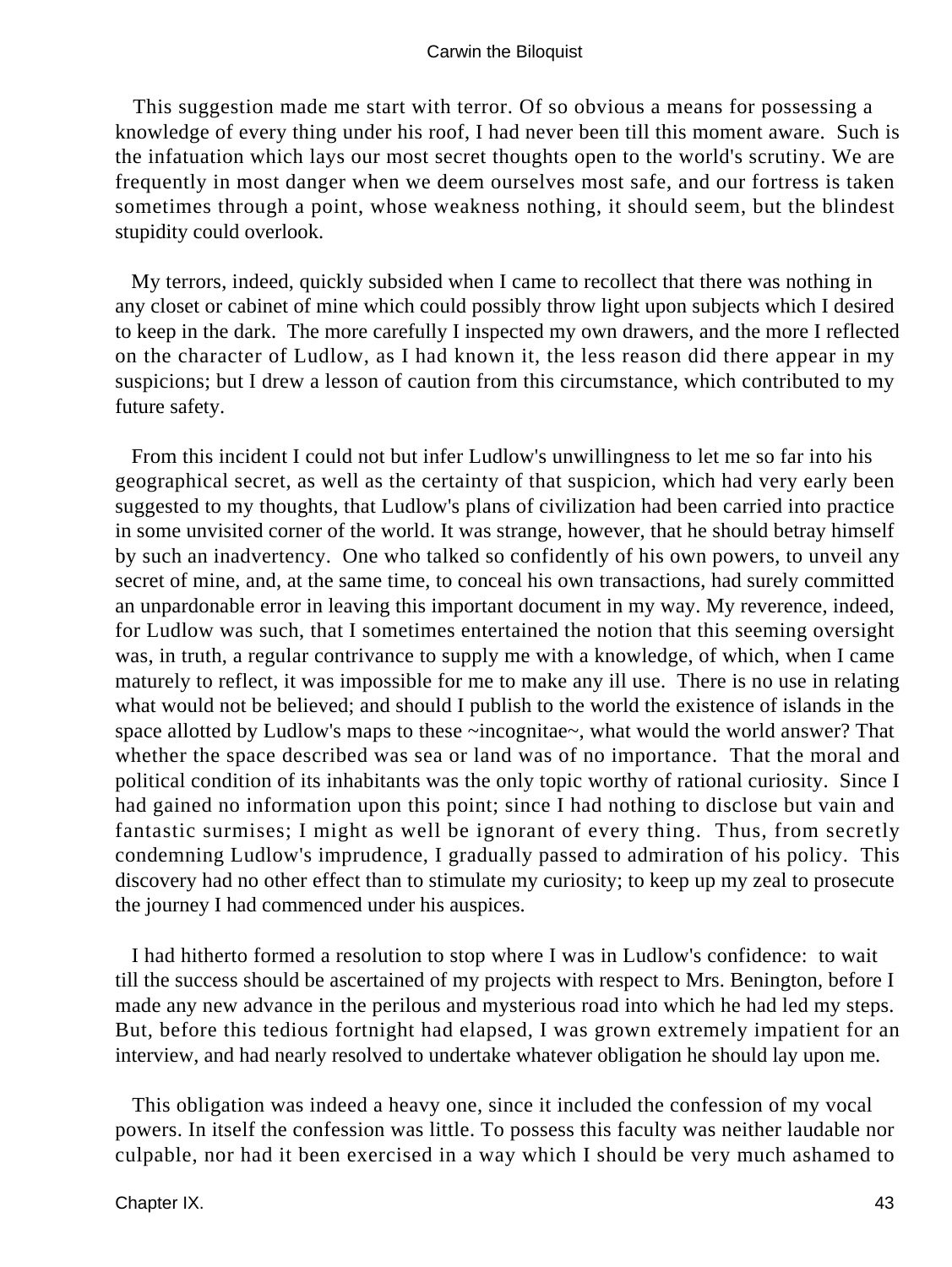This suggestion made me start with terror. Of so obvious a means for possessing a knowledge of every thing under his roof, I had never been till this moment aware. Such is the infatuation which lays our most secret thoughts open to the world's scrutiny. We are frequently in most danger when we deem ourselves most safe, and our fortress is taken sometimes through a point, whose weakness nothing, it should seem, but the blindest stupidity could overlook.

My terrors, indeed, quickly subsided when I came to recollect that there was nothing in any closet or cabinet of mine which could possibly throw light upon subjects which I desired to keep in the dark. The more carefully I inspected my own drawers, and the more I reflected on the character of Ludlow, as I had known it, the less reason did there appear in my suspicions; but I drew a lesson of caution from this circumstance, which contributed to my future safety.

From this incident I could not but infer Ludlow's unwillingness to let me so far into his geographical secret, as well as the certainty of that suspicion, which had very early been suggested to my thoughts, that Ludlow's plans of civilization had been carried into practice in some unvisited corner of the world. It was strange, however, that he should betray himself by such an inadvertency. One who talked so confidently of his own powers, to unveil any secret of mine, and, at the same time, to conceal his own transactions, had surely committed an unpardonable error in leaving this important document in my way. My reverence, indeed, for Ludlow was such, that I sometimes entertained the notion that this seeming oversight was, in truth, a regular contrivance to supply me with a knowledge, of which, when I came maturely to reflect, it was impossible for me to make any ill use. There is no use in relating what would not be believed; and should I publish to the world the existence of islands in the space allotted by Ludlow's maps to these ~incognitae~, what would the world answer? That whether the space described was sea or land was of no importance. That the moral and political condition of its inhabitants was the only topic worthy of rational curiosity. Since I had gained no information upon this point; since I had nothing to disclose but vain and fantastic surmises; I might as well be ignorant of every thing. Thus, from secretly condemning Ludlow's imprudence, I gradually passed to admiration of his policy. This discovery had no other effect than to stimulate my curiosity; to keep up my zeal to prosecute the journey I had commenced under his auspices.

I had hitherto formed a resolution to stop where I was in Ludlow's confidence: to wait till the success should be ascertained of my projects with respect to Mrs. Benington, before I made any new advance in the perilous and mysterious road into which he had led my steps. But, before this tedious fortnight had elapsed, I was grown extremely impatient for an interview, and had nearly resolved to undertake whatever obligation he should lay upon me.

This obligation was indeed a heavy one, since it included the confession of my vocal powers. In itself the confession was little. To possess this faculty was neither laudable nor culpable, nor had it been exercised in a way which I should be very much ashamed to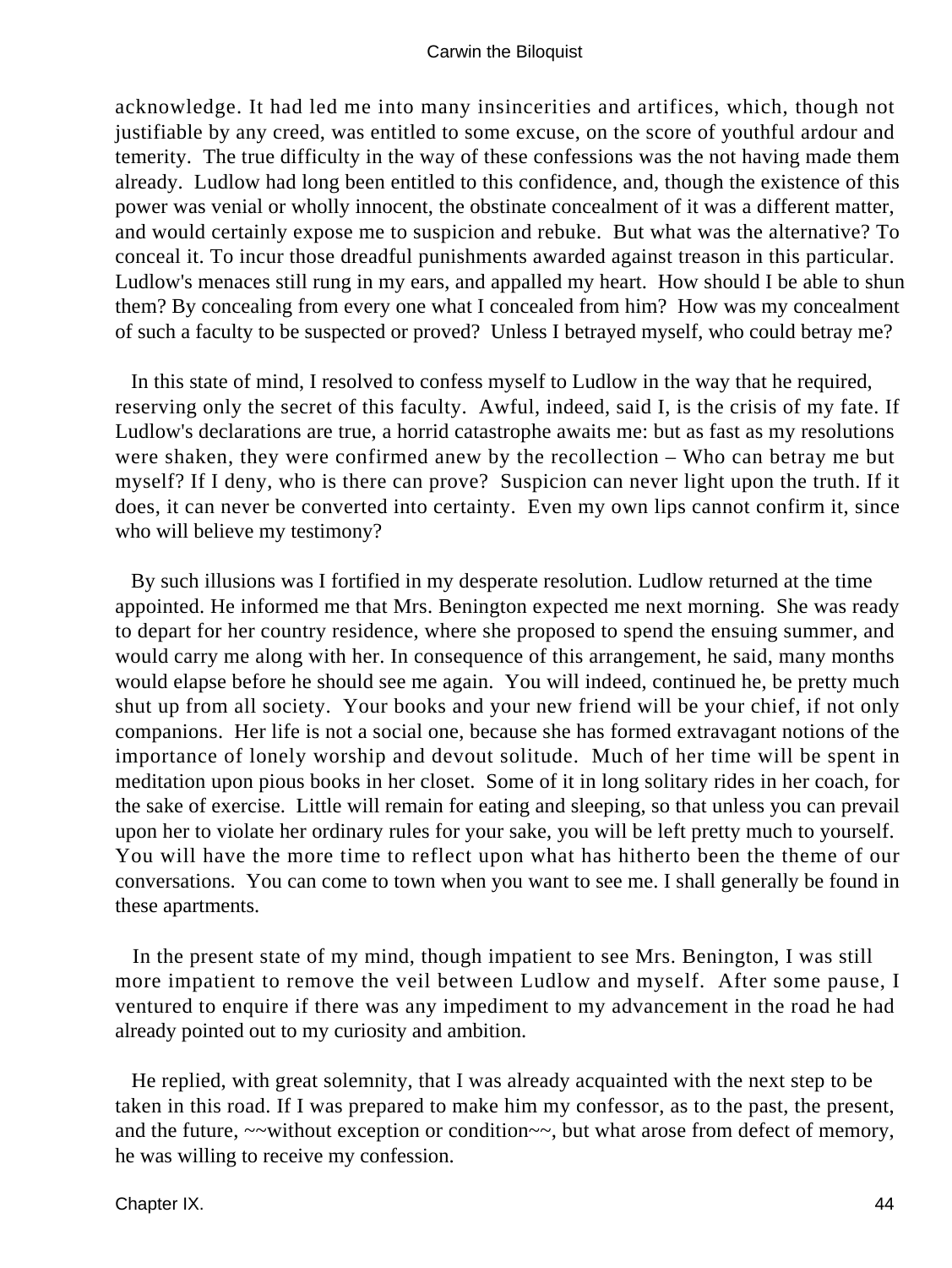acknowledge. It had led me into many insincerities and artifices, which, though not justifiable by any creed, was entitled to some excuse, on the score of youthful ardour and temerity. The true difficulty in the way of these confessions was the not having made them already. Ludlow had long been entitled to this confidence, and, though the existence of this power was venial or wholly innocent, the obstinate concealment of it was a different matter, and would certainly expose me to suspicion and rebuke. But what was the alternative? To conceal it. To incur those dreadful punishments awarded against treason in this particular. Ludlow's menaces still rung in my ears, and appalled my heart. How should I be able to shun them? By concealing from every one what I concealed from him? How was my concealment of such a faculty to be suspected or proved? Unless I betrayed myself, who could betray me?

In this state of mind, I resolved to confess myself to Ludlow in the way that he required, reserving only the secret of this faculty. Awful, indeed, said I, is the crisis of my fate. If Ludlow's declarations are true, a horrid catastrophe awaits me: but as fast as my resolutions were shaken, they were confirmed anew by the recollection – Who can betray me but myself? If I deny, who is there can prove? Suspicion can never light upon the truth. If it does, it can never be converted into certainty. Even my own lips cannot confirm it, since who will believe my testimony?

By such illusions was I fortified in my desperate resolution. Ludlow returned at the time appointed. He informed me that Mrs. Benington expected me next morning. She was ready to depart for her country residence, where she proposed to spend the ensuing summer, and would carry me along with her. In consequence of this arrangement, he said, many months would elapse before he should see me again. You will indeed, continued he, be pretty much shut up from all society. Your books and your new friend will be your chief, if not only companions. Her life is not a social one, because she has formed extravagant notions of the importance of lonely worship and devout solitude. Much of her time will be spent in meditation upon pious books in her closet. Some of it in long solitary rides in her coach, for the sake of exercise. Little will remain for eating and sleeping, so that unless you can prevail upon her to violate her ordinary rules for your sake, you will be left pretty much to yourself. You will have the more time to reflect upon what has hitherto been the theme of our conversations. You can come to town when you want to see me. I shall generally be found in these apartments.

In the present state of my mind, though impatient to see Mrs. Benington, I was still more impatient to remove the veil between Ludlow and myself. After some pause, I ventured to enquire if there was any impediment to my advancement in the road he had already pointed out to my curiosity and ambition.

He replied, with great solemnity, that I was already acquainted with the next step to be taken in this road. If I was prepared to make him my confessor, as to the past, the present, and the future, ~~without exception or condition~~, but what arose from defect of memory, he was willing to receive my confession.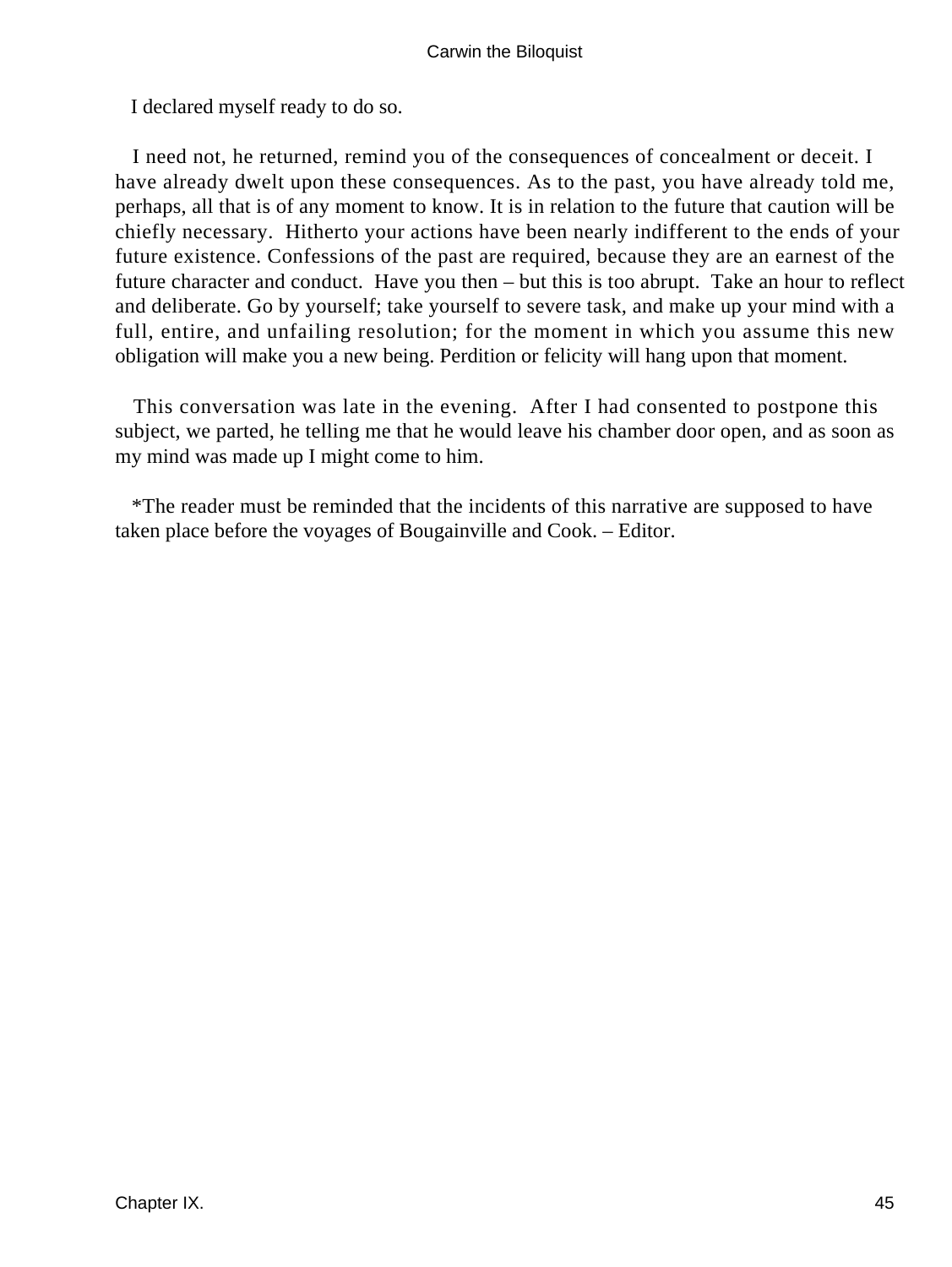I declared myself ready to do so.

I need not, he returned, remind you of the consequences of concealment or deceit. I have already dwelt upon these consequences. As to the past, you have already told me, perhaps, all that is of any moment to know. It is in relation to the future that caution will be chiefly necessary. Hitherto your actions have been nearly indifferent to the ends of your future existence. Confessions of the past are required, because they are an earnest of the future character and conduct. Have you then – but this is too abrupt. Take an hour to reflect and deliberate. Go by yourself; take yourself to severe task, and make up your mind with a full, entire, and unfailing resolution; for the moment in which you assume this new obligation will make you a new being. Perdition or felicity will hang upon that moment.

This conversation was late in the evening. After I had consented to postpone this subject, we parted, he telling me that he would leave his chamber door open, and as soon as my mind was made up I might come to him.

*The reader must be reminded that the incidents of this narrative are supposed to have taken place before the voyages of Bougainville and Cook. – Editor.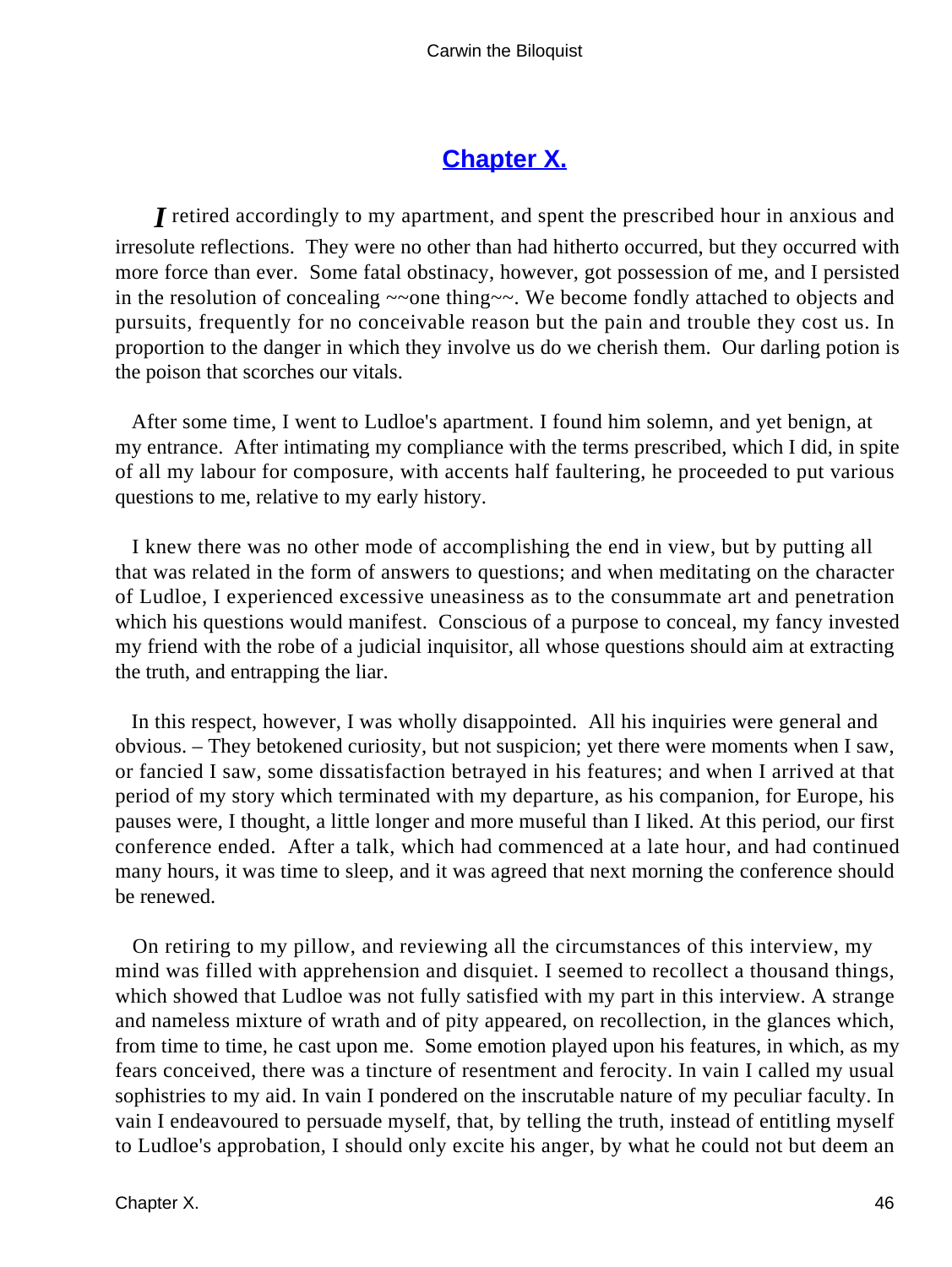## Chapter X.

*I* retired accordingly to my apartment, and spent the prescribed hour in anxious and irresolute reflections. They were no other than had hitherto occurred, but they occurred with more force than ever. Some fatal obstinacy, however, got possession of me, and I persisted in the resolution of concealing ~~one thing~~. We become fondly attached to objects and pursuits, frequently for no conceivable reason but the pain and trouble they cost us. In proportion to the danger in which they involve us do we cherish them. Our darling potion is the poison that scorches our vitals.

After some time, I went to Ludloe's apartment. I found him solemn, and yet benign, at my entrance. After intimating my compliance with the terms prescribed, which I did, in spite of all my labour for composure, with accents half faultering, he proceeded to put various questions to me, relative to my early history.

I knew there was no other mode of accomplishing the end in view, but by putting all that was related in the form of answers to questions; and when meditating on the character of Ludloe, I experienced excessive uneasiness as to the consummate art and penetration which his questions would manifest. Conscious of a purpose to conceal, my fancy invested my friend with the robe of a judicial inquisitor, all whose questions should aim at extracting the truth, and entrapping the liar.

In this respect, however, I was wholly disappointed. All his inquiries were general and obvious. – They betokened curiosity, but not suspicion; yet there were moments when I saw, or fancied I saw, some dissatisfaction betrayed in his features; and when I arrived at that period of my story which terminated with my departure, as his companion, for Europe, his pauses were, I thought, a little longer and more museful than I liked. At this period, our first conference ended. After a talk, which had commenced at a late hour, and had continued many hours, it was time to sleep, and it was agreed that next morning the conference should be renewed.

On retiring to my pillow, and reviewing all the circumstances of this interview, my mind was filled with apprehension and disquiet. I seemed to recollect a thousand things, which showed that Ludloe was not fully satisfied with my part in this interview. A strange and nameless mixture of wrath and of pity appeared, on recollection, in the glances which, from time to time, he cast upon me. Some emotion played upon his features, in which, as my fears conceived, there was a tincture of resentment and ferocity. In vain I called my usual sophistries to my aid. In vain I pondered on the inscrutable nature of my peculiar faculty. In vain I endeavoured to persuade myself, that, by telling the truth, instead of entitling myself to Ludloe's approbation, I should only excite his anger, by what he could not but deem an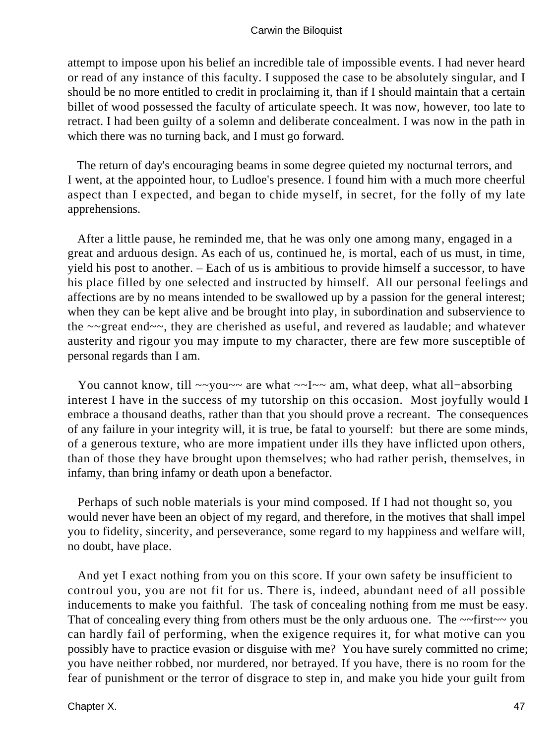attempt to impose upon his belief an incredible tale of impossible events. I had never heard or read of any instance of this faculty. I supposed the case to be absolutely singular, and I should be no more entitled to credit in proclaiming it, than if I should maintain that a certain billet of wood possessed the faculty of articulate speech. It was now, however, too late to retract. I had been guilty of a solemn and deliberate concealment. I was now in the path in which there was no turning back, and I must go forward.

The return of day's encouraging beams in some degree quieted my nocturnal terrors, and I went, at the appointed hour, to Ludloe's presence. I found him with a much more cheerful aspect than I expected, and began to chide myself, in secret, for the folly of my late apprehensions.

After a little pause, he reminded me, that he was only one among many, engaged in a great and arduous design. As each of us, continued he, is mortal, each of us must, in time, yield his post to another. – Each of us is ambitious to provide himself a successor, to have his place filled by one selected and instructed by himself. All our personal feelings and affections are by no means intended to be swallowed up by a passion for the general interest; when they can be kept alive and be brought into play, in subordination and subservience to the ~~great end~~, they are cherished as useful, and revered as laudable; and whatever austerity and rigour you may impute to my character, there are few more susceptible of personal regards than I am.

You cannot know, till ~~you~~ are what ~~I~~ am, what deep, what all−absorbing interest I have in the success of my tutorship on this occasion. Most joyfully would I embrace a thousand deaths, rather than that you should prove a recreant. The consequences of any failure in your integrity will, it is true, be fatal to yourself: but there are some minds, of a generous texture, who are more impatient under ills they have inflicted upon others, than of those they have brought upon themselves; who had rather perish, themselves, in infamy, than bring infamy or death upon a benefactor.

Perhaps of such noble materials is your mind composed. If I had not thought so, you would never have been an object of my regard, and therefore, in the motives that shall impel you to fidelity, sincerity, and perseverance, some regard to my happiness and welfare will, no doubt, have place.

And yet I exact nothing from you on this score. If your own safety be insufficient to controul you, you are not fit for us. There is, indeed, abundant need of all possible inducements to make you faithful. The task of concealing nothing from me must be easy. That of concealing every thing from others must be the only arduous one. The ~~first~~ you can hardly fail of performing, when the exigence requires it, for what motive can you possibly have to practice evasion or disguise with me? You have surely committed no crime; you have neither robbed, nor murdered, nor betrayed. If you have, there is no room for the fear of punishment or the terror of disgrace to step in, and make you hide your guilt from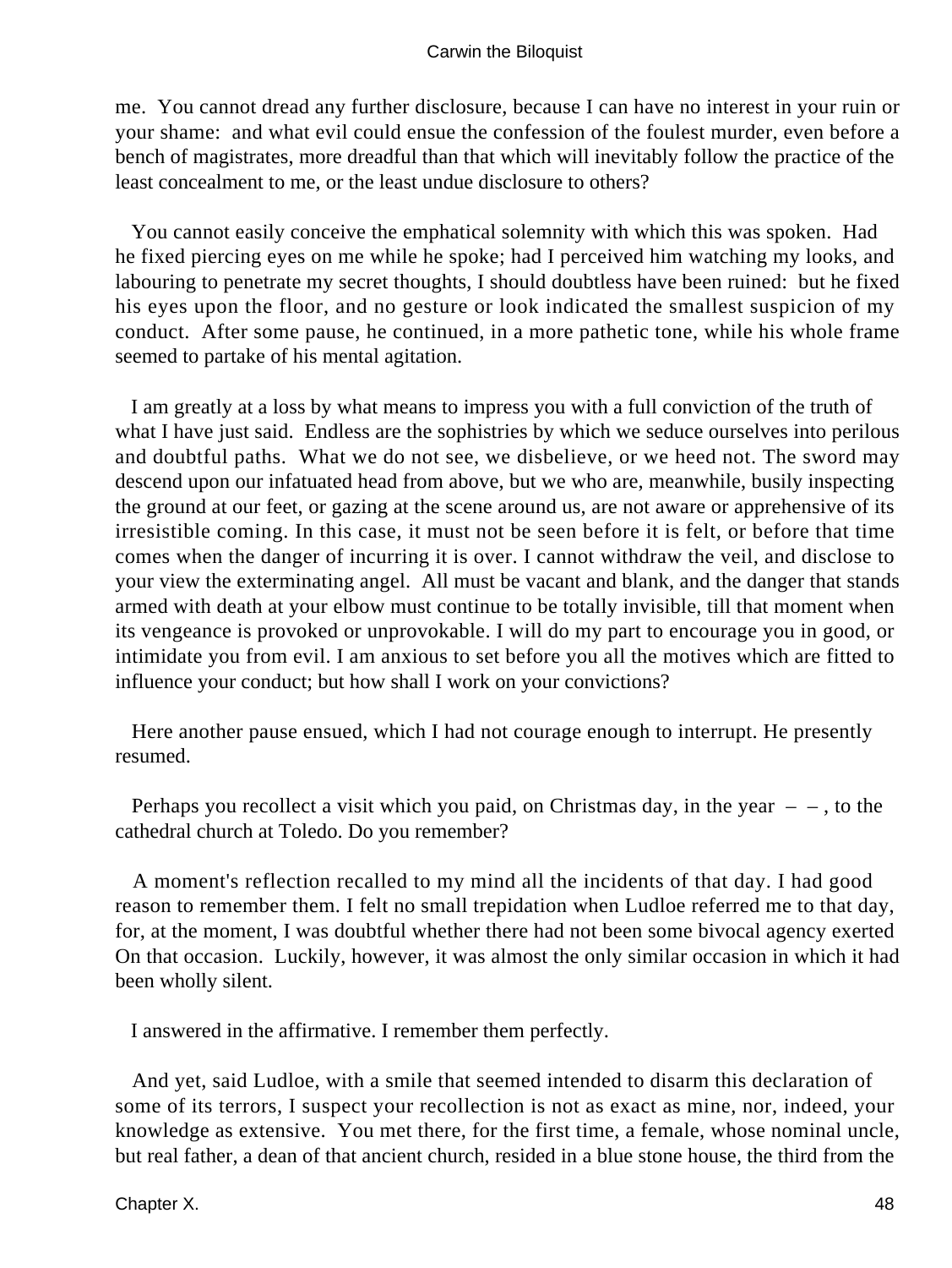me. You cannot dread any further disclosure, because I can have no interest in your ruin or your shame: and what evil could ensue the confession of the foulest murder, even before a bench of magistrates, more dreadful than that which will inevitably follow the practice of the least concealment to me, or the least undue disclosure to others?

You cannot easily conceive the emphatical solemnity with which this was spoken. Had he fixed piercing eyes on me while he spoke; had I perceived him watching my looks, and labouring to penetrate my secret thoughts, I should doubtless have been ruined: but he fixed his eyes upon the floor, and no gesture or look indicated the smallest suspicion of my conduct. After some pause, he continued, in a more pathetic tone, while his whole frame seemed to partake of his mental agitation.

I am greatly at a loss by what means to impress you with a full conviction of the truth of what I have just said. Endless are the sophistries by which we seduce ourselves into perilous and doubtful paths. What we do not see, we disbelieve, or we heed not. The sword may descend upon our infatuated head from above, but we who are, meanwhile, busily inspecting the ground at our feet, or gazing at the scene around us, are not aware or apprehensive of its irresistible coming. In this case, it must not be seen before it is felt, or before that time comes when the danger of incurring it is over. I cannot withdraw the veil, and disclose to your view the exterminating angel. All must be vacant and blank, and the danger that stands armed with death at your elbow must continue to be totally invisible, till that moment when its vengeance is provoked or unprovokable. I will do my part to encourage you in good, or intimidate you from evil. I am anxious to set before you all the motives which are fitted to influence your conduct; but how shall I work on your convictions?

Here another pause ensued, which I had not courage enough to interrupt. He presently resumed.

Perhaps you recollect a visit which you paid, on Christmas day, in the year – – , to the cathedral church at Toledo. Do you remember?

A moment's reflection recalled to my mind all the incidents of that day. I had good reason to remember them. I felt no small trepidation when Ludloe referred me to that day, for, at the moment, I was doubtful whether there had not been some bivocal agency exerted On that occasion. Luckily, however, it was almost the only similar occasion in which it had been wholly silent.

I answered in the affirmative. I remember them perfectly.

And yet, said Ludloe, with a smile that seemed intended to disarm this declaration of some of its terrors, I suspect your recollection is not as exact as mine, nor, indeed, your knowledge as extensive. You met there, for the first time, a female, whose nominal uncle, but real father, a dean of that ancient church, resided in a blue stone house, the third from the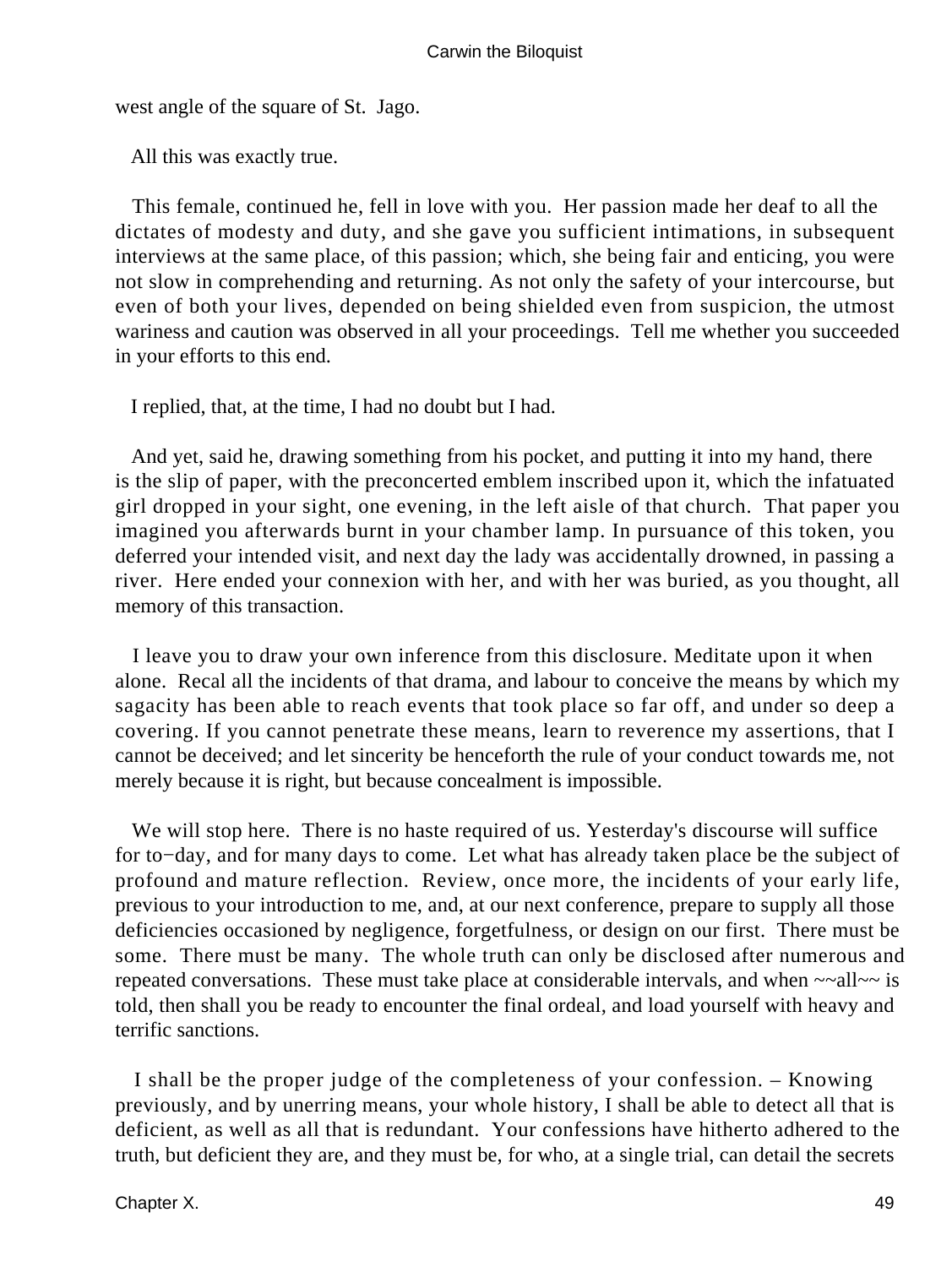west angle of the square of St. Jago.

All this was exactly true.

This female, continued he, fell in love with you. Her passion made her deaf to all the dictates of modesty and duty, and she gave you sufficient intimations, in subsequent interviews at the same place, of this passion; which, she being fair and enticing, you were not slow in comprehending and returning. As not only the safety of your intercourse, but even of both your lives, depended on being shielded even from suspicion, the utmost wariness and caution was observed in all your proceedings. Tell me whether you succeeded in your efforts to this end.

I replied, that, at the time, I had no doubt but I had.

And yet, said he, drawing something from his pocket, and putting it into my hand, there is the slip of paper, with the preconcerted emblem inscribed upon it, which the infatuated girl dropped in your sight, one evening, in the left aisle of that church. That paper you imagined you afterwards burnt in your chamber lamp. In pursuance of this token, you deferred your intended visit, and next day the lady was accidentally drowned, in passing a river. Here ended your connexion with her, and with her was buried, as you thought, all memory of this transaction.

I leave you to draw your own inference from this disclosure. Meditate upon it when alone. Recal all the incidents of that drama, and labour to conceive the means by which my sagacity has been able to reach events that took place so far off, and under so deep a covering. If you cannot penetrate these means, learn to reverence my assertions, that I cannot be deceived; and let sincerity be henceforth the rule of your conduct towards me, not merely because it is right, but because concealment is impossible.

We will stop here. There is no haste required of us. Yesterday's discourse will suffice for to−day, and for many days to come. Let what has already taken place be the subject of profound and mature reflection. Review, once more, the incidents of your early life, previous to your introduction to me, and, at our next conference, prepare to supply all those deficiencies occasioned by negligence, forgetfulness, or design on our first. There must be some. There must be many. The whole truth can only be disclosed after numerous and repeated conversations. These must take place at considerable intervals, and when ~~all~~ is told, then shall you be ready to encounter the final ordeal, and load yourself with heavy and terrific sanctions.

I shall be the proper judge of the completeness of your confession. – Knowing previously, and by unerring means, your whole history, I shall be able to detect all that is deficient, as well as all that is redundant. Your confessions have hitherto adhered to the truth, but deficient they are, and they must be, for who, at a single trial, can detail the secrets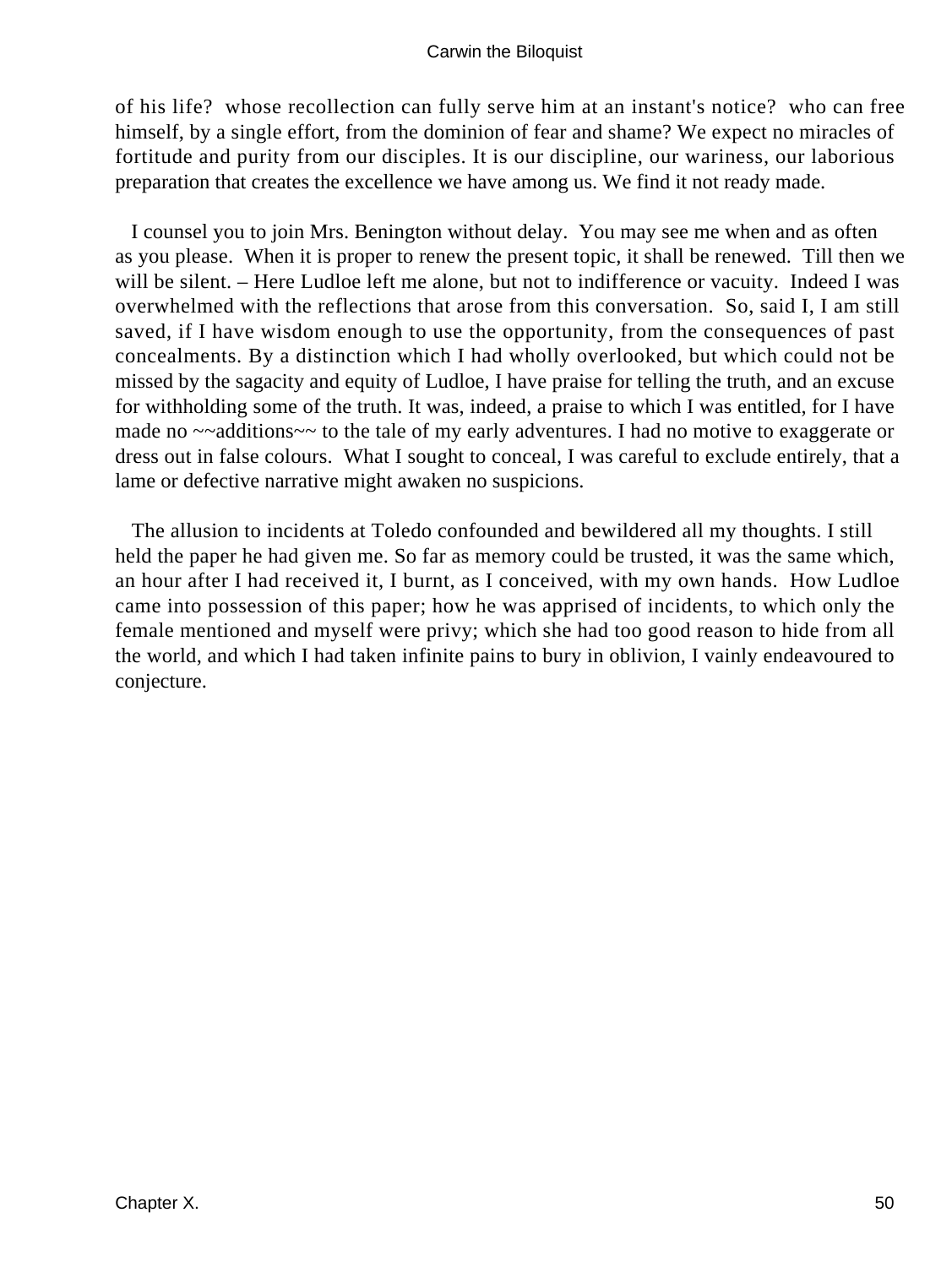of his life? whose recollection can fully serve him at an instant's notice? who can free himself, by a single effort, from the dominion of fear and shame? We expect no miracles of fortitude and purity from our disciples. It is our discipline, our wariness, our laborious preparation that creates the excellence we have among us. We find it not ready made.

I counsel you to join Mrs. Benington without delay. You may see me when and as often as you please. When it is proper to renew the present topic, it shall be renewed. Till then we will be silent. – Here Ludloe left me alone, but not to indifference or vacuity. Indeed I was overwhelmed with the reflections that arose from this conversation. So, said I, I am still saved, if I have wisdom enough to use the opportunity, from the consequences of past concealments. By a distinction which I had wholly overlooked, but which could not be missed by the sagacity and equity of Ludloe, I have praise for telling the truth, and an excuse for withholding some of the truth. It was, indeed, a praise to which I was entitled, for I have made no ~~additions~~ to the tale of my early adventures. I had no motive to exaggerate or dress out in false colours. What I sought to conceal, I was careful to exclude entirely, that a lame or defective narrative might awaken no suspicions.

The allusion to incidents at Toledo confounded and bewildered all my thoughts. I still held the paper he had given me. So far as memory could be trusted, it was the same which, an hour after I had received it, I burnt, as I conceived, with my own hands. How Ludloe came into possession of this paper; how he was apprised of incidents, to which only the female mentioned and myself were privy; which she had too good reason to hide from all the world, and which I had taken infinite pains to bury in oblivion, I vainly endeavoured to conjecture.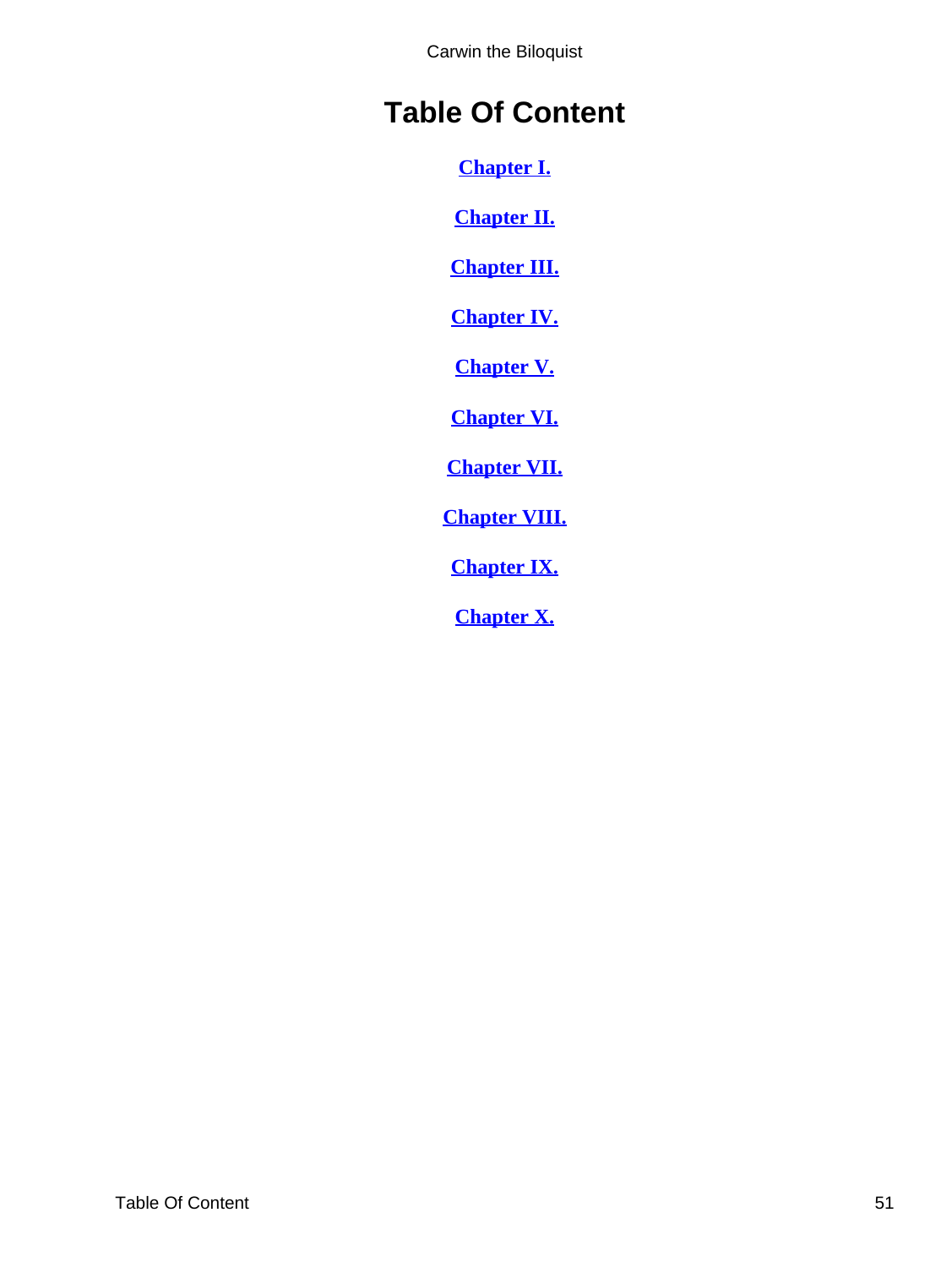# Table Of Content

Chapter I.

Chapter II.

Chapter III.

Chapter IV.

Chapter V.

Chapter VI.

Chapter VII.

Chapter VIII.

Chapter IX.

Chapter X.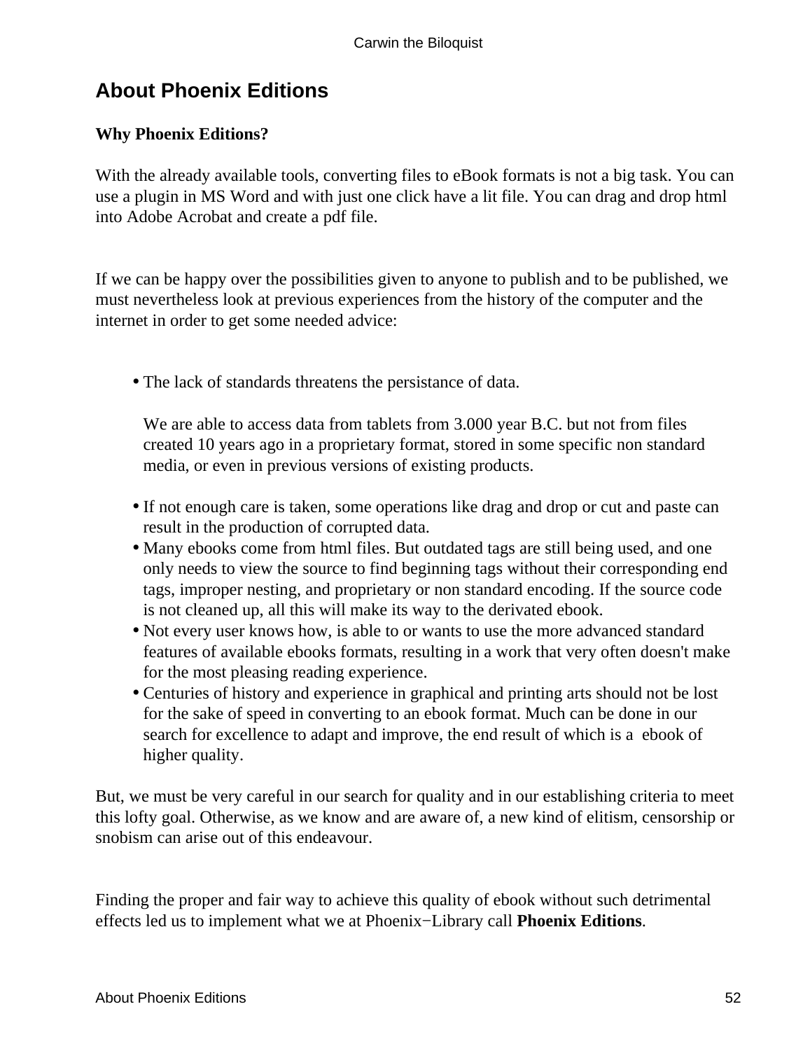## About Phoenix Editions

**Why Phoenix Editions?**

With the already available tools, converting files to eBook formats is not a big task. You can use a plugin in MS Word and with just one click have a lit file. You can drag and drop html into Adobe Acrobat and create a pdf file.

If we can be happy over the possibilities given to anyone to publish and to be published, we must nevertheless look at previous experiences from the history of the computer and the internet in order to get some needed advice:

- The lack of standards threatens the persistance of data.

  We are able to access data from tablets from 3.000 year B.C. but not from files created 10 years ago in a proprietary format, stored in some specific non standard media, or even in previous versions of existing products.
- If not enough care is taken, some operations like drag and drop or cut and paste can result in the production of corrupted data.
- Many ebooks come from html files. But outdated tags are still being used, and one only needs to view the source to find beginning tags without their corresponding end tags, improper nesting, and proprietary or non standard encoding. If the source code is not cleaned up, all this will make its way to the derivated ebook.
- Not every user knows how, is able to or wants to use the more advanced standard features of available ebooks formats, resulting in a work that very often doesn't make for the most pleasing reading experience.
- Centuries of history and experience in graphical and printing arts should not be lost for the sake of speed in converting to an ebook format. Much can be done in our search for excellence to adapt and improve, the end result of which is a ebook of higher quality.

But, we must be very careful in our search for quality and in our establishing criteria to meet this lofty goal. Otherwise, as we know and are aware of, a new kind of elitism, censorship or snobism can arise out of this endeavour.

Finding the proper and fair way to achieve this quality of ebook without such detrimental effects led us to implement what we at Phoenix−Library call **Phoenix Editions**.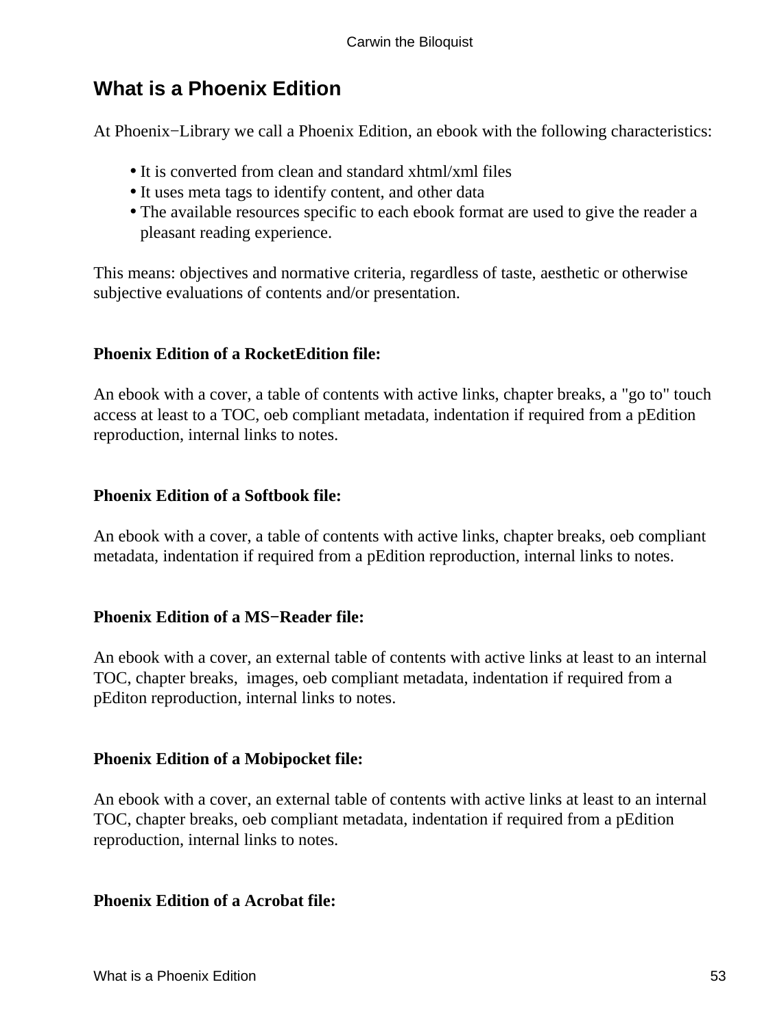# What is a Phoenix Edition

At Phoenix−Library we call a Phoenix Edition, an ebook with the following characteristics:

- It is converted from clean and standard xhtml/xml files
- It uses meta tags to identify content, and other data
- The available resources specific to each ebook format are used to give the reader a pleasant reading experience.

This means: objectives and normative criteria, regardless of taste, aesthetic or otherwise subjective evaluations of contents and/or presentation.

**Phoenix Edition of a RocketEdition file:**

An ebook with a cover, a table of contents with active links, chapter breaks, a "go to" touch access at least to a TOC, oeb compliant metadata, indentation if required from a pEdition reproduction, internal links to notes.

**Phoenix Edition of a Softbook file:**

An ebook with a cover, a table of contents with active links, chapter breaks, oeb compliant metadata, indentation if required from a pEdition reproduction, internal links to notes.

**Phoenix Edition of a MS−Reader file:**

An ebook with a cover, an external table of contents with active links at least to an internal TOC, chapter breaks, images, oeb compliant metadata, indentation if required from a pEditon reproduction, internal links to notes.

**Phoenix Edition of a Mobipocket file:**

An ebook with a cover, an external table of contents with active links at least to an internal TOC, chapter breaks, oeb compliant metadata, indentation if required from a pEdition reproduction, internal links to notes.

**Phoenix Edition of a Acrobat file:**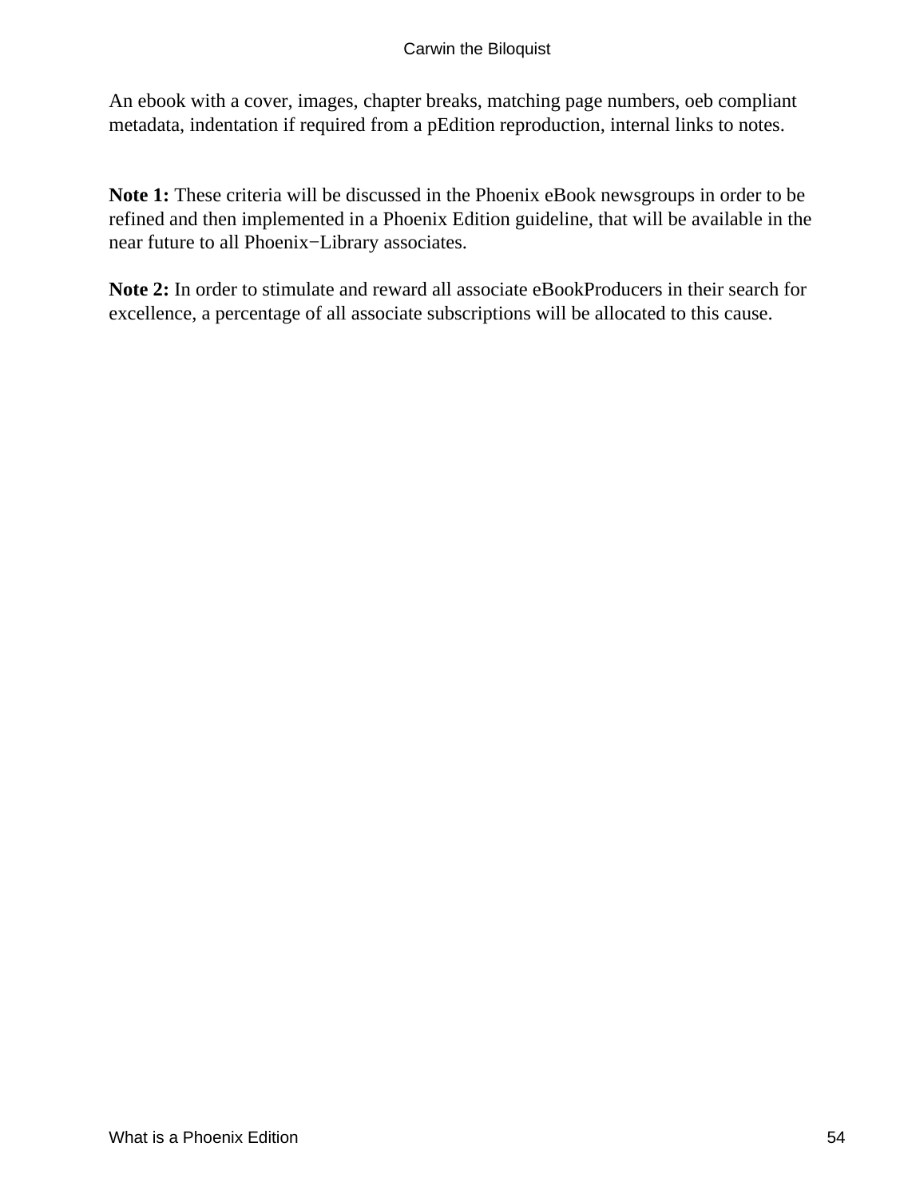An ebook with a cover, images, chapter breaks, matching page numbers, oeb compliant metadata, indentation if required from a pEdition reproduction, internal links to notes.

**Note 1:** These criteria will be discussed in the Phoenix eBook newsgroups in order to be refined and then implemented in a Phoenix Edition guideline, that will be available in the near future to all Phoenix−Library associates.

**Note 2:** In order to stimulate and reward all associate eBookProducers in their search for excellence, a percentage of all associate subscriptions will be allocated to this cause.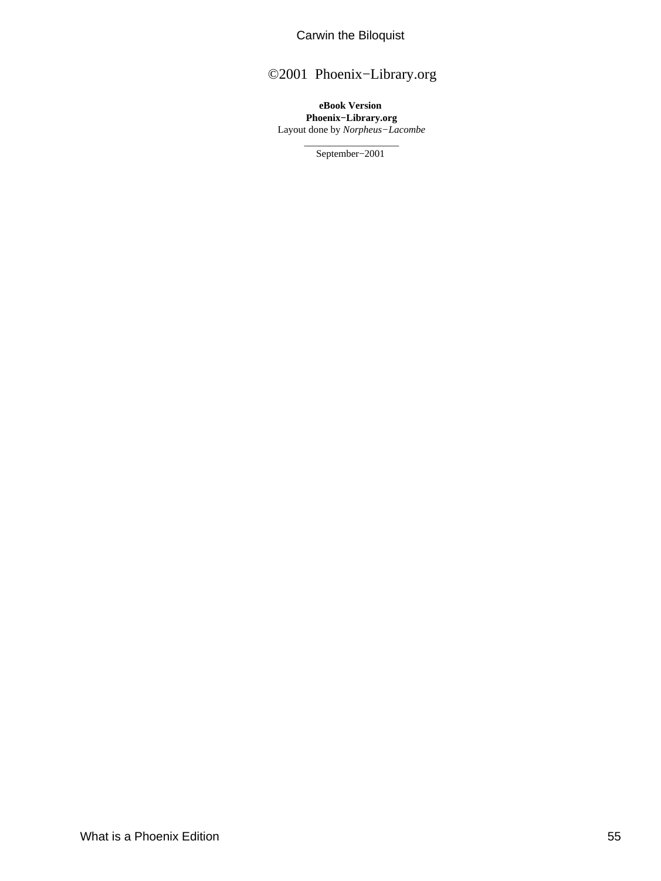©2001 Phoenix−Library.org

**eBook Version**
**Phoenix−Library.org**
Layout done by *Norpheus−Lacombe*

___________________

September−2001